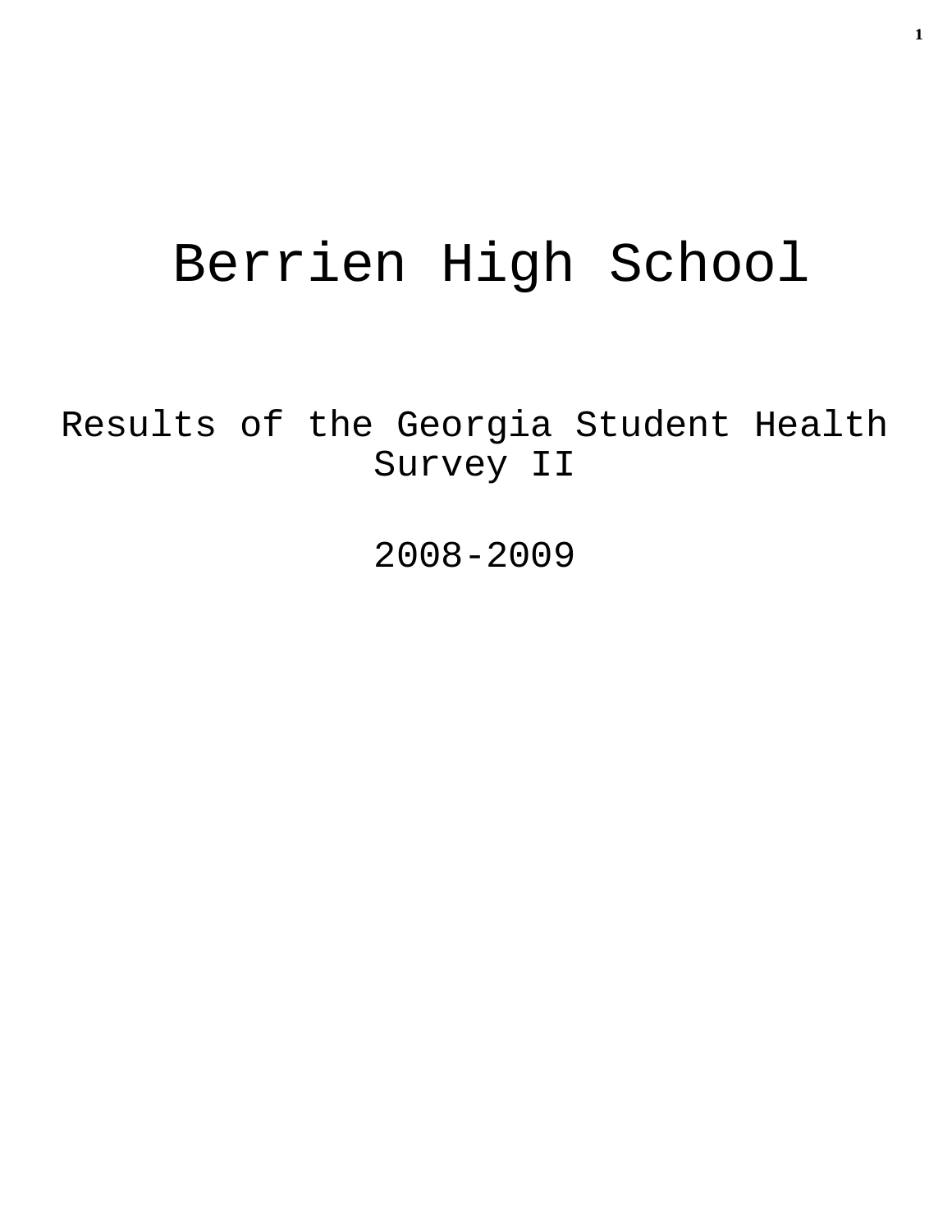# Berrien High School

## Results of the Georgia Student Health Survey II

## 2008-2009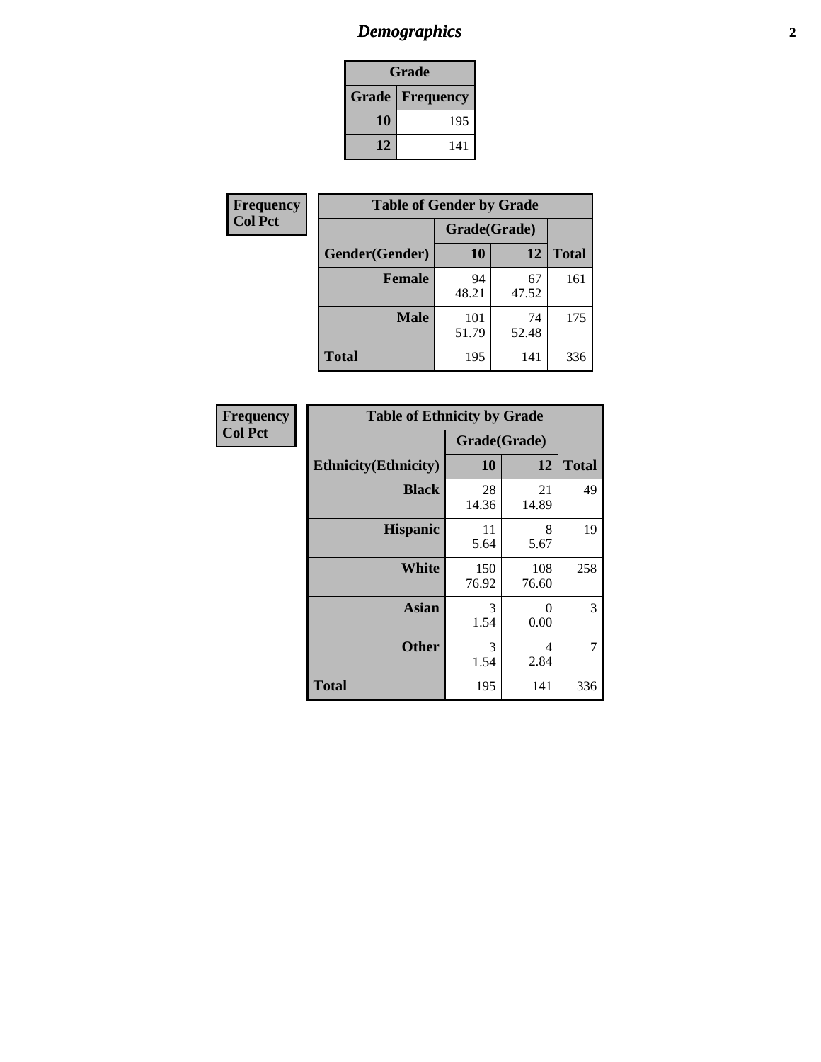## *Demographics*

| Grade | |
|---|---|
| **Grade** | **Frequency** |
| **10** | 195 |
| **12** | 141 |

**Frequency**
**Col Pct**

| Table of Gender by Grade | | | |
|---|---|---|---|
| | Grade(Grade) | | |
| **Gender(Gender)** | **10** | **12** | **Total** |
| **Female** | 94<br>48.21 | 67<br>47.52 | 161 |
| **Male** | 101<br>51.79 | 74<br>52.48 | 175 |
| **Total** | 195 | 141 | 336 |

**Frequency**
**Col Pct**

| Table of Ethnicity by Grade | | | |
|---|---|---|---|
| | Grade(Grade) | | |
| **Ethnicity(Ethnicity)** | **10** | **12** | **Total** |
| **Black** | 28<br>14.36 | 21<br>14.89 | 49 |
| **Hispanic** | 11<br>5.64 | 8<br>5.67 | 19 |
| **White** | 150<br>76.92 | 108<br>76.60 | 258 |
| **Asian** | 3<br>1.54 | 0<br>0.00 | 3 |
| **Other** | 3<br>1.54 | 4<br>2.84 | 7 |
| **Total** | 195 | 141 | 336 |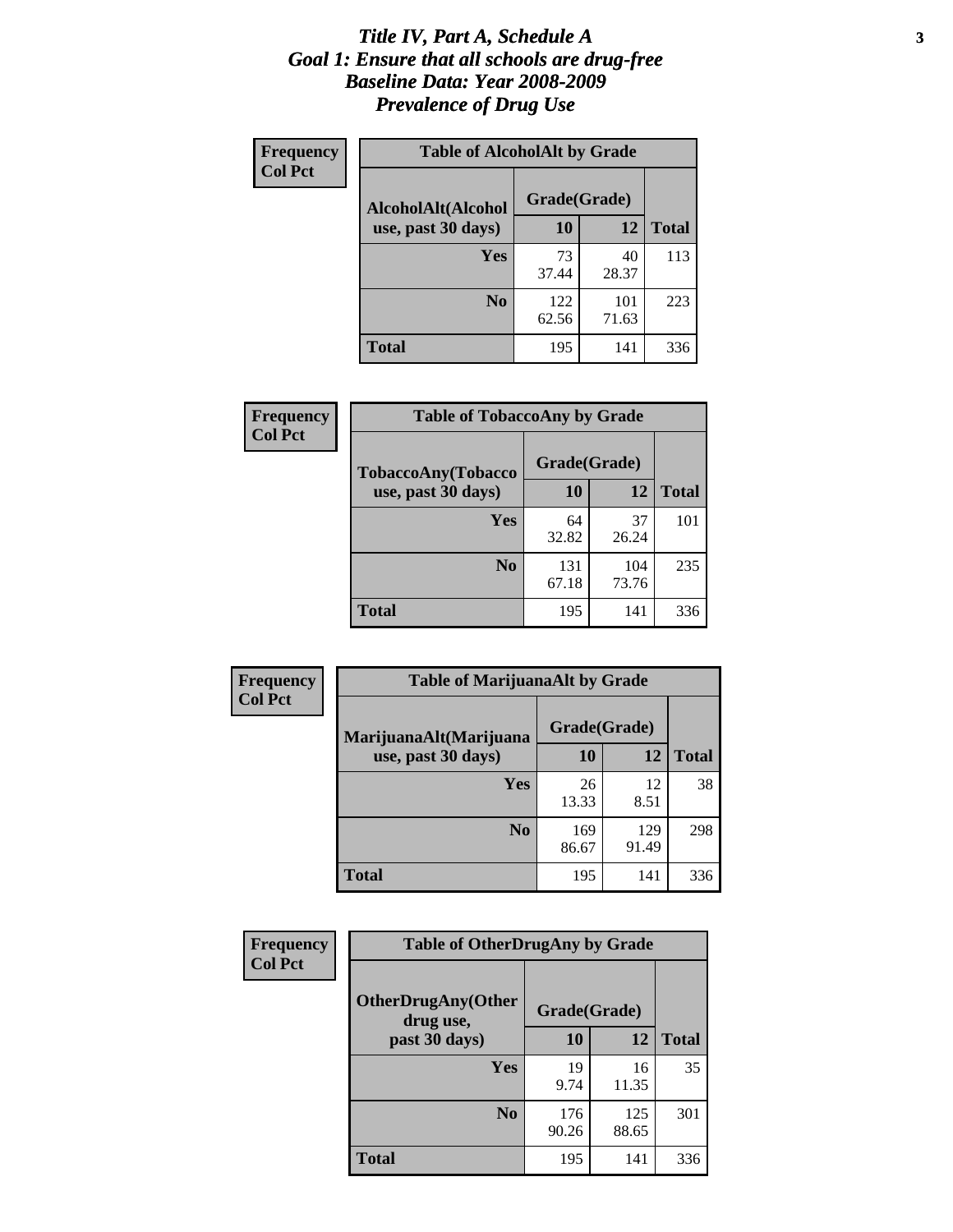# *Title IV, Part A, Schedule A*
# *Goal 1: Ensure that all schools are drug-free*
# *Baseline Data: Year 2008-2009*
# *Prevalence of Drug Use*

**Frequency**
**Col Pct**

**Table of AlcoholAlt by Grade**

| AlcoholAlt(Alcohol use, past 30 days) | Grade(Grade) | | |
|---|---|---|---|
| | 10 | 12 | Total |
| Yes | 73<br>37.44 | 40<br>28.37 | 113 |
| No | 122<br>62.56 | 101<br>71.63 | 223 |
| Total | 195 | 141 | 336 |

**Frequency**
**Col Pct**

**Table of TobaccoAny by Grade**

| TobaccoAny(Tobacco use, past 30 days) | Grade(Grade) | | |
|---|---|---|---|
| | 10 | 12 | Total |
| Yes | 64<br>32.82 | 37<br>26.24 | 101 |
| No | 131<br>67.18 | 104<br>73.76 | 235 |
| Total | 195 | 141 | 336 |

**Frequency**
**Col Pct**

**Table of MarijuanaAlt by Grade**

| MarijuanaAlt(Marijuana use, past 30 days) | Grade(Grade) | | |
|---|---|---|---|
| | 10 | 12 | Total |
| Yes | 26<br>13.33 | 12<br>8.51 | 38 |
| No | 169<br>86.67 | 129<br>91.49 | 298 |
| Total | 195 | 141 | 336 |

**Frequency**
**Col Pct**

**Table of OtherDrugAny by Grade**

| OtherDrugAny(Other drug use, past 30 days) | Grade(Grade) | | |
|---|---|---|---|
| | 10 | 12 | Total |
| Yes | 19<br>9.74 | 16<br>11.35 | 35 |
| No | 176<br>90.26 | 125<br>88.65 | 301 |
| Total | 195 | 141 | 336 |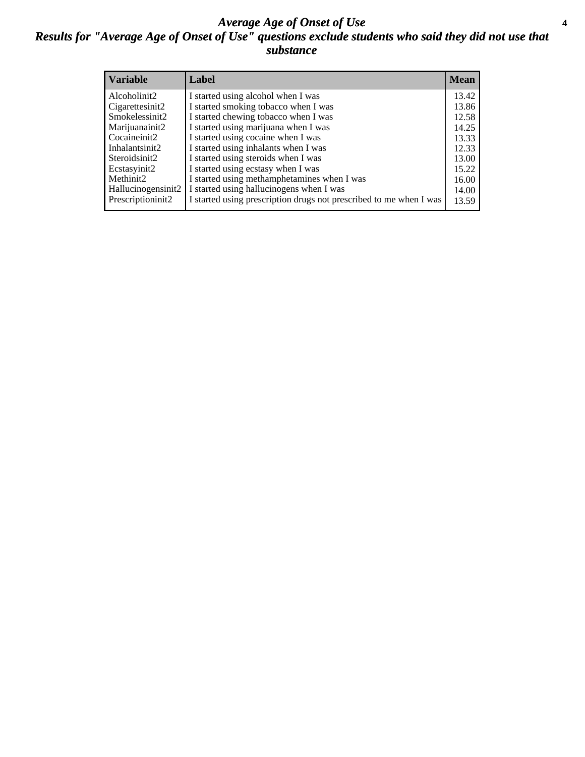# *Average Age of Onset of Use*

## *Results for "Average Age of Onset of Use" questions exclude students who said they did not use that substance*

| Variable | Label | Mean |
|---|---|---|
| Alcoholinit2 | I started using alcohol when I was | 13.42 |
| Cigarettesinit2 | I started smoking tobacco when I was | 13.86 |
| Smokelessinit2 | I started chewing tobacco when I was | 12.58 |
| Marijuanainit2 | I started using marijuana when I was | 14.25 |
| Cocaineinit2 | I started using cocaine when I was | 13.33 |
| Inhalantsinit2 | I started using inhalants when I was | 12.33 |
| Steroidsinit2 | I started using steroids when I was | 13.00 |
| Ecstasyinit2 | I started using ecstasy when I was | 15.22 |
| Methinit2 | I started using methamphetamines when I was | 16.00 |
| Hallucinogensinit2 | I started using hallucinogens when I was | 14.00 |
| Prescriptioninit2 | I started using prescription drugs not prescribed to me when I was | 13.59 |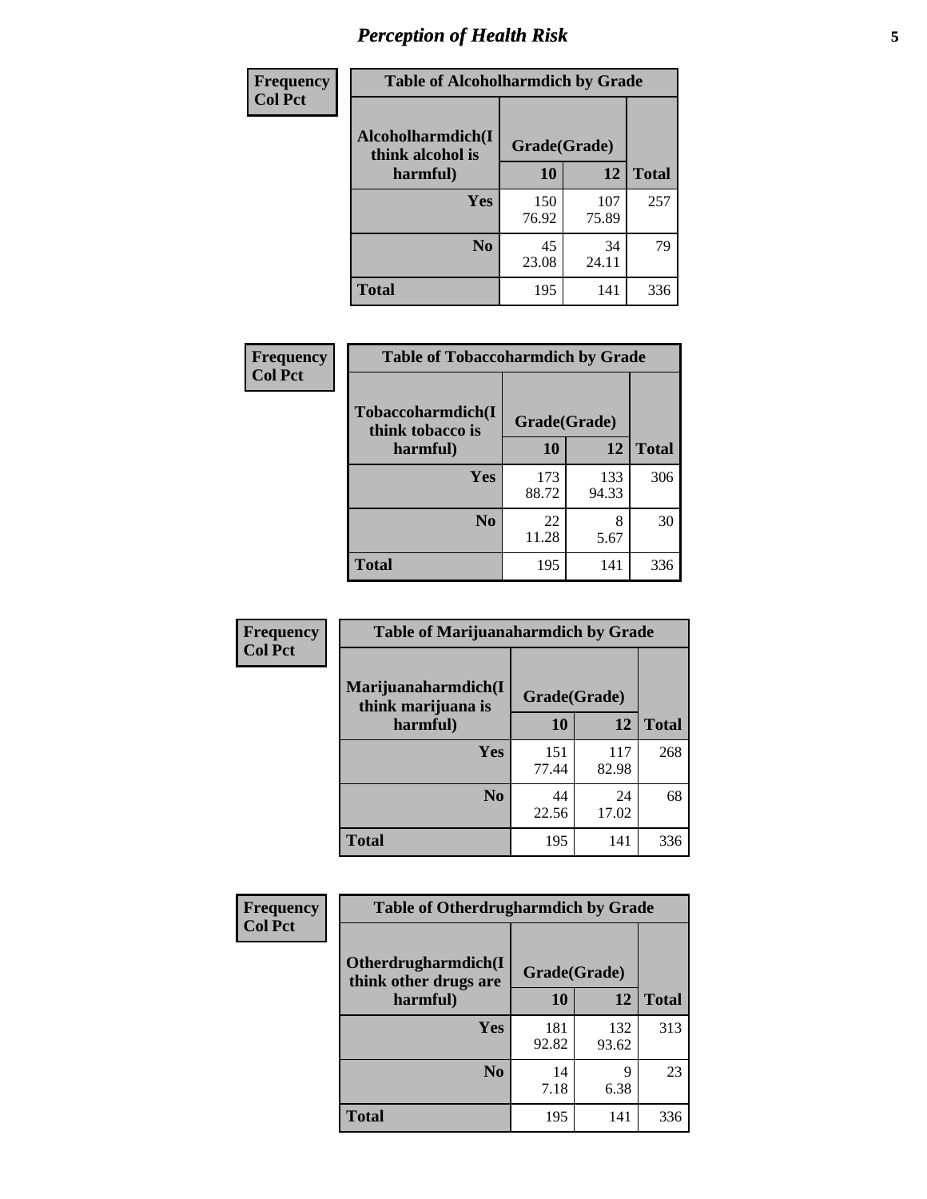# *Perception of Health Risk*

| Frequency<br>Col Pct | Table of Alcoholharmdich by Grade | | |
|---|---|---|---|
| Alcoholharmdich(I think alcohol is harmful) | Grade(Grade) | | |
| | 10 | 12 | Total |
| Yes | 150<br>76.92 | 107<br>75.89 | 257 |
| No | 45<br>23.08 | 34<br>24.11 | 79 |
| Total | 195 | 141 | 336 |

| Frequency<br>Col Pct | Table of Tobaccoharmdich by Grade | | |
|---|---|---|---|
| Tobaccoharmdich(I think tobacco is harmful) | Grade(Grade) | | |
| | 10 | 12 | Total |
| Yes | 173<br>88.72 | 133<br>94.33 | 306 |
| No | 22<br>11.28 | 8<br>5.67 | 30 |
| Total | 195 | 141 | 336 |

| Frequency<br>Col Pct | Table of Marijuanaharmdich by Grade | | |
|---|---|---|---|
| Marijuanaharmdich(I think marijuana is harmful) | Grade(Grade) | | |
| | 10 | 12 | Total |
| Yes | 151<br>77.44 | 117<br>82.98 | 268 |
| No | 44<br>22.56 | 24<br>17.02 | 68 |
| Total | 195 | 141 | 336 |

| Frequency<br>Col Pct | Table of Otherdrugharmdich by Grade | | |
|---|---|---|---|
| Otherdrugharmdich(I think other drugs are harmful) | Grade(Grade) | | |
| | 10 | 12 | Total |
| Yes | 181<br>92.82 | 132<br>93.62 | 313 |
| No | 14<br>7.18 | 9<br>6.38 | 23 |
| Total | 195 | 141 | 336 |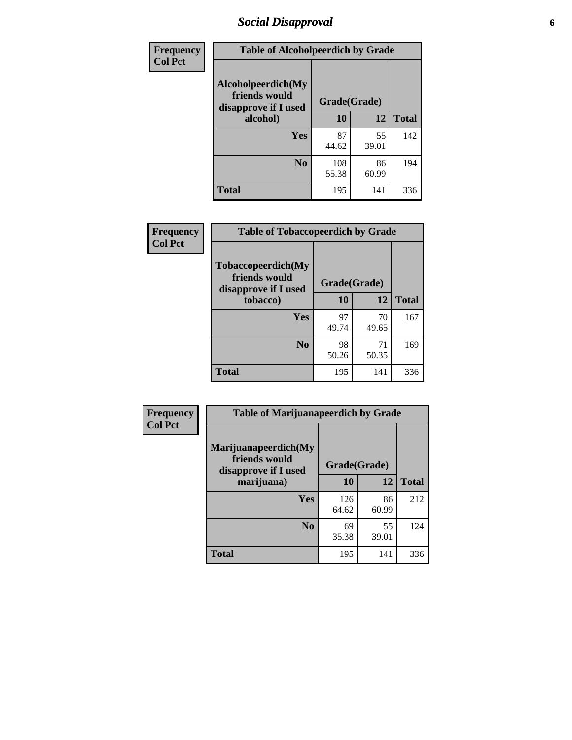# Social Disapproval

| Frequency<br>Col Pct | | | |
|---|---|---|---|
| **Table of Alcoholpeerdich by Grade** | | | |
| **Alcoholpeerdich(My friends would disapprove if I used alcohol)** | **Grade(Grade)** | | |
| | **10** | **12** | **Total** |
| **Yes** | 87<br>44.62 | 55<br>39.01 | 142 |
| **No** | 108<br>55.38 | 86<br>60.99 | 194 |
| **Total** | 195 | 141 | 336 |

| Frequency<br>Col Pct | | | |
|---|---|---|---|
| **Table of Tobaccopeerdich by Grade** | | | |
| **Tobaccopeerdich(My friends would disapprove if I used tobacco)** | **Grade(Grade)** | | |
| | **10** | **12** | **Total** |
| **Yes** | 97<br>49.74 | 70<br>49.65 | 167 |
| **No** | 98<br>50.26 | 71<br>50.35 | 169 |
| **Total** | 195 | 141 | 336 |

| Frequency<br>Col Pct | | | |
|---|---|---|---|
| **Table of Marijuanapeerdich by Grade** | | | |
| **Marijuanapeerdich(My friends would disapprove if I used marijuana)** | **Grade(Grade)** | | |
| | **10** | **12** | **Total** |
| **Yes** | 126<br>64.62 | 86<br>60.99 | 212 |
| **No** | 69<br>35.38 | 55<br>39.01 | 124 |
| **Total** | 195 | 141 | 336 |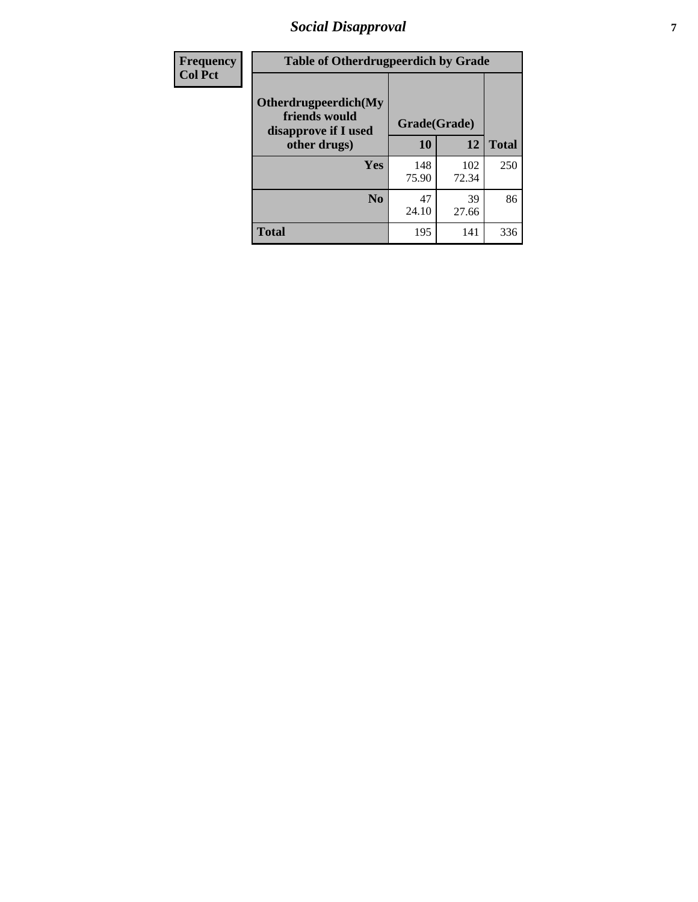## Social Disapproval

| Frequency<br>Col Pct |
|---|

| Table of Otherdrugpeerdich by Grade | | | |
|---|---|---|---|
| Otherdrugpeerdich(My friends would disapprove if I used other drugs) | Grade(Grade) | | |
| | 10 | 12 | Total |
| Yes | 148<br>75.90 | 102<br>72.34 | 250 |
| No | 47<br>24.10 | 39<br>27.66 | 86 |
| Total | 195 | 141 | 336 |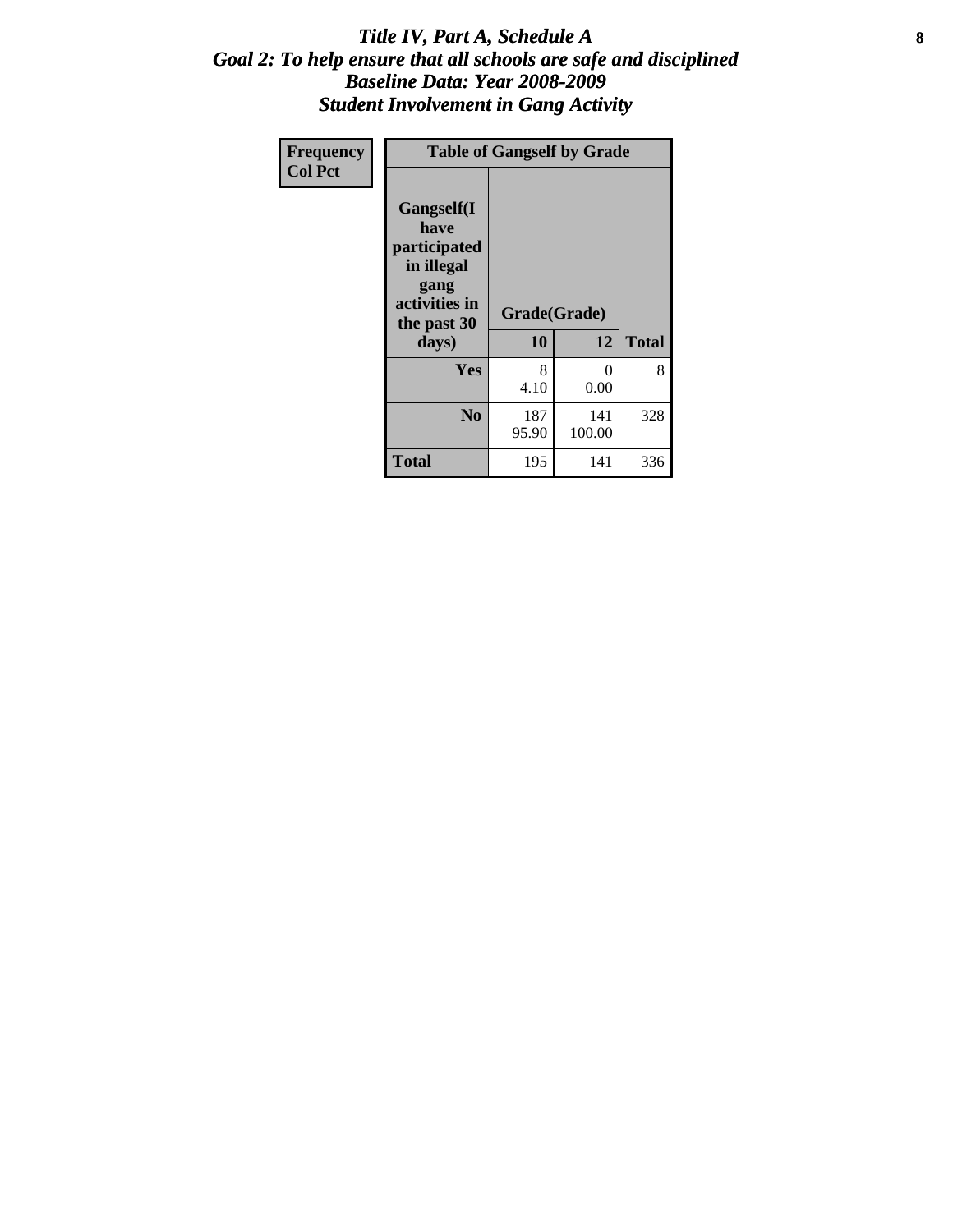# *Title IV, Part A, Schedule A*
# *Goal 2: To help ensure that all schools are safe and disciplined*
# *Baseline Data: Year 2008-2009*
# *Student Involvement in Gang Activity*

| Frequency<br>Col Pct | Table of Gangself by Grade | | |
|---|---|---|---|
| Gangself(I have participated in illegal gang activities in the past 30 days) | Grade(Grade) | | |
| | 10 | 12 | Total |
| Yes | 8<br>4.10 | 0<br>0.00 | 8 |
| No | 187<br>95.90 | 141<br>100.00 | 328 |
| Total | 195 | 141 | 336 |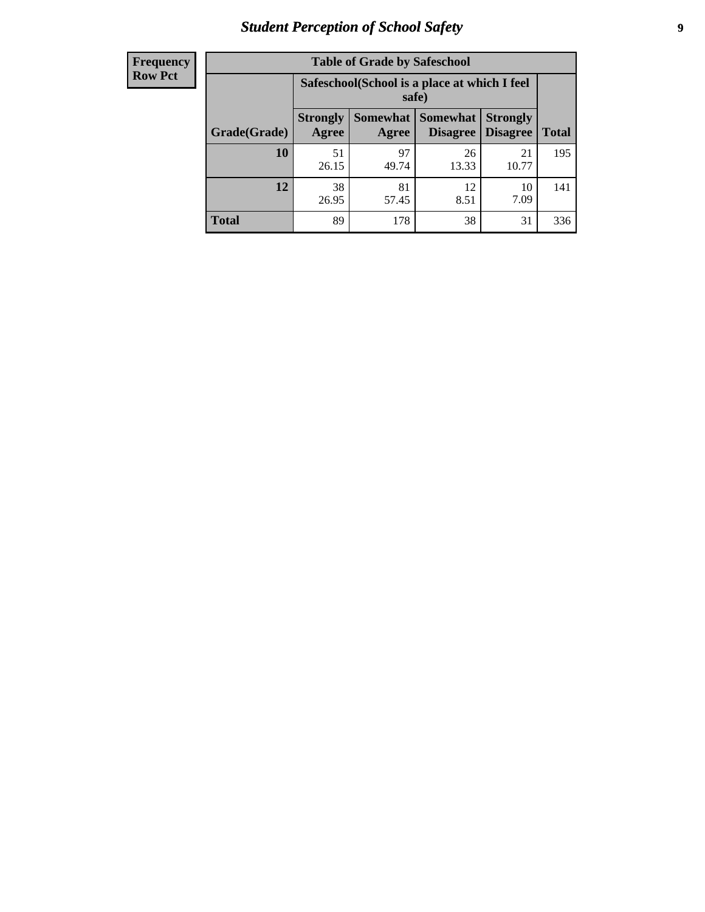# Student Perception of School Safety

| Frequency Row Pct |
|---|

**Table of Grade by Safeschool**

| Grade(Grade) | Safeschool(School is a place at which I feel safe) | | | | Total |
|---|---|---|---|---|---|
| | Strongly Agree | Somewhat Agree | Somewhat Disagree | Strongly Disagree | |
| **10** | 51<br>26.15 | 97<br>49.74 | 26<br>13.33 | 21<br>10.77 | 195 |
| **12** | 38<br>26.95 | 81<br>57.45 | 12<br>8.51 | 10<br>7.09 | 141 |
| **Total** | 89 | 178 | 38 | 31 | 336 |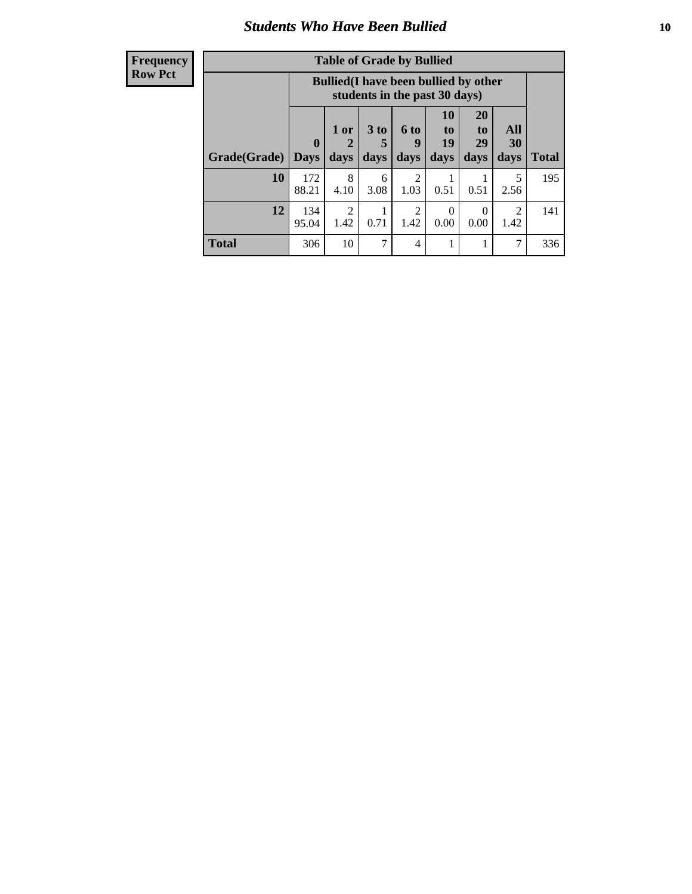## Students Who Have Been Bullied

| Frequency<br>Row Pct |
|---|

**Table of Grade by Bullied**

| Grade(Grade) | Bullied(I have been bullied by other students in the past 30 days) | | | | | | | Total |
|---|---|---|---|---|---|---|---|---|
| | 0 Days | 1 or 2 days | 3 to 5 days | 6 to 9 days | 10 to 19 days | 20 to 29 days | All 30 days | |
| **10** | 172<br>88.21 | 8<br>4.10 | 6<br>3.08 | 2<br>1.03 | 1<br>0.51 | 1<br>0.51 | 5<br>2.56 | 195 |
| **12** | 134<br>95.04 | 2<br>1.42 | 1<br>0.71 | 2<br>1.42 | 0<br>0.00 | 0<br>0.00 | 2<br>1.42 | 141 |
| **Total** | 306 | 10 | 7 | 4 | 1 | 1 | 7 | 336 |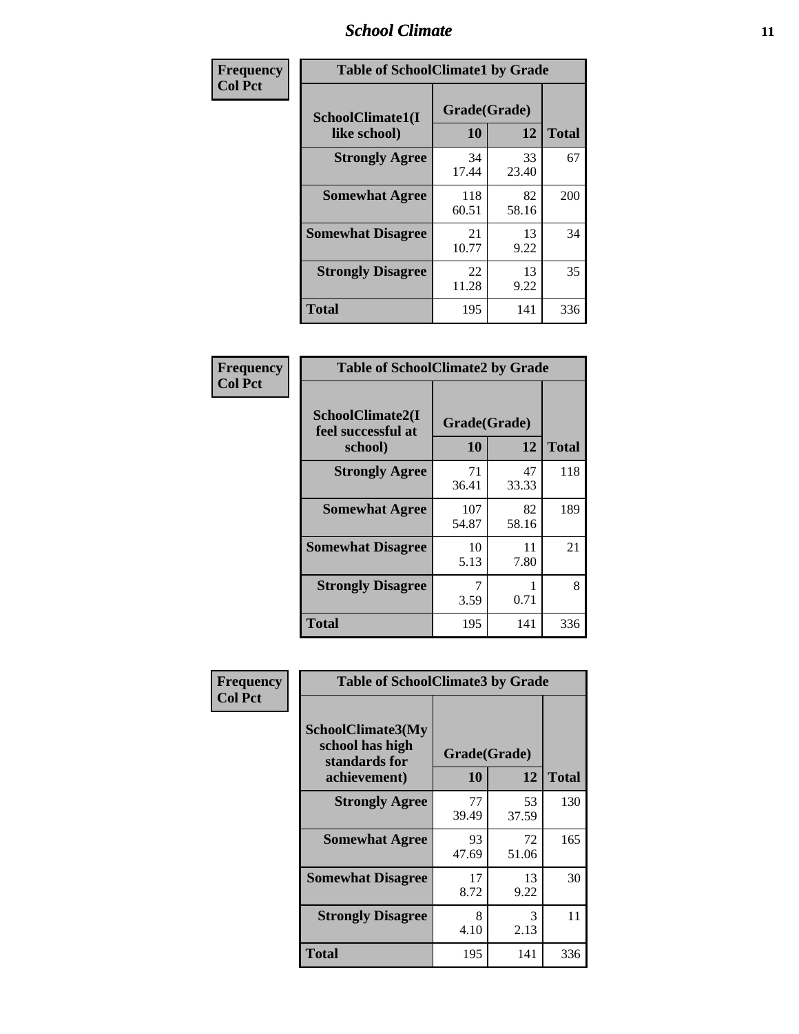| Frequency Col Pct | Table of SchoolClimate1 by Grade | | |
|---|---|---|---|
| SchoolClimate1(I like school) | Grade(Grade) | | Total |
| | 10 | 12 | |
| Strongly Agree | 34<br>17.44 | 33<br>23.40 | 67 |
| Somewhat Agree | 118<br>60.51 | 82<br>58.16 | 200 |
| Somewhat Disagree | 21<br>10.77 | 13<br>9.22 | 34 |
| Strongly Disagree | 22<br>11.28 | 13<br>9.22 | 35 |
| Total | 195 | 141 | 336 |

| Frequency Col Pct | Table of SchoolClimate2 by Grade | | |
|---|---|---|---|
| SchoolClimate2(I feel successful at school) | Grade(Grade) | | Total |
| | 10 | 12 | |
| Strongly Agree | 71<br>36.41 | 47<br>33.33 | 118 |
| Somewhat Agree | 107<br>54.87 | 82<br>58.16 | 189 |
| Somewhat Disagree | 10<br>5.13 | 11<br>7.80 | 21 |
| Strongly Disagree | 7<br>3.59 | 1<br>0.71 | 8 |
| Total | 195 | 141 | 336 |

| Frequency Col Pct | Table of SchoolClimate3 by Grade | | |
|---|---|---|---|
| SchoolClimate3(My school has high standards for achievement) | Grade(Grade) | | Total |
| | 10 | 12 | |
| Strongly Agree | 77<br>39.49 | 53<br>37.59 | 130 |
| Somewhat Agree | 93<br>47.69 | 72<br>51.06 | 165 |
| Somewhat Disagree | 17<br>8.72 | 13<br>9.22 | 30 |
| Strongly Disagree | 8<br>4.10 | 3<br>2.13 | 11 |
| Total | 195 | 141 | 336 |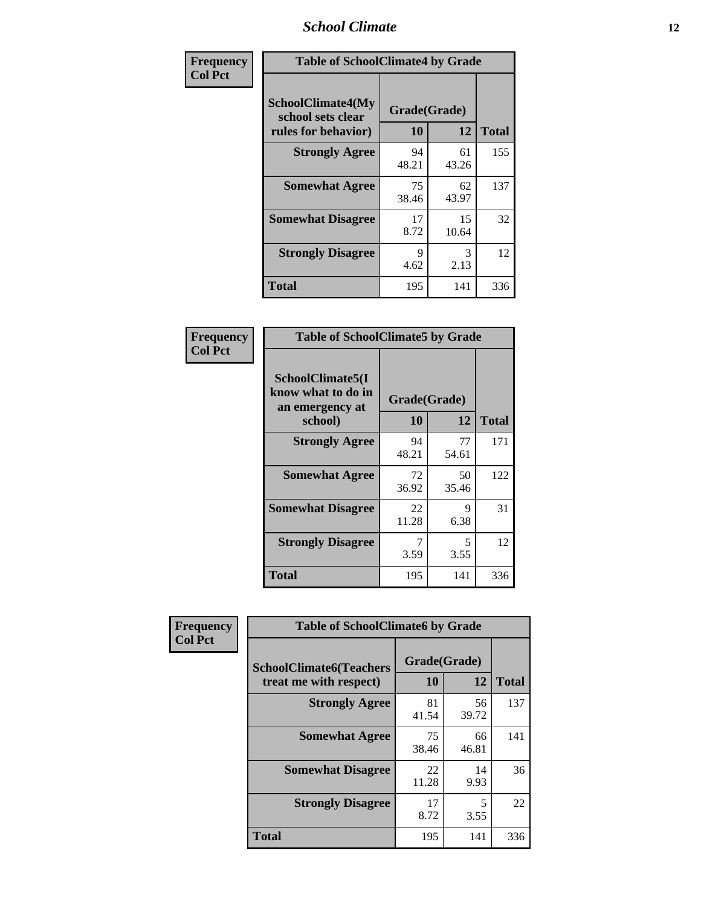## School Climate

| Frequency Col Pct | Table of SchoolClimate4 by Grade | | |
|---|---|---|---|
| SchoolClimate4(My school sets clear rules for behavior) | Grade(Grade) | | |
| | 10 | 12 | Total |
| Strongly Agree | 94<br>48.21 | 61<br>43.26 | 155 |
| Somewhat Agree | 75<br>38.46 | 62<br>43.97 | 137 |
| Somewhat Disagree | 17<br>8.72 | 15<br>10.64 | 32 |
| Strongly Disagree | 9<br>4.62 | 3<br>2.13 | 12 |
| Total | 195 | 141 | 336 |

| Frequency Col Pct | Table of SchoolClimate5 by Grade | | |
|---|---|---|---|
| SchoolClimate5(I know what to do in an emergency at school) | Grade(Grade) | | |
| | 10 | 12 | Total |
| Strongly Agree | 94<br>48.21 | 77<br>54.61 | 171 |
| Somewhat Agree | 72<br>36.92 | 50<br>35.46 | 122 |
| Somewhat Disagree | 22<br>11.28 | 9<br>6.38 | 31 |
| Strongly Disagree | 7<br>3.59 | 5<br>3.55 | 12 |
| Total | 195 | 141 | 336 |

| Frequency Col Pct | Table of SchoolClimate6 by Grade | | |
|---|---|---|---|
| SchoolClimate6(Teachers treat me with respect) | Grade(Grade) | | |
| | 10 | 12 | Total |
| Strongly Agree | 81<br>41.54 | 56<br>39.72 | 137 |
| Somewhat Agree | 75<br>38.46 | 66<br>46.81 | 141 |
| Somewhat Disagree | 22<br>11.28 | 14<br>9.93 | 36 |
| Strongly Disagree | 17<br>8.72 | 5<br>3.55 | 22 |
| Total | 195 | 141 | 336 |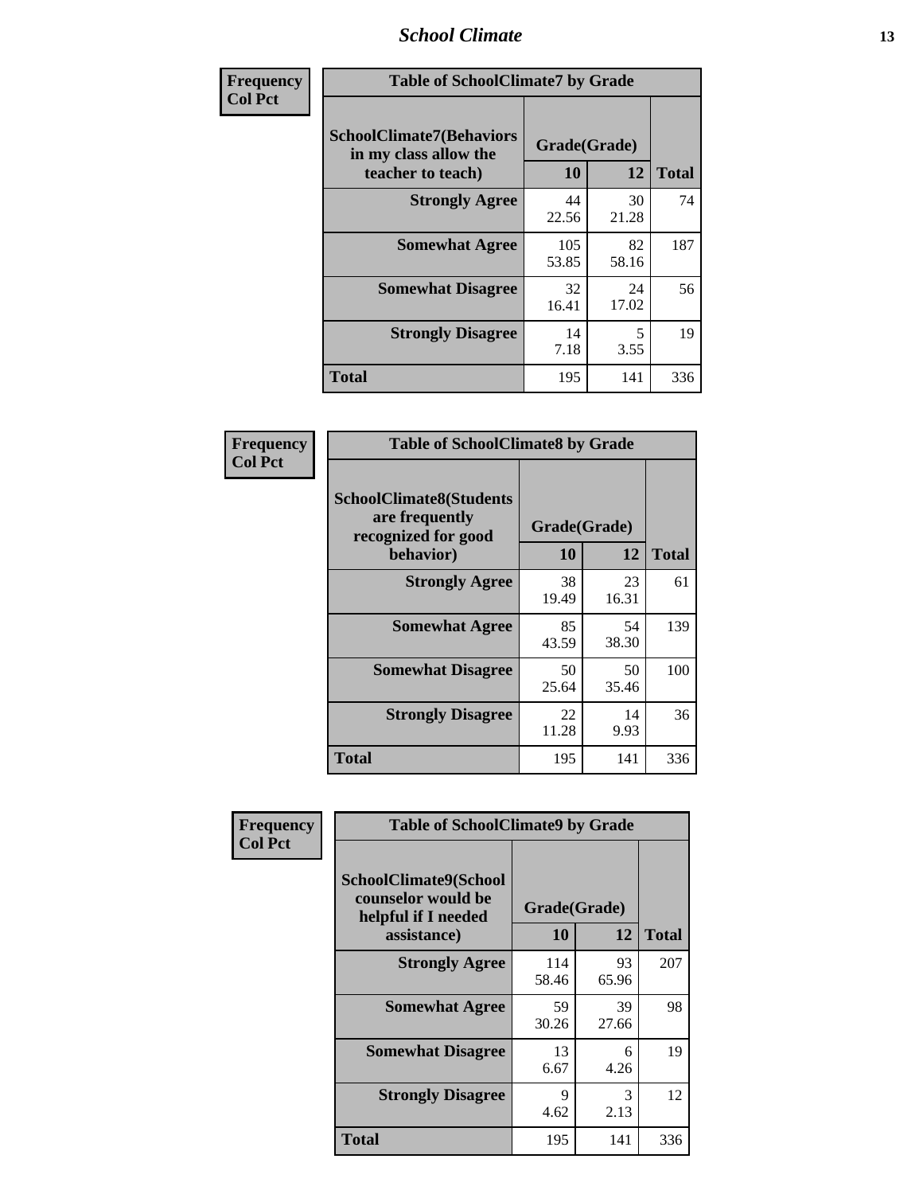| Frequency |
|---|
| Col Pct |

| Table of SchoolClimate7 by Grade | | | |
|---|---|---|---|
| SchoolClimate7(Behaviors in my class allow the teacher to teach) | Grade(Grade) | | |
| | 10 | 12 | Total |
| Strongly Agree | 44<br>22.56 | 30<br>21.28 | 74 |
| Somewhat Agree | 105<br>53.85 | 82<br>58.16 | 187 |
| Somewhat Disagree | 32<br>16.41 | 24<br>17.02 | 56 |
| Strongly Disagree | 14<br>7.18 | 5<br>3.55 | 19 |
| Total | 195 | 141 | 336 |

| Frequency |
|---|
| Col Pct |

| Table of SchoolClimate8 by Grade | | | |
|---|---|---|---|
| SchoolClimate8(Students are frequently recognized for good behavior) | Grade(Grade) | | |
| | 10 | 12 | Total |
| Strongly Agree | 38<br>19.49 | 23<br>16.31 | 61 |
| Somewhat Agree | 85<br>43.59 | 54<br>38.30 | 139 |
| Somewhat Disagree | 50<br>25.64 | 50<br>35.46 | 100 |
| Strongly Disagree | 22<br>11.28 | 14<br>9.93 | 36 |
| Total | 195 | 141 | 336 |

| Frequency |
|---|
| Col Pct |

| Table of SchoolClimate9 by Grade | | | |
|---|---|---|---|
| SchoolClimate9(School counselor would be helpful if I needed assistance) | Grade(Grade) | | |
| | 10 | 12 | Total |
| Strongly Agree | 114<br>58.46 | 93<br>65.96 | 207 |
| Somewhat Agree | 59<br>30.26 | 39<br>27.66 | 98 |
| Somewhat Disagree | 13<br>6.67 | 6<br>4.26 | 19 |
| Strongly Disagree | 9<br>4.62 | 3<br>2.13 | 12 |
| Total | 195 | 141 | 336 |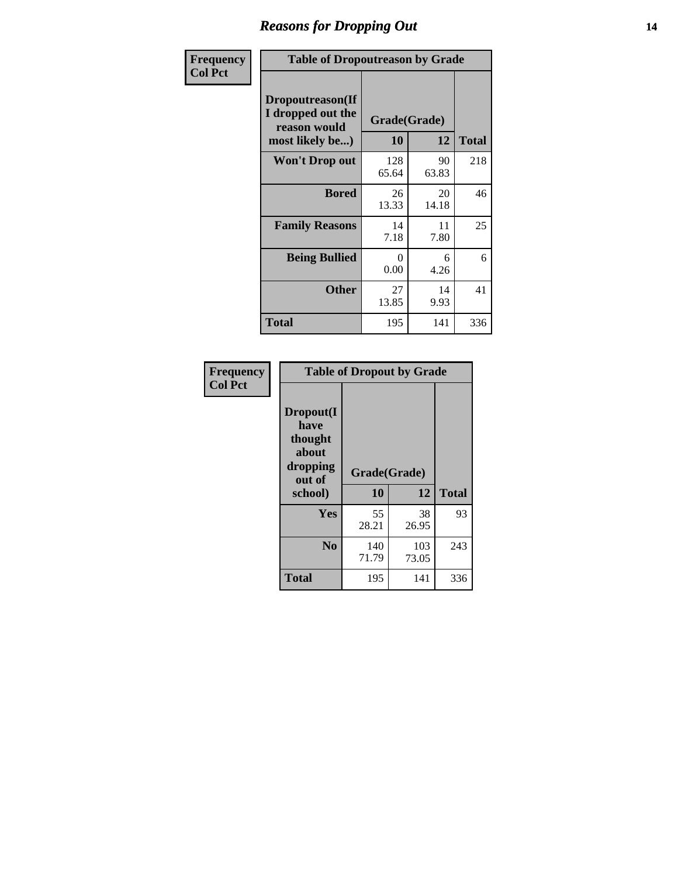# Reasons for Dropping Out

| Frequency<br>Col Pct | Table of Dropoutreason by Grade | | |
|---|---|---|---|
| Dropoutreason(If I dropped out the reason would most likely be...) | Grade(Grade) | | |
| | 10 | 12 | Total |
| Won't Drop out | 128<br>65.64 | 90<br>63.83 | 218 |
| Bored | 26<br>13.33 | 20<br>14.18 | 46 |
| Family Reasons | 14<br>7.18 | 11<br>7.80 | 25 |
| Being Bullied | 0<br>0.00 | 6<br>4.26 | 6 |
| Other | 27<br>13.85 | 14<br>9.93 | 41 |
| Total | 195 | 141 | 336 |

| Frequency<br>Col Pct | Table of Dropout by Grade | | |
|---|---|---|---|
| Dropout(I have thought about dropping out of school) | Grade(Grade) | | |
| | 10 | 12 | Total |
| Yes | 55<br>28.21 | 38<br>26.95 | 93 |
| No | 140<br>71.79 | 103<br>73.05 | 243 |
| Total | 195 | 141 | 336 |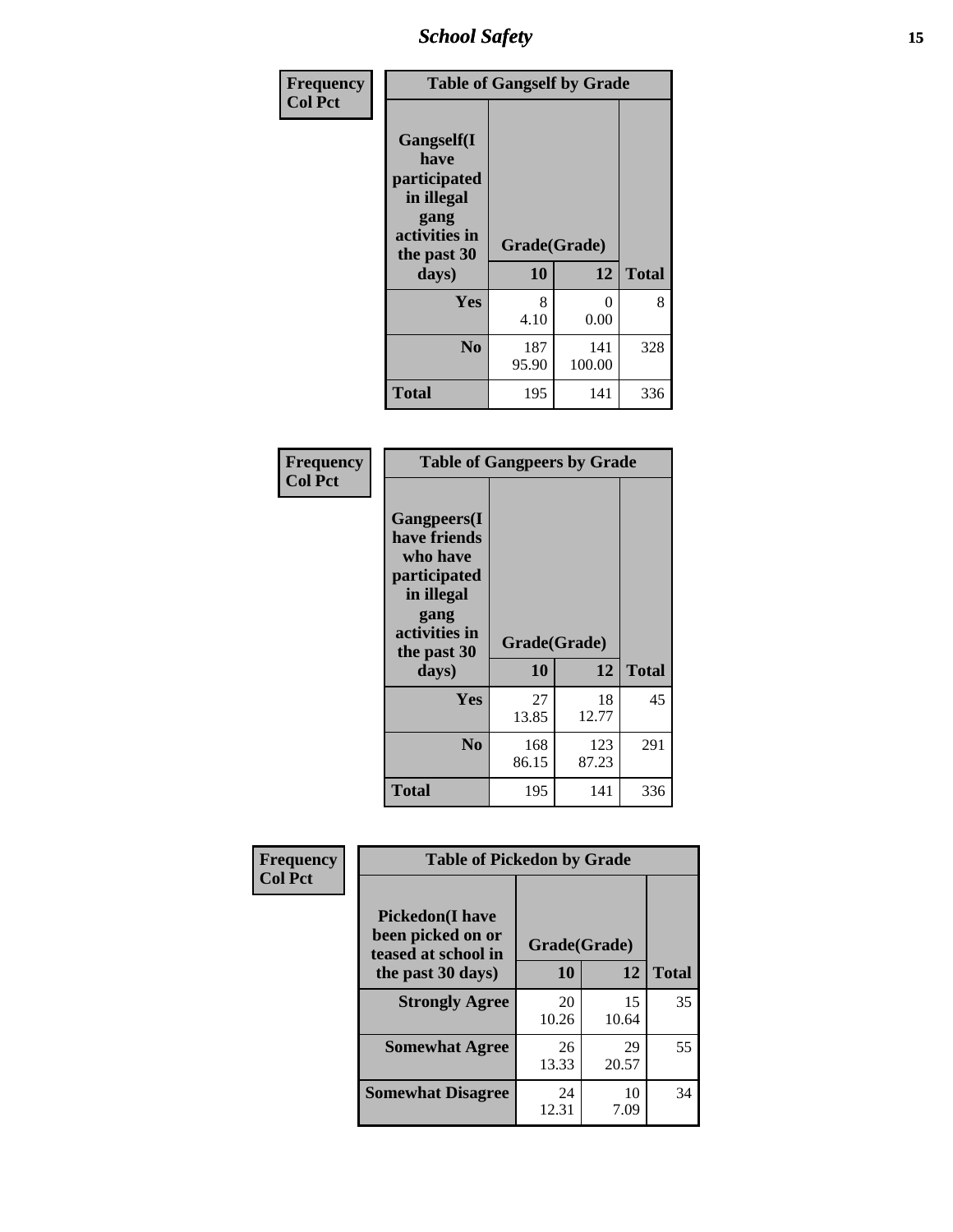| Frequency<br>Col Pct | Table of Gangself by Grade | | |
|---|---|---|---|
| Gangself(I have participated in illegal gang activities in the past 30 days) | Grade(Grade) | | |
| | 10 | 12 | Total |
| Yes | 8<br>4.10 | 0<br>0.00 | 8 |
| No | 187<br>95.90 | 141<br>100.00 | 328 |
| Total | 195 | 141 | 336 |

| Frequency<br>Col Pct | Table of Gangpeers by Grade | | |
|---|---|---|---|
| Gangpeers(I have friends who have participated in illegal gang activities in the past 30 days) | Grade(Grade) | | |
| | 10 | 12 | Total |
| Yes | 27<br>13.85 | 18<br>12.77 | 45 |
| No | 168<br>86.15 | 123<br>87.23 | 291 |
| Total | 195 | 141 | 336 |

| Frequency<br>Col Pct | Table of Pickedon by Grade | | |
|---|---|---|---|
| Pickedon(I have been picked on or teased at school in the past 30 days) | Grade(Grade) | | |
| | 10 | 12 | Total |
| Strongly Agree | 20<br>10.26 | 15<br>10.64 | 35 |
| Somewhat Agree | 26<br>13.33 | 29<br>20.57 | 55 |
| Somewhat Disagree | 24<br>12.31 | 10<br>7.09 | 34 |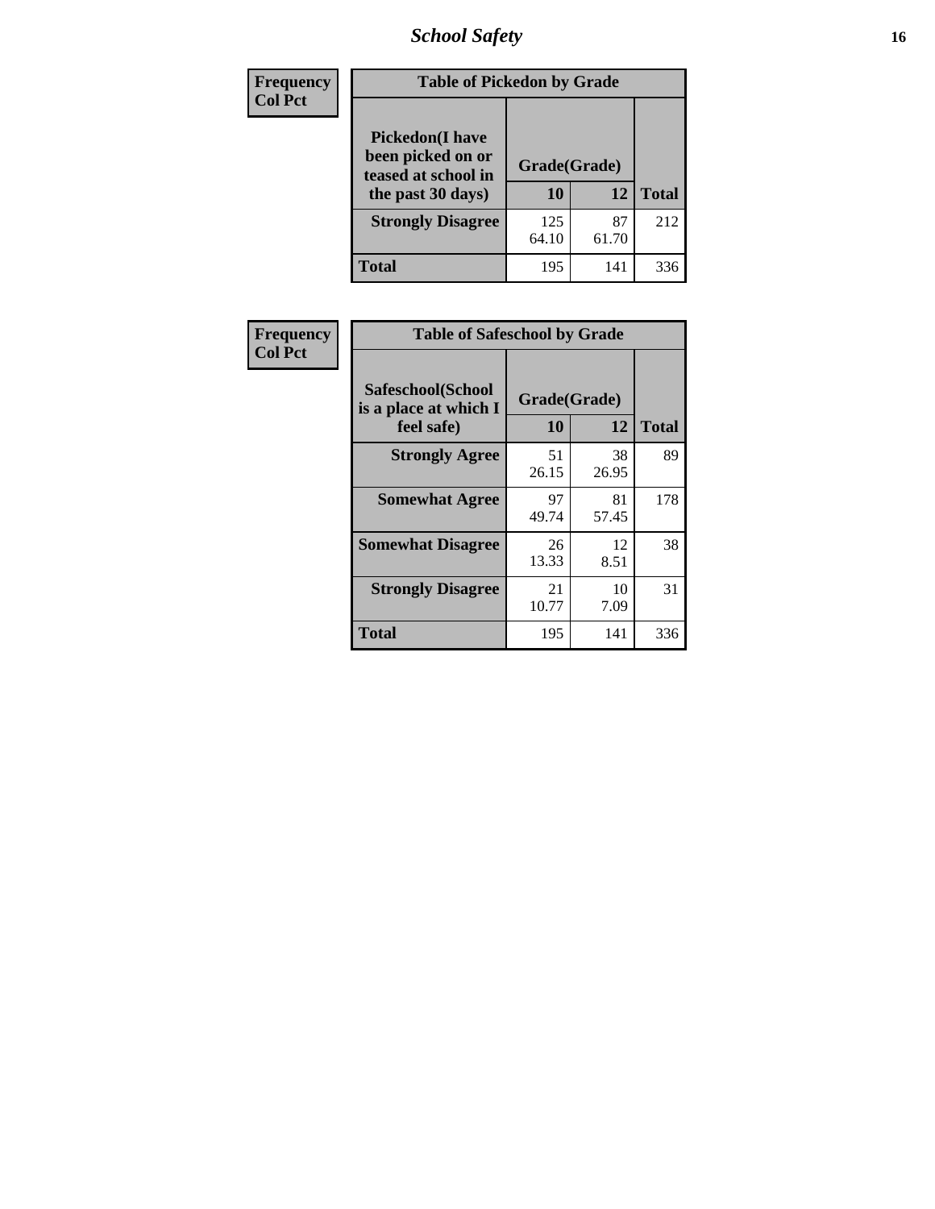| Frequency<br>Col Pct | Table of Pickedon by Grade | | |
|---|---|---|---|
| **Pickedon(I have been picked on or teased at school in the past 30 days)** | **Grade(Grade)** | | |
| | **10** | **12** | **Total** |
| **Strongly Disagree** | 125<br>64.10 | 87<br>61.70 | 212 |
| **Total** | 195 | 141 | 336 |

| Frequency<br>Col Pct | Table of Safeschool by Grade | | |
|---|---|---|---|
| **Safeschool(School is a place at which I feel safe)** | **Grade(Grade)** | | |
| | **10** | **12** | **Total** |
| **Strongly Agree** | 51<br>26.15 | 38<br>26.95 | 89 |
| **Somewhat Agree** | 97<br>49.74 | 81<br>57.45 | 178 |
| **Somewhat Disagree** | 26<br>13.33 | 12<br>8.51 | 38 |
| **Strongly Disagree** | 21<br>10.77 | 10<br>7.09 | 31 |
| **Total** | 195 | 141 | 336 |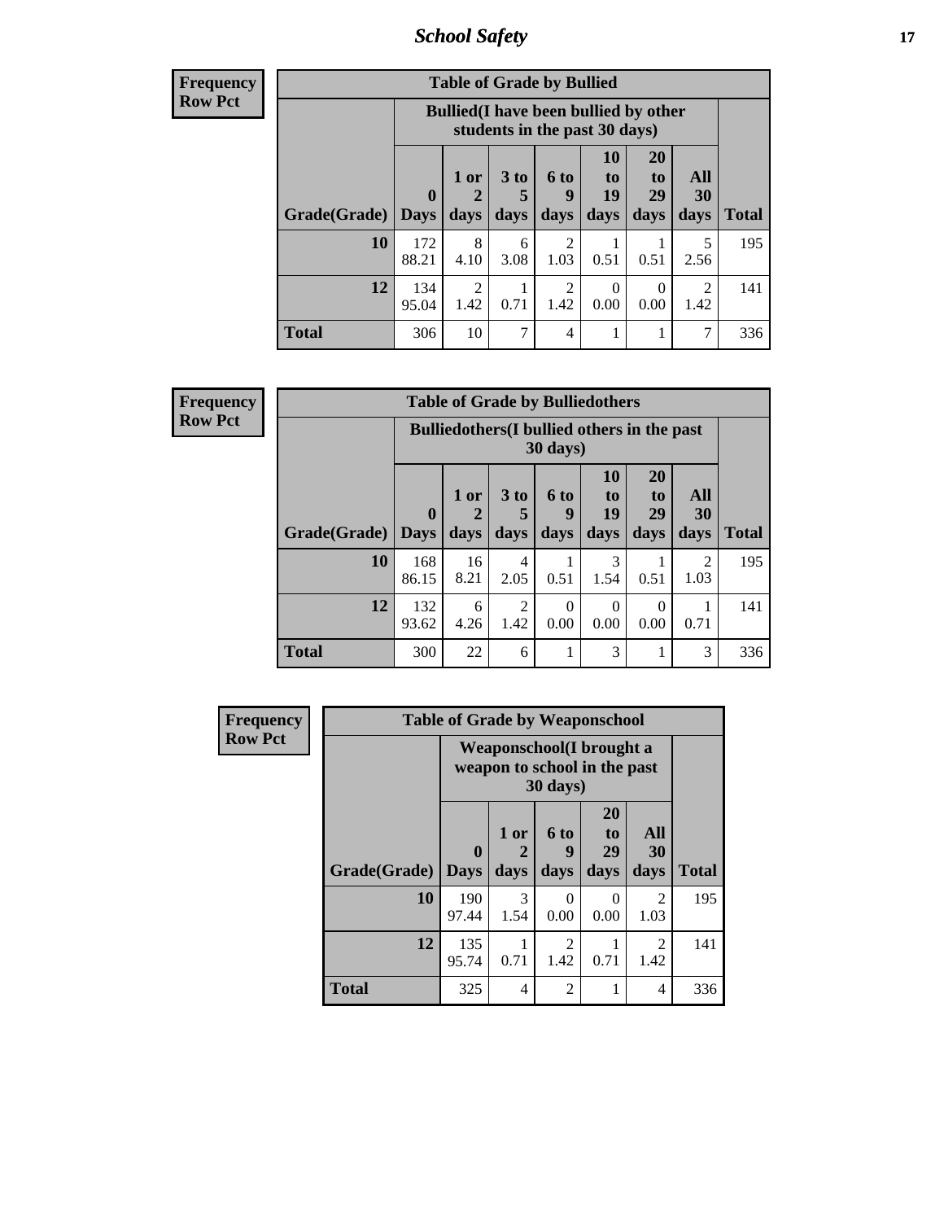# School Safety

**Frequency**
**Row Pct**

| Table of Grade by Bullied | | | | | | | | |
|---|---|---|---|---|---|---|---|---|
| | Bullied(I have been bullied by other students in the past 30 days) | | | | | | | |
| Grade(Grade) | 0 Days | 1 or 2 days | 3 to 5 days | 6 to 9 days | 10 to 19 days | 20 to 29 days | All 30 days | Total |
| 10 | 172<br>88.21 | 8<br>4.10 | 6<br>3.08 | 2<br>1.03 | 1<br>0.51 | 1<br>0.51 | 5<br>2.56 | 195 |
| 12 | 134<br>95.04 | 2<br>1.42 | 1<br>0.71 | 2<br>1.42 | 0<br>0.00 | 0<br>0.00 | 2<br>1.42 | 141 |
| Total | 306 | 10 | 7 | 4 | 1 | 1 | 7 | 336 |

**Frequency**
**Row Pct**

| Table of Grade by Bulliedothers | | | | | | | | |
|---|---|---|---|---|---|---|---|---|
| | Bulliedothers(I bullied others in the past 30 days) | | | | | | | |
| Grade(Grade) | 0 Days | 1 or 2 days | 3 to 5 days | 6 to 9 days | 10 to 19 days | 20 to 29 days | All 30 days | Total |
| 10 | 168<br>86.15 | 16<br>8.21 | 4<br>2.05 | 1<br>0.51 | 3<br>1.54 | 1<br>0.51 | 2<br>1.03 | 195 |
| 12 | 132<br>93.62 | 6<br>4.26 | 2<br>1.42 | 0<br>0.00 | 0<br>0.00 | 0<br>0.00 | 1<br>0.71 | 141 |
| Total | 300 | 22 | 6 | 1 | 3 | 1 | 3 | 336 |

**Frequency**
**Row Pct**

| Table of Grade by Weaponschool | | | | | | |
|---|---|---|---|---|---|---|
| | Weaponschool(I brought a weapon to school in the past 30 days) | | | | | |
| Grade(Grade) | 0 Days | 1 or 2 days | 6 to 9 days | 20 to 29 days | All 30 days | Total |
| 10 | 190<br>97.44 | 3<br>1.54 | 0<br>0.00 | 0<br>0.00 | 2<br>1.03 | 195 |
| 12 | 135<br>95.74 | 1<br>0.71 | 2<br>1.42 | 1<br>0.71 | 2<br>1.42 | 141 |
| Total | 325 | 4 | 2 | 1 | 4 | 336 |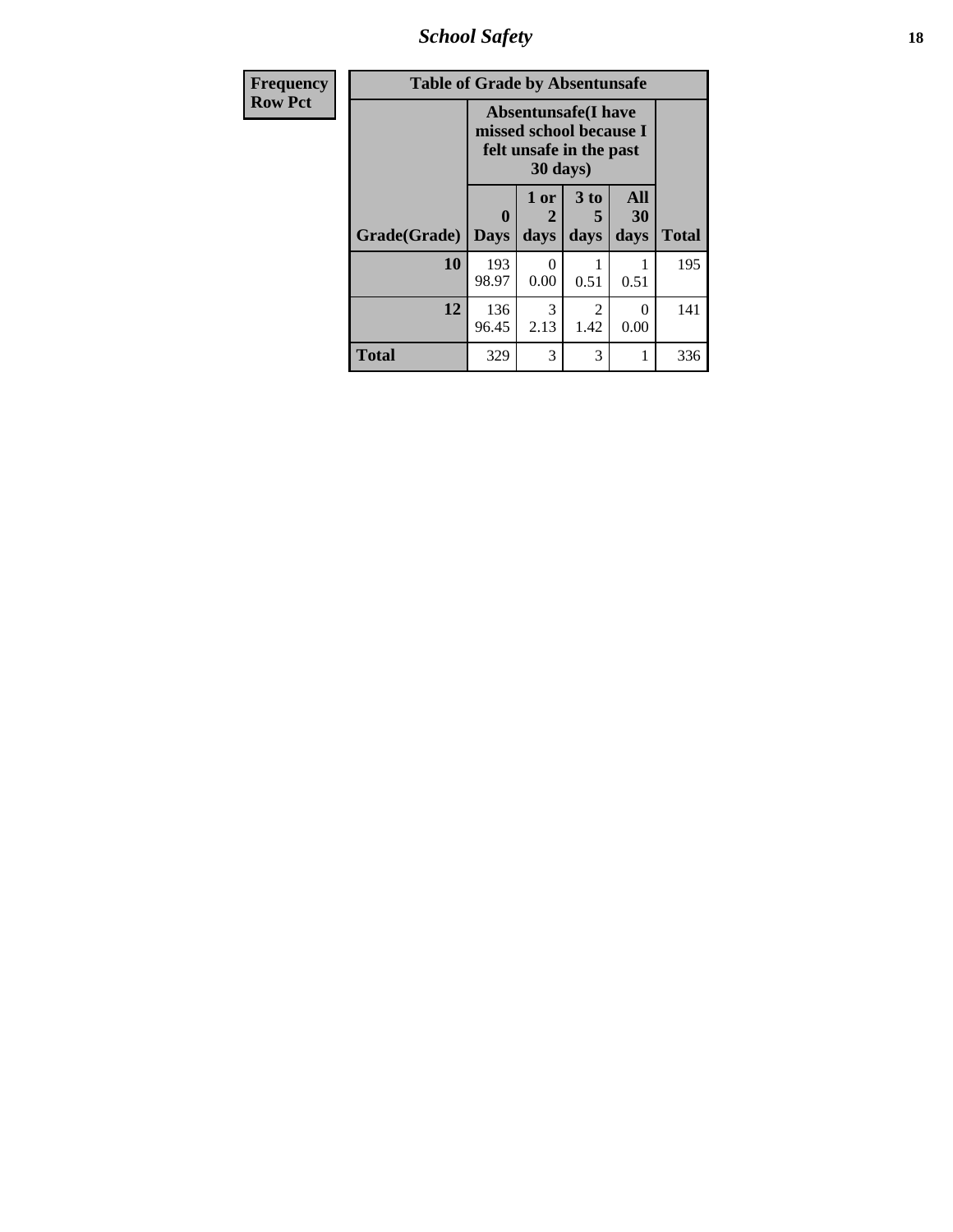| Frequency Row Pct |
|---|

| Table of Grade by Absentunsafe | | | | | |
|---|---|---|---|---|---|
| | Absentunsafe(I have missed school because I felt unsafe in the past 30 days) | | | | |
| Grade(Grade) | 0 Days | 1 or 2 days | 3 to 5 days | All 30 days | Total |
| **10** | 193<br>98.97 | 0<br>0.00 | 1<br>0.51 | 1<br>0.51 | 195 |
| **12** | 136<br>96.45 | 3<br>2.13 | 2<br>1.42 | 0<br>0.00 | 141 |
| **Total** | 329 | 3 | 3 | 1 | 336 |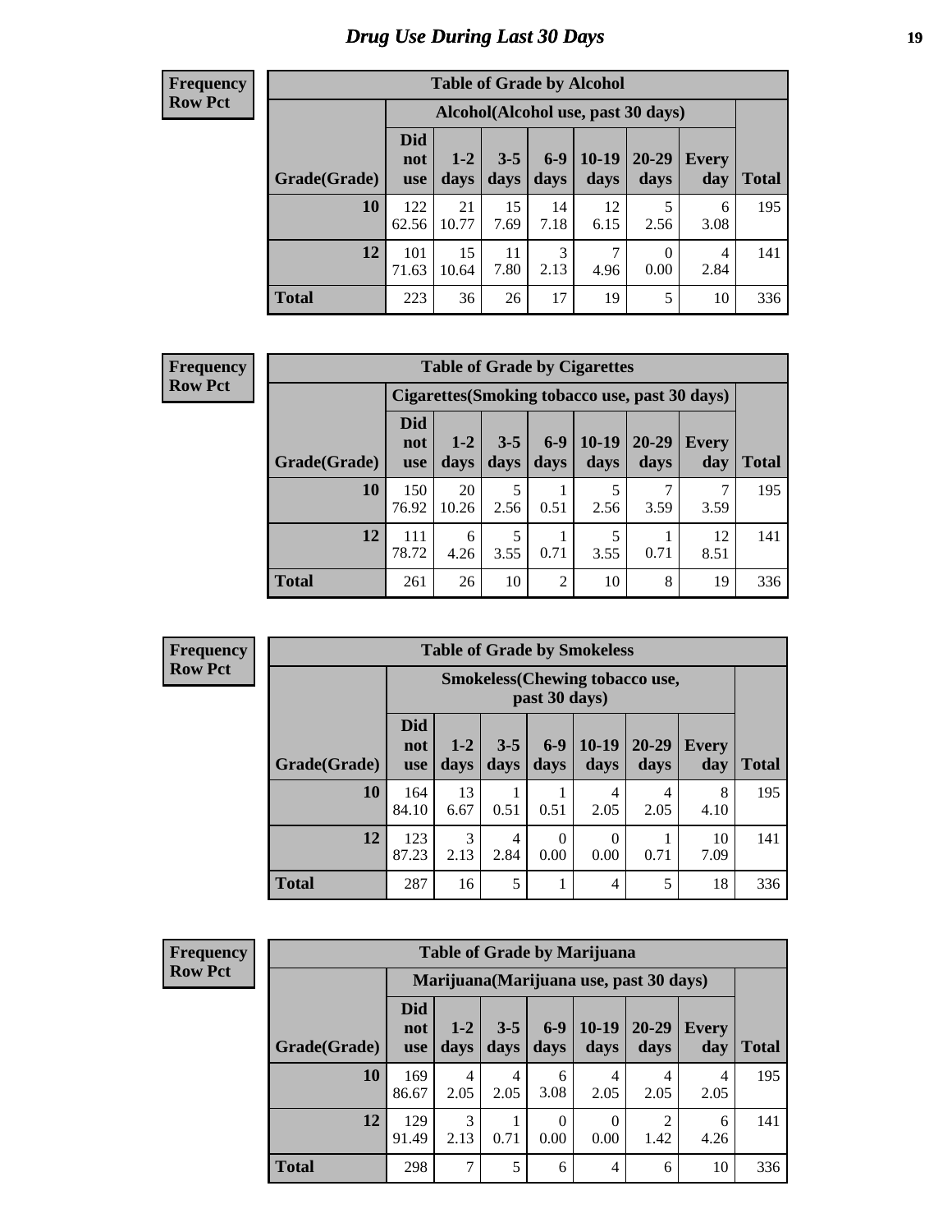# Drug Use During Last 30 Days

**Frequency**
**Row Pct**

| Table of Grade by Alcohol | | | | | | | | |
|---|---|---|---|---|---|---|---|---|
| | Alcohol(Alcohol use, past 30 days) | | | | | | | |
| Grade(Grade) | Did not use | 1-2 days | 3-5 days | 6-9 days | 10-19 days | 20-29 days | Every day | Total |
| **10** | 122<br>62.56 | 21<br>10.77 | 15<br>7.69 | 14<br>7.18 | 12<br>6.15 | 5<br>2.56 | 6<br>3.08 | 195 |
| **12** | 101<br>71.63 | 15<br>10.64 | 11<br>7.80 | 3<br>2.13 | 7<br>4.96 | 0<br>0.00 | 4<br>2.84 | 141 |
| **Total** | 223 | 36 | 26 | 17 | 19 | 5 | 10 | 336 |

**Frequency**
**Row Pct**

| Table of Grade by Cigarettes | | | | | | | | |
|---|---|---|---|---|---|---|---|---|
| | Cigarettes(Smoking tobacco use, past 30 days) | | | | | | | |
| Grade(Grade) | Did not use | 1-2 days | 3-5 days | 6-9 days | 10-19 days | 20-29 days | Every day | Total |
| **10** | 150<br>76.92 | 20<br>10.26 | 5<br>2.56 | 1<br>0.51 | 5<br>2.56 | 7<br>3.59 | 7<br>3.59 | 195 |
| **12** | 111<br>78.72 | 6<br>4.26 | 5<br>3.55 | 1<br>0.71 | 5<br>3.55 | 1<br>0.71 | 12<br>8.51 | 141 |
| **Total** | 261 | 26 | 10 | 2 | 10 | 8 | 19 | 336 |

**Frequency**
**Row Pct**

| Table of Grade by Smokeless | | | | | | | | |
|---|---|---|---|---|---|---|---|---|
| | Smokeless(Chewing tobacco use, past 30 days) | | | | | | | |
| Grade(Grade) | Did not use | 1-2 days | 3-5 days | 6-9 days | 10-19 days | 20-29 days | Every day | Total |
| **10** | 164<br>84.10 | 13<br>6.67 | 1<br>0.51 | 1<br>0.51 | 4<br>2.05 | 4<br>2.05 | 8<br>4.10 | 195 |
| **12** | 123<br>87.23 | 3<br>2.13 | 4<br>2.84 | 0<br>0.00 | 0<br>0.00 | 1<br>0.71 | 10<br>7.09 | 141 |
| **Total** | 287 | 16 | 5 | 1 | 4 | 5 | 18 | 336 |

**Frequency**
**Row Pct**

| Table of Grade by Marijuana | | | | | | | | |
|---|---|---|---|---|---|---|---|---|
| | Marijuana(Marijuana use, past 30 days) | | | | | | | |
| Grade(Grade) | Did not use | 1-2 days | 3-5 days | 6-9 days | 10-19 days | 20-29 days | Every day | Total |
| **10** | 169<br>86.67 | 4<br>2.05 | 4<br>2.05 | 6<br>3.08 | 4<br>2.05 | 4<br>2.05 | 4<br>2.05 | 195 |
| **12** | 129<br>91.49 | 3<br>2.13 | 1<br>0.71 | 0<br>0.00 | 0<br>0.00 | 2<br>1.42 | 6<br>4.26 | 141 |
| **Total** | 298 | 7 | 5 | 6 | 4 | 6 | 10 | 336 |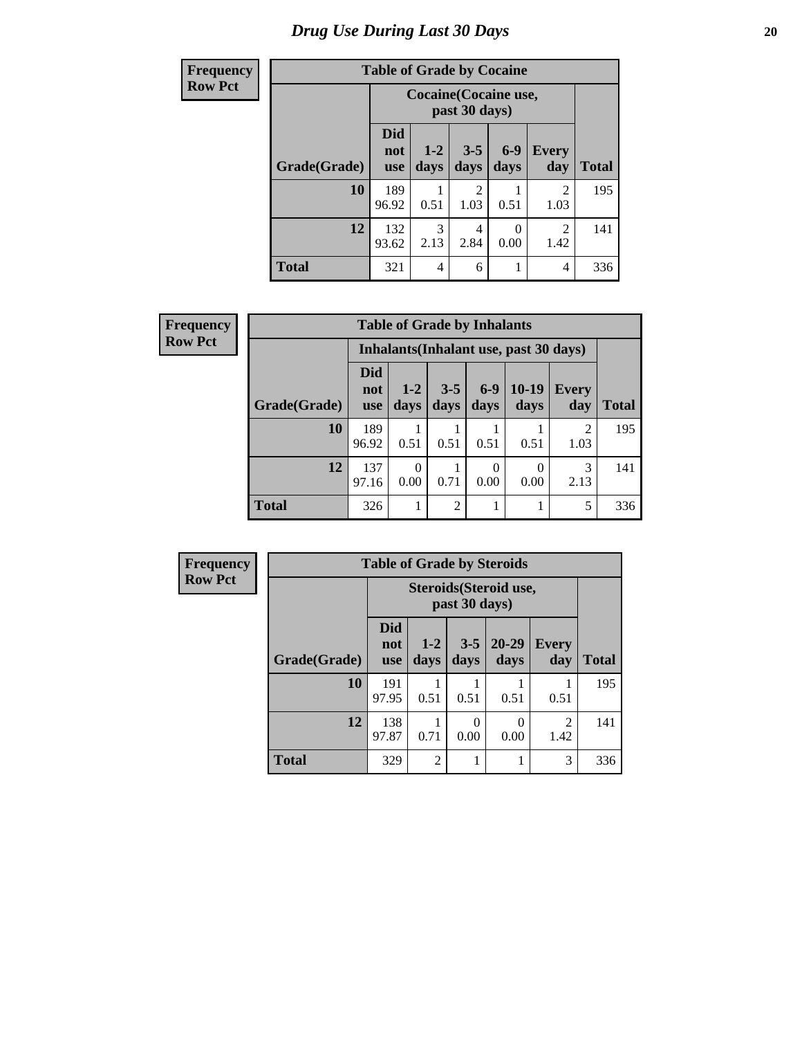# Drug Use During Last 30 Days

**Frequency**
**Row Pct**

| Table of Grade by Cocaine | | | | | | |
|---|---|---|---|---|---|---|
| | Cocaine(Cocaine use, past 30 days) | | | | | |
| Grade(Grade) | Did not use | 1-2 days | 3-5 days | 6-9 days | Every day | Total |
| 10 | 189<br>96.92 | 1<br>0.51 | 2<br>1.03 | 1<br>0.51 | 2<br>1.03 | 195 |
| 12 | 132<br>93.62 | 3<br>2.13 | 4<br>2.84 | 0<br>0.00 | 2<br>1.42 | 141 |
| Total | 321 | 4 | 6 | 1 | 4 | 336 |

**Frequency**
**Row Pct**

| Table of Grade by Inhalants | | | | | | | |
|---|---|---|---|---|---|---|---|
| | Inhalants(Inhalant use, past 30 days) | | | | | | |
| Grade(Grade) | Did not use | 1-2 days | 3-5 days | 6-9 days | 10-19 days | Every day | Total |
| 10 | 189<br>96.92 | 1<br>0.51 | 1<br>0.51 | 1<br>0.51 | 1<br>0.51 | 2<br>1.03 | 195 |
| 12 | 137<br>97.16 | 0<br>0.00 | 1<br>0.71 | 0<br>0.00 | 0<br>0.00 | 3<br>2.13 | 141 |
| Total | 326 | 1 | 2 | 1 | 1 | 5 | 336 |

**Frequency**
**Row Pct**

| Table of Grade by Steroids | | | | | | |
|---|---|---|---|---|---|---|
| | Steroids(Steroid use, past 30 days) | | | | | |
| Grade(Grade) | Did not use | 1-2 days | 3-5 days | 20-29 days | Every day | Total |
| 10 | 191<br>97.95 | 1<br>0.51 | 1<br>0.51 | 1<br>0.51 | 1<br>0.51 | 195 |
| 12 | 138<br>97.87 | 1<br>0.71 | 0<br>0.00 | 0<br>0.00 | 2<br>1.42 | 141 |
| Total | 329 | 2 | 1 | 1 | 3 | 336 |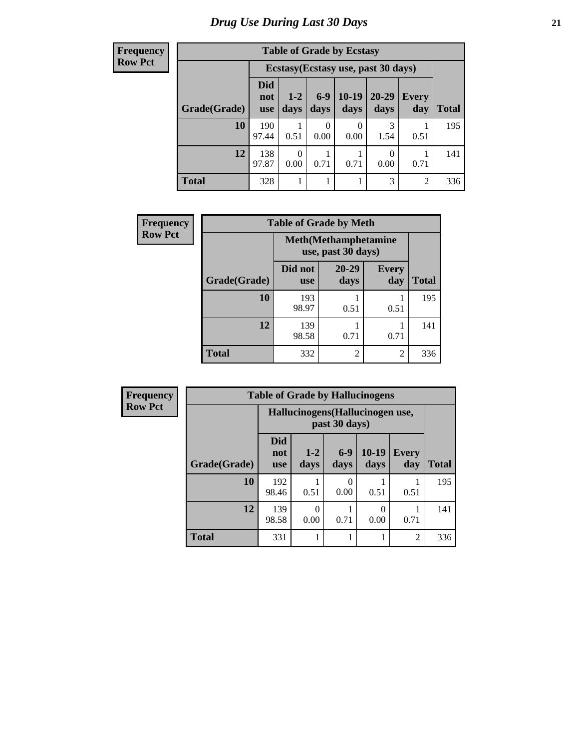# Drug Use During Last 30 Days

| Frequency<br>Row Pct | | | | | | | |
|---|---|---|---|---|---|---|---|
| **Table of Grade by Ecstasy** | | | | | | | |
| | **Ecstasy(Ecstasy use, past 30 days)** | | | | | | |
| **Grade(Grade)** | **Did not use** | **1-2 days** | **6-9 days** | **10-19 days** | **20-29 days** | **Every day** | **Total** |
| **10** | 190<br>97.44 | 1<br>0.51 | 0<br>0.00 | 0<br>0.00 | 3<br>1.54 | 1<br>0.51 | 195 |
| **12** | 138<br>97.87 | 0<br>0.00 | 1<br>0.71 | 1<br>0.71 | 0<br>0.00 | 1<br>0.71 | 141 |
| **Total** | 328 | 1 | 1 | 1 | 3 | 2 | 336 |

| Frequency<br>Row Pct | | | | |
|---|---|---|---|---|
| **Table of Grade by Meth** | | | | |
| | **Meth(Methamphetamine use, past 30 days)** | | | |
| **Grade(Grade)** | **Did not use** | **20-29 days** | **Every day** | **Total** |
| **10** | 193<br>98.97 | 1<br>0.51 | 1<br>0.51 | 195 |
| **12** | 139<br>98.58 | 1<br>0.71 | 1<br>0.71 | 141 |
| **Total** | 332 | 2 | 2 | 336 |

| Frequency<br>Row Pct | | | | | | |
|---|---|---|---|---|---|---|
| **Table of Grade by Hallucinogens** | | | | | | |
| | **Hallucinogens(Hallucinogen use, past 30 days)** | | | | | |
| **Grade(Grade)** | **Did not use** | **1-2 days** | **6-9 days** | **10-19 days** | **Every day** | **Total** |
| **10** | 192<br>98.46 | 1<br>0.51 | 0<br>0.00 | 1<br>0.51 | 1<br>0.51 | 195 |
| **12** | 139<br>98.58 | 0<br>0.00 | 1<br>0.71 | 0<br>0.00 | 1<br>0.71 | 141 |
| **Total** | 331 | 1 | 1 | 1 | 2 | 336 |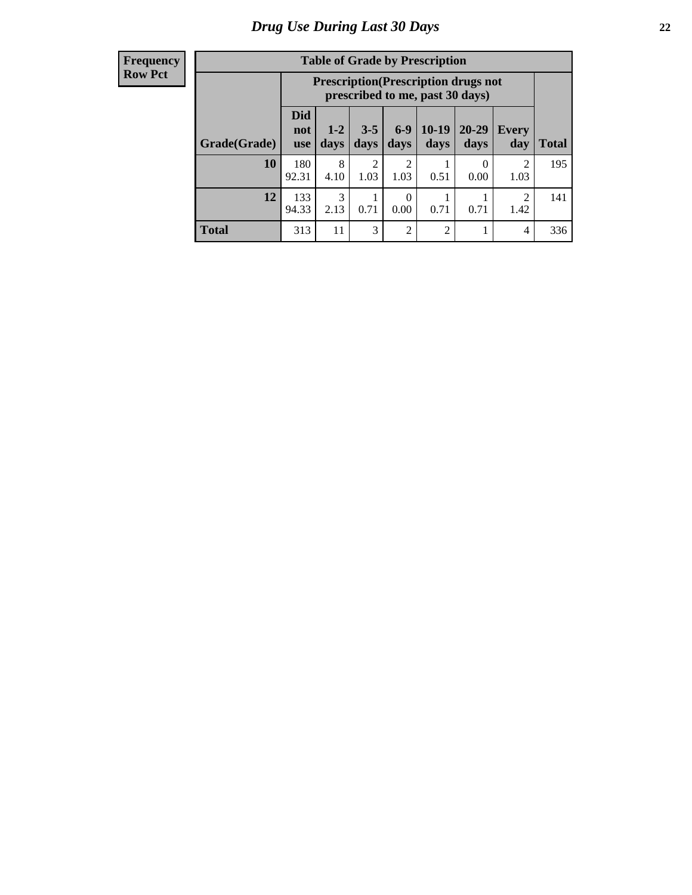# Drug Use During Last 30 Days

| Frequency<br>Row Pct |
|---|

**Table of Grade by Prescription**

| Grade(Grade) | Prescription(Prescription drugs not prescribed to me, past 30 days) | | | | | | | Total |
|---|---|---|---|---|---|---|---|---|
| | Did not use | 1-2 days | 3-5 days | 6-9 days | 10-19 days | 20-29 days | Every day | |
| **10** | 180<br>92.31 | 8<br>4.10 | 2<br>1.03 | 2<br>1.03 | 1<br>0.51 | 0<br>0.00 | 2<br>1.03 | 195 |
| **12** | 133<br>94.33 | 3<br>2.13 | 1<br>0.71 | 0<br>0.00 | 1<br>0.71 | 1<br>0.71 | 2<br>1.42 | 141 |
| **Total** | 313 | 11 | 3 | 2 | 2 | 1 | 4 | 336 |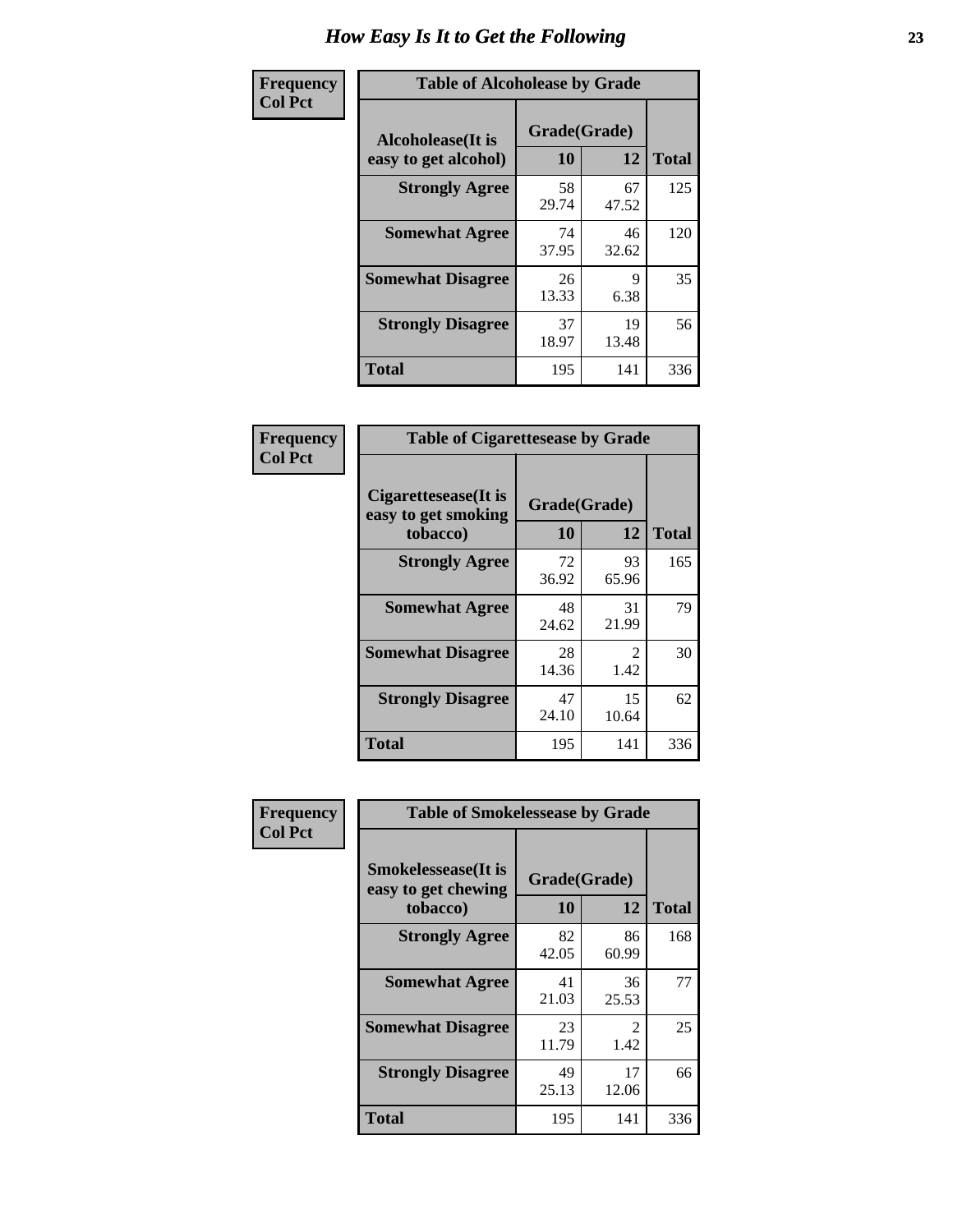# How Easy Is It to Get the Following

Frequency
Col Pct

| Table of Alcoholease by Grade | | | |
|---|---|---|---|
| Alcoholease(It is easy to get alcohol) | Grade(Grade) | | Total |
| | 10 | 12 | |
| **Strongly Agree** | 58<br>29.74 | 67<br>47.52 | 125 |
| **Somewhat Agree** | 74<br>37.95 | 46<br>32.62 | 120 |
| **Somewhat Disagree** | 26<br>13.33 | 9<br>6.38 | 35 |
| **Strongly Disagree** | 37<br>18.97 | 19<br>13.48 | 56 |
| **Total** | 195 | 141 | 336 |

Frequency
Col Pct

| Table of Cigarettesease by Grade | | | |
|---|---|---|---|
| Cigarettesease(It is easy to get smoking tobacco) | Grade(Grade) | | Total |
| | 10 | 12 | |
| **Strongly Agree** | 72<br>36.92 | 93<br>65.96 | 165 |
| **Somewhat Agree** | 48<br>24.62 | 31<br>21.99 | 79 |
| **Somewhat Disagree** | 28<br>14.36 | 2<br>1.42 | 30 |
| **Strongly Disagree** | 47<br>24.10 | 15<br>10.64 | 62 |
| **Total** | 195 | 141 | 336 |

Frequency
Col Pct

| Table of Smokelessease by Grade | | | |
|---|---|---|---|
| Smokelessease(It is easy to get chewing tobacco) | Grade(Grade) | | Total |
| | 10 | 12 | |
| **Strongly Agree** | 82<br>42.05 | 86<br>60.99 | 168 |
| **Somewhat Agree** | 41<br>21.03 | 36<br>25.53 | 77 |
| **Somewhat Disagree** | 23<br>11.79 | 2<br>1.42 | 25 |
| **Strongly Disagree** | 49<br>25.13 | 17<br>12.06 | 66 |
| **Total** | 195 | 141 | 336 |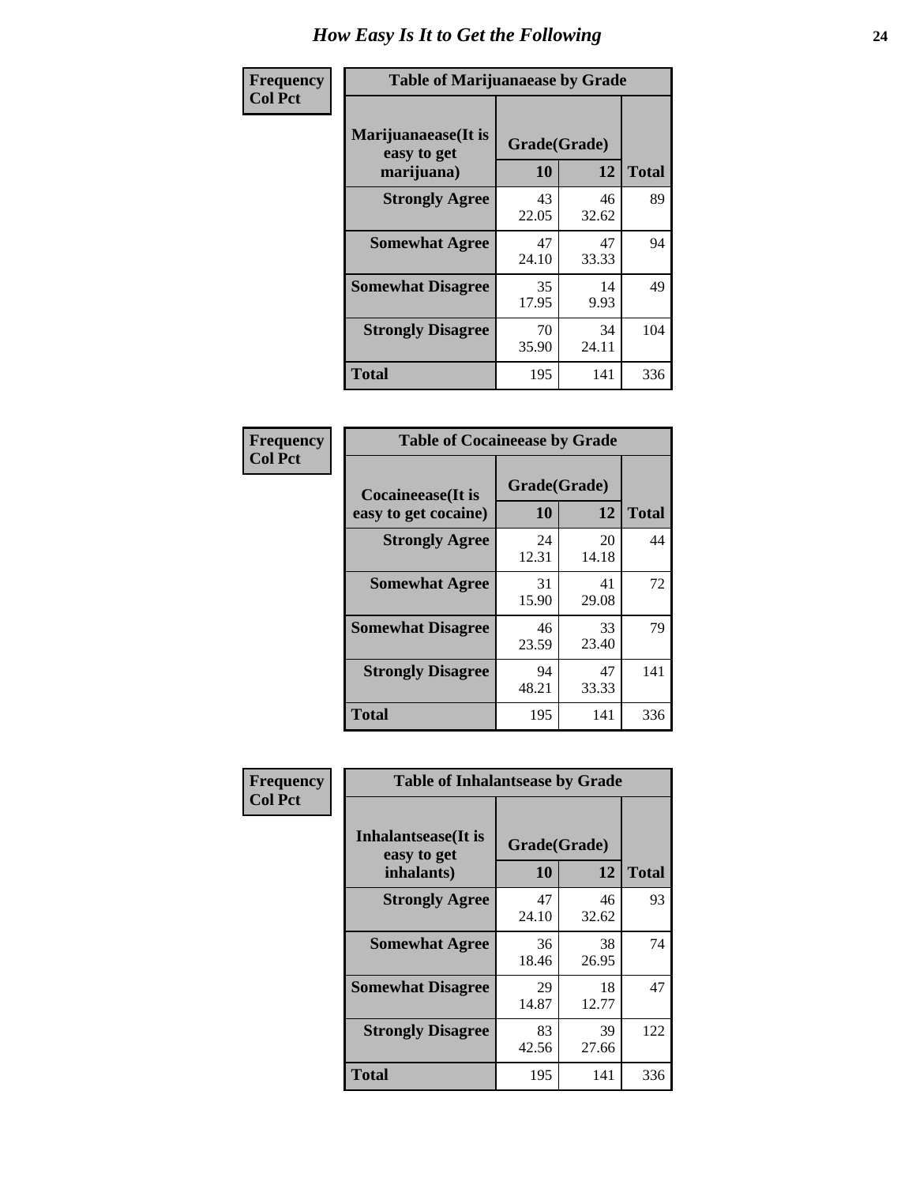# How Easy Is It to Get the Following

**Frequency**
**Col Pct**

**Table of Marijuanaease by Grade**

| Marijuanaease(It is easy to get marijuana) | Grade(Grade) | | Total |
|---|---|---|---|
| | 10 | 12 | |
| Strongly Agree | 43<br>22.05 | 46<br>32.62 | 89 |
| Somewhat Agree | 47<br>24.10 | 47<br>33.33 | 94 |
| Somewhat Disagree | 35<br>17.95 | 14<br>9.93 | 49 |
| Strongly Disagree | 70<br>35.90 | 34<br>24.11 | 104 |
| Total | 195 | 141 | 336 |

**Frequency**
**Col Pct**

**Table of Cocaineease by Grade**

| Cocaineease(It is easy to get cocaine) | Grade(Grade) | | Total |
|---|---|---|---|
| | 10 | 12 | |
| Strongly Agree | 24<br>12.31 | 20<br>14.18 | 44 |
| Somewhat Agree | 31<br>15.90 | 41<br>29.08 | 72 |
| Somewhat Disagree | 46<br>23.59 | 33<br>23.40 | 79 |
| Strongly Disagree | 94<br>48.21 | 47<br>33.33 | 141 |
| Total | 195 | 141 | 336 |

**Frequency**
**Col Pct**

**Table of Inhalantsease by Grade**

| Inhalantsease(It is easy to get inhalants) | Grade(Grade) | | Total |
|---|---|---|---|
| | 10 | 12 | |
| Strongly Agree | 47<br>24.10 | 46<br>32.62 | 93 |
| Somewhat Agree | 36<br>18.46 | 38<br>26.95 | 74 |
| Somewhat Disagree | 29<br>14.87 | 18<br>12.77 | 47 |
| Strongly Disagree | 83<br>42.56 | 39<br>27.66 | 122 |
| Total | 195 | 141 | 336 |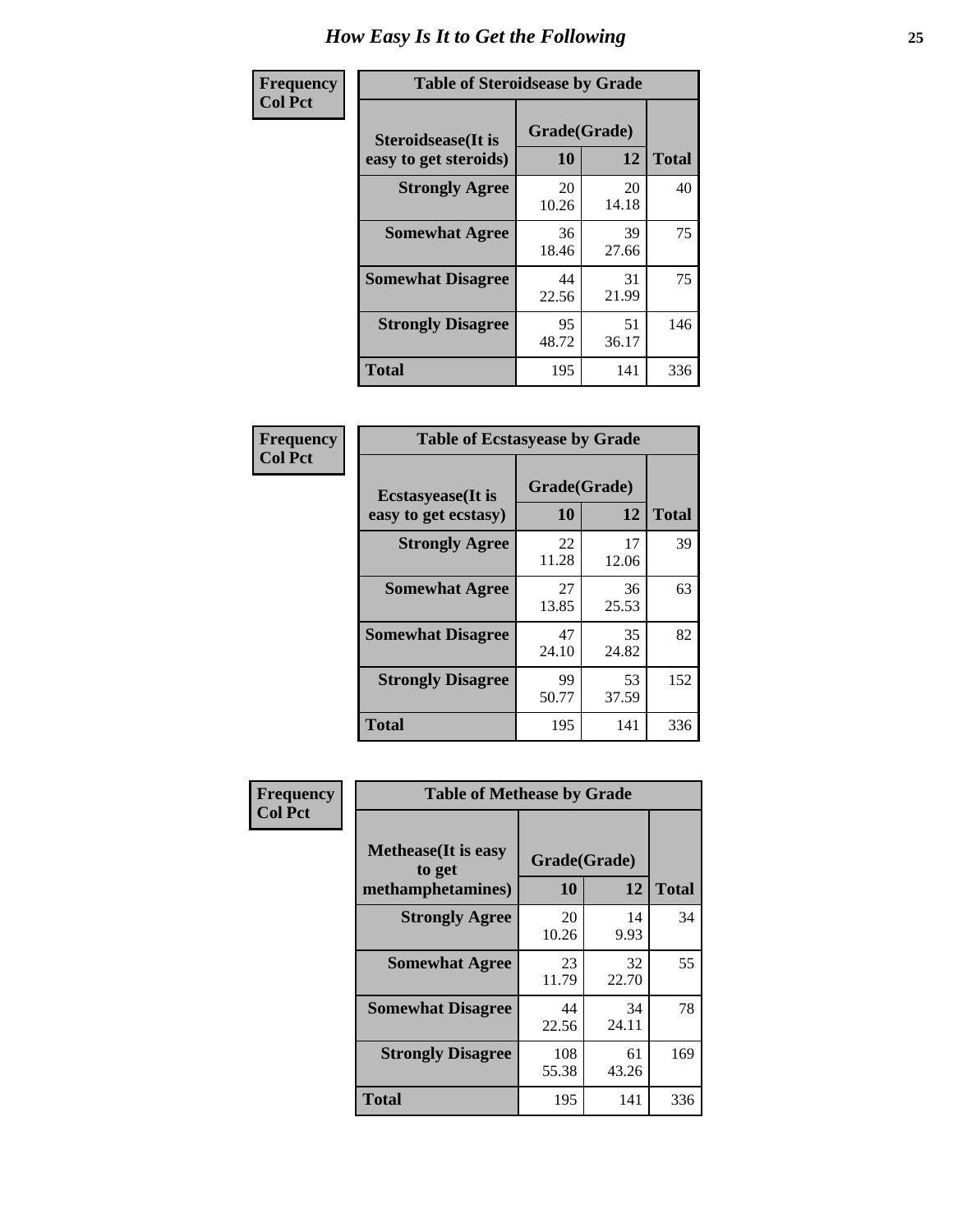# How Easy Is It to Get the Following

**Frequency**
**Col Pct**

**Table of Steroidsease by Grade**

| Steroidsease(It is easy to get steroids) | Grade(Grade) 10 | 12 | Total |
|---|---|---|---|
| **Strongly Agree** | 20<br>10.26 | 20<br>14.18 | 40 |
| **Somewhat Agree** | 36<br>18.46 | 39<br>27.66 | 75 |
| **Somewhat Disagree** | 44<br>22.56 | 31<br>21.99 | 75 |
| **Strongly Disagree** | 95<br>48.72 | 51<br>36.17 | 146 |
| **Total** | 195 | 141 | 336 |

**Frequency**
**Col Pct**

**Table of Ecstasyease by Grade**

| Ecstasyease(It is easy to get ecstasy) | Grade(Grade) 10 | 12 | Total |
|---|---|---|---|
| **Strongly Agree** | 22<br>11.28 | 17<br>12.06 | 39 |
| **Somewhat Agree** | 27<br>13.85 | 36<br>25.53 | 63 |
| **Somewhat Disagree** | 47<br>24.10 | 35<br>24.82 | 82 |
| **Strongly Disagree** | 99<br>50.77 | 53<br>37.59 | 152 |
| **Total** | 195 | 141 | 336 |

**Frequency**
**Col Pct**

**Table of Methease by Grade**

| Methease(It is easy to get methamphetamines) | Grade(Grade) 10 | 12 | Total |
|---|---|---|---|
| **Strongly Agree** | 20<br>10.26 | 14<br>9.93 | 34 |
| **Somewhat Agree** | 23<br>11.79 | 32<br>22.70 | 55 |
| **Somewhat Disagree** | 44<br>22.56 | 34<br>24.11 | 78 |
| **Strongly Disagree** | 108<br>55.38 | 61<br>43.26 | 169 |
| **Total** | 195 | 141 | 336 |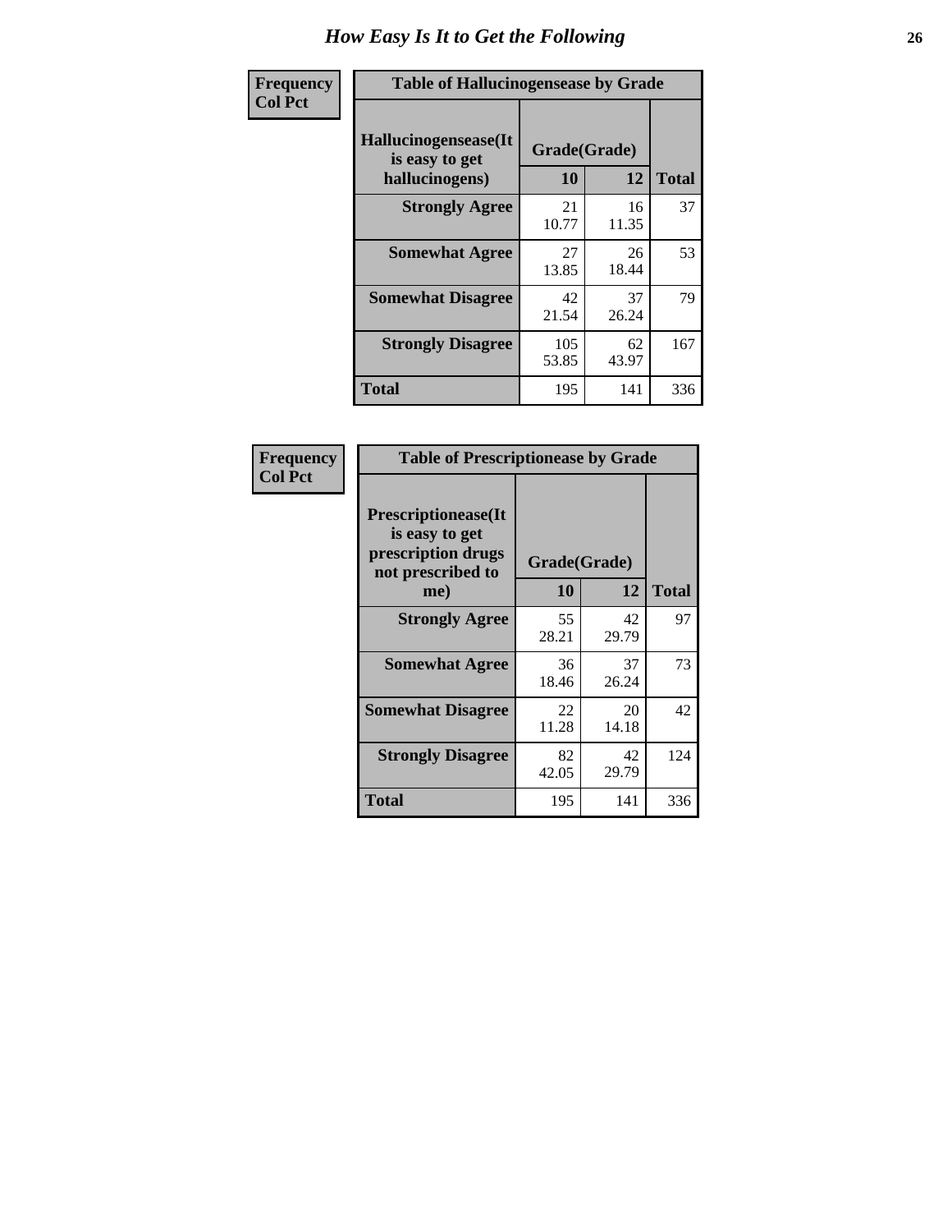# How Easy Is It to Get the Following

| Frequency<br>Col Pct | Table of Hallucinogensease by Grade | | |
|---|---|---|---|
| **Hallucinogensease(It is easy to get hallucinogens)** | **Grade(Grade)** | | |
| | **10** | **12** | **Total** |
| **Strongly Agree** | 21<br>10.77 | 16<br>11.35 | 37 |
| **Somewhat Agree** | 27<br>13.85 | 26<br>18.44 | 53 |
| **Somewhat Disagree** | 42<br>21.54 | 37<br>26.24 | 79 |
| **Strongly Disagree** | 105<br>53.85 | 62<br>43.97 | 167 |
| **Total** | 195 | 141 | 336 |

| Frequency<br>Col Pct | Table of Prescriptionease by Grade | | |
|---|---|---|---|
| **Prescriptionease(It is easy to get prescription drugs not prescribed to me)** | **Grade(Grade)** | | |
| | **10** | **12** | **Total** |
| **Strongly Agree** | 55<br>28.21 | 42<br>29.79 | 97 |
| **Somewhat Agree** | 36<br>18.46 | 37<br>26.24 | 73 |
| **Somewhat Disagree** | 22<br>11.28 | 20<br>14.18 | 42 |
| **Strongly Disagree** | 82<br>42.05 | 42<br>29.79 | 124 |
| **Total** | 195 | 141 | 336 |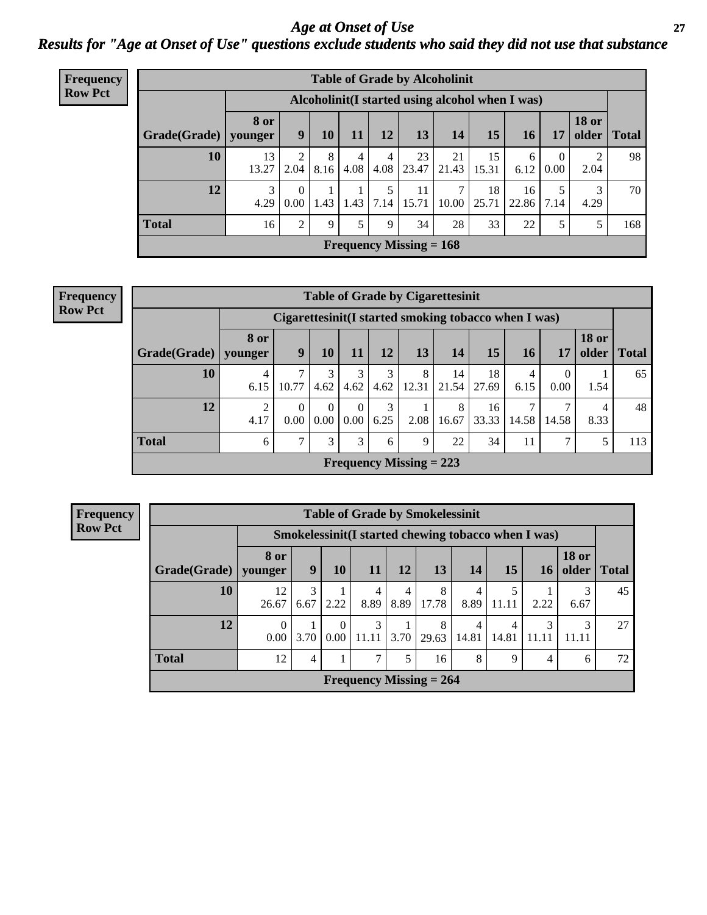# Age at Onset of Use

## Results for "Age at Onset of Use" questions exclude students who said they did not use that substance

**Frequency**
**Row Pct**

**Table of Grade by Alcoholinit**

| Grade(Grade) | Alcoholinit(I started using alcohol when I was) | | | | | | | | | | | Total |
|---|---|---|---|---|---|---|---|---|---|---|---|---|
| | 8 or younger | 9 | 10 | 11 | 12 | 13 | 14 | 15 | 16 | 17 | 18 or older | |
| **10** | 13<br>13.27 | 2<br>2.04 | 8<br>8.16 | 4<br>4.08 | 4<br>4.08 | 23<br>23.47 | 21<br>21.43 | 15<br>15.31 | 6<br>6.12 | 0<br>0.00 | 2<br>2.04 | 98 |
| **12** | 3<br>4.29 | 0<br>0.00 | 1<br>1.43 | 1<br>1.43 | 5<br>7.14 | 11<br>15.71 | 7<br>10.00 | 18<br>25.71 | 16<br>22.86 | 5<br>7.14 | 3<br>4.29 | 70 |
| **Total** | 16 | 2 | 9 | 5 | 9 | 34 | 28 | 33 | 22 | 5 | 5 | 168 |

**Frequency Missing = 168**

**Frequency**
**Row Pct**

**Table of Grade by Cigarettesinit**

| Grade(Grade) | Cigarettesinit(I started smoking tobacco when I was) | | | | | | | | | | | Total |
|---|---|---|---|---|---|---|---|---|---|---|---|---|
| | 8 or younger | 9 | 10 | 11 | 12 | 13 | 14 | 15 | 16 | 17 | 18 or older | |
| **10** | 4<br>6.15 | 7<br>10.77 | 3<br>4.62 | 3<br>4.62 | 3<br>4.62 | 8<br>12.31 | 14<br>21.54 | 18<br>27.69 | 4<br>6.15 | 0<br>0.00 | 1<br>1.54 | 65 |
| **12** | 2<br>4.17 | 0<br>0.00 | 0<br>0.00 | 0<br>0.00 | 3<br>6.25 | 1<br>2.08 | 8<br>16.67 | 16<br>33.33 | 7<br>14.58 | 7<br>14.58 | 4<br>8.33 | 48 |
| **Total** | 6 | 7 | 3 | 3 | 6 | 9 | 22 | 34 | 11 | 7 | 5 | 113 |

**Frequency Missing = 223**

**Frequency**
**Row Pct**

**Table of Grade by Smokelessinit**

| Grade(Grade) | Smokelessinit(I started chewing tobacco when I was) | | | | | | | | | | Total |
|---|---|---|---|---|---|---|---|---|---|---|---|
| | 8 or younger | 9 | 10 | 11 | 12 | 13 | 14 | 15 | 16 | 18 or older | |
| **10** | 12<br>26.67 | 3<br>6.67 | 1<br>2.22 | 4<br>8.89 | 4<br>8.89 | 8<br>17.78 | 4<br>8.89 | 5<br>11.11 | 1<br>2.22 | 3<br>6.67 | 45 |
| **12** | 0<br>0.00 | 1<br>3.70 | 0<br>0.00 | 3<br>11.11 | 1<br>3.70 | 8<br>29.63 | 4<br>14.81 | 4<br>14.81 | 3<br>11.11 | 3<br>11.11 | 27 |
| **Total** | 12 | 4 | 1 | 7 | 5 | 16 | 8 | 9 | 4 | 6 | 72 |

**Frequency Missing = 264**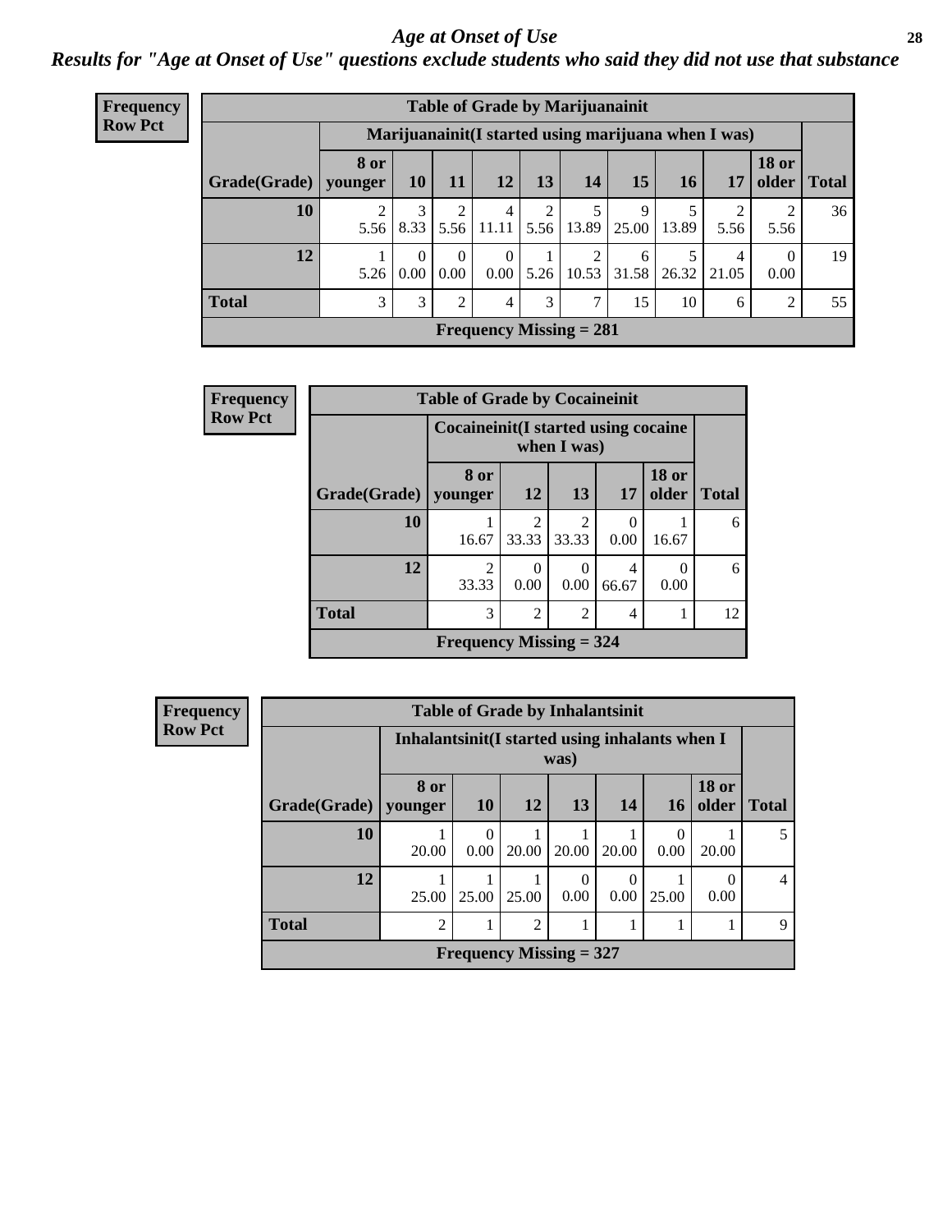# *Age at Onset of Use*

## *Results for "Age at Onset of Use" questions exclude students who said they did not use that substance*

**Frequency**
**Row Pct**

| Table of Grade by Marijuanainit | | | | | | | | | | | |
|---|---|---|---|---|---|---|---|---|---|---|---|
| | Marijuanainit(I started using marijuana when I was) | | | | | | | | | | |
| Grade(Grade) | 8 or younger | 10 | 11 | 12 | 13 | 14 | 15 | 16 | 17 | 18 or older | Total |
| 10 | 2<br>5.56 | 3<br>8.33 | 2<br>5.56 | 4<br>11.11 | 2<br>5.56 | 5<br>13.89 | 9<br>25.00 | 5<br>13.89 | 2<br>5.56 | 2<br>5.56 | 36 |
| 12 | 1<br>5.26 | 0<br>0.00 | 0<br>0.00 | 0<br>0.00 | 1<br>5.26 | 2<br>10.53 | 6<br>31.58 | 5<br>26.32 | 4<br>21.05 | 0<br>0.00 | 19 |
| Total | 3 | 3 | 2 | 4 | 3 | 7 | 15 | 10 | 6 | 2 | 55 |
| Frequency Missing = 281 | | | | | | | | | | | |

**Frequency**
**Row Pct**

| Table of Grade by Cocaineinit | | | | | | |
|---|---|---|---|---|---|---|
| | Cocaineinit(I started using cocaine when I was) | | | | | |
| Grade(Grade) | 8 or younger | 12 | 13 | 17 | 18 or older | Total |
| 10 | 1<br>16.67 | 2<br>33.33 | 2<br>33.33 | 0<br>0.00 | 1<br>16.67 | 6 |
| 12 | 2<br>33.33 | 0<br>0.00 | 0<br>0.00 | 4<br>66.67 | 0<br>0.00 | 6 |
| Total | 3 | 2 | 2 | 4 | 1 | 12 |
| Frequency Missing = 324 | | | | | | |

**Frequency**
**Row Pct**

| Table of Grade by Inhalantsinit | | | | | | | | |
|---|---|---|---|---|---|---|---|---|
| | Inhalantsinit(I started using inhalants when I was) | | | | | | | |
| Grade(Grade) | 8 or younger | 10 | 12 | 13 | 14 | 16 | 18 or older | Total |
| 10 | 1<br>20.00 | 0<br>0.00 | 1<br>20.00 | 1<br>20.00 | 1<br>20.00 | 0<br>0.00 | 1<br>20.00 | 5 |
| 12 | 1<br>25.00 | 1<br>25.00 | 1<br>25.00 | 0<br>0.00 | 0<br>0.00 | 1<br>25.00 | 0<br>0.00 | 4 |
| Total | 2 | 1 | 2 | 1 | 1 | 1 | 1 | 9 |
| Frequency Missing = 327 | | | | | | | | |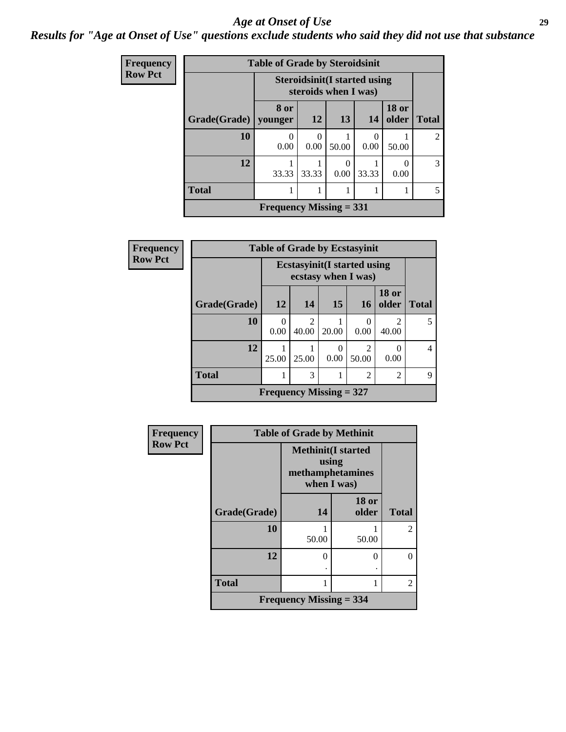# Age at Onset of Use

***Results for "Age at Onset of Use" questions exclude students who said they did not use that substance***

**Frequency**
**Row Pct**

**Table of Grade by Steroidsinit**

| Grade(Grade) | Steroidsinit(I started using steroids when I was) | | | | | Total |
|---|---|---|---|---|---|---|
| | 8 or younger | 12 | 13 | 14 | 18 or older | |
| **10** | 0<br>0.00 | 0<br>0.00 | 1<br>50.00 | 0<br>0.00 | 1<br>50.00 | 2 |
| **12** | 1<br>33.33 | 1<br>33.33 | 0<br>0.00 | 1<br>33.33 | 0<br>0.00 | 3 |
| **Total** | 1 | 1 | 1 | 1 | 1 | 5 |

**Frequency Missing = 331**

**Frequency**
**Row Pct**

**Table of Grade by Ecstasyinit**

| Grade(Grade) | Ecstasyinit(I started using ecstasy when I was) | | | | | Total |
|---|---|---|---|---|---|---|
| | 12 | 14 | 15 | 16 | 18 or older | |
| **10** | 0<br>0.00 | 2<br>40.00 | 1<br>20.00 | 0<br>0.00 | 2<br>40.00 | 5 |
| **12** | 1<br>25.00 | 1<br>25.00 | 0<br>0.00 | 2<br>50.00 | 0<br>0.00 | 4 |
| **Total** | 1 | 3 | 1 | 2 | 2 | 9 |

**Frequency Missing = 327**

**Frequency**
**Row Pct**

**Table of Grade by Methinit**

| Grade(Grade) | Methinit(I started using methamphetamines when I was) | | Total |
|---|---|---|---|
| | 14 | 18 or older | |
| **10** | 1<br>50.00 | 1<br>50.00 | 2 |
| **12** | 0<br>. | 0<br>. | 0 |
| **Total** | 1 | 1 | 2 |

**Frequency Missing = 334**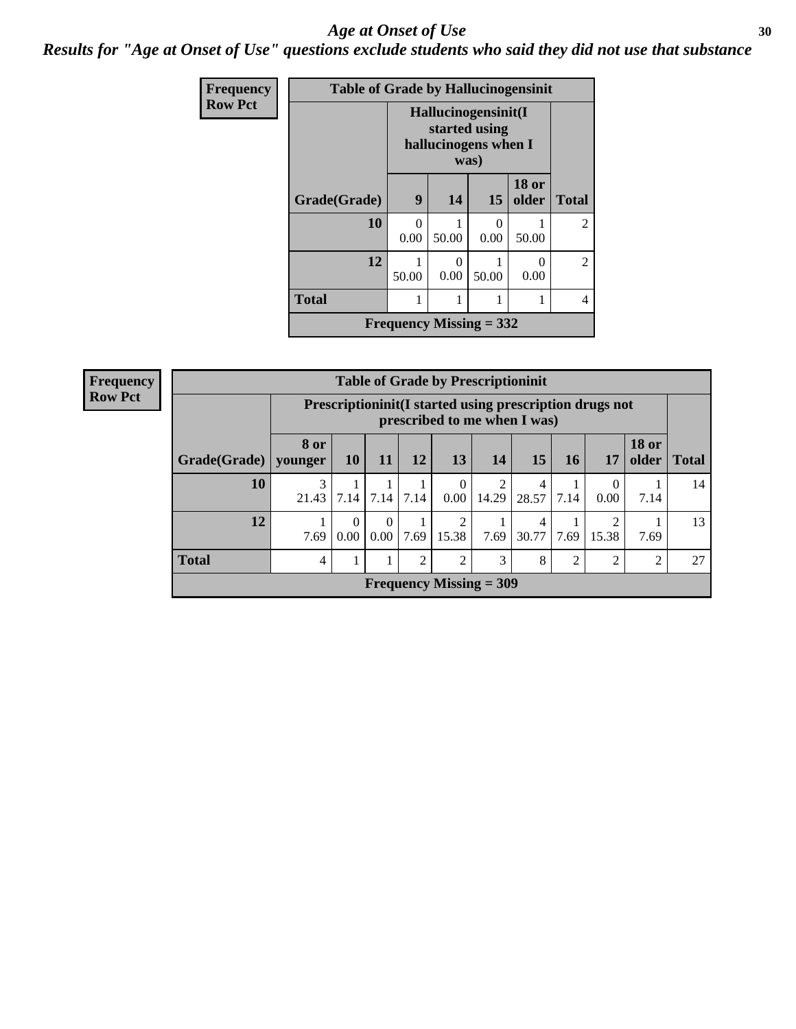# Age at Onset of Use

## Results for "Age at Onset of Use" questions exclude students who said they did not use that substance

**Frequency**
**Row Pct**

**Table of Grade by Hallucinogensinit**

| | Hallucinogensinit(I started using hallucinogens when I was) | | | | |
|---|---|---|---|---|---|
| **Grade(Grade)** | **9** | **14** | **15** | **18 or older** | **Total** |
| **10** | 0<br>0.00 | 1<br>50.00 | 0<br>0.00 | 1<br>50.00 | 2 |
| **12** | 1<br>50.00 | 0<br>0.00 | 1<br>50.00 | 0<br>0.00 | 2 |
| **Total** | 1 | 1 | 1 | 1 | 4 |

**Frequency Missing = 332**

**Frequency**
**Row Pct**

**Table of Grade by Prescriptioninit**

| | Prescriptioninit(I started using prescription drugs not prescribed to me when I was) | | | | | | | | | | |
|---|---|---|---|---|---|---|---|---|---|---|---|
| **Grade(Grade)** | **8 or younger** | **10** | **11** | **12** | **13** | **14** | **15** | **16** | **17** | **18 or older** | **Total** |
| **10** | 3<br>21.43 | 1<br>7.14 | 1<br>7.14 | 1<br>7.14 | 0<br>0.00 | 2<br>14.29 | 4<br>28.57 | 1<br>7.14 | 0<br>0.00 | 1<br>7.14 | 14 |
| **12** | 1<br>7.69 | 0<br>0.00 | 0<br>0.00 | 1<br>7.69 | 2<br>15.38 | 1<br>7.69 | 4<br>30.77 | 1<br>7.69 | 2<br>15.38 | 1<br>7.69 | 13 |
| **Total** | 4 | 1 | 1 | 2 | 2 | 3 | 8 | 2 | 2 | 2 | 27 |

**Frequency Missing = 309**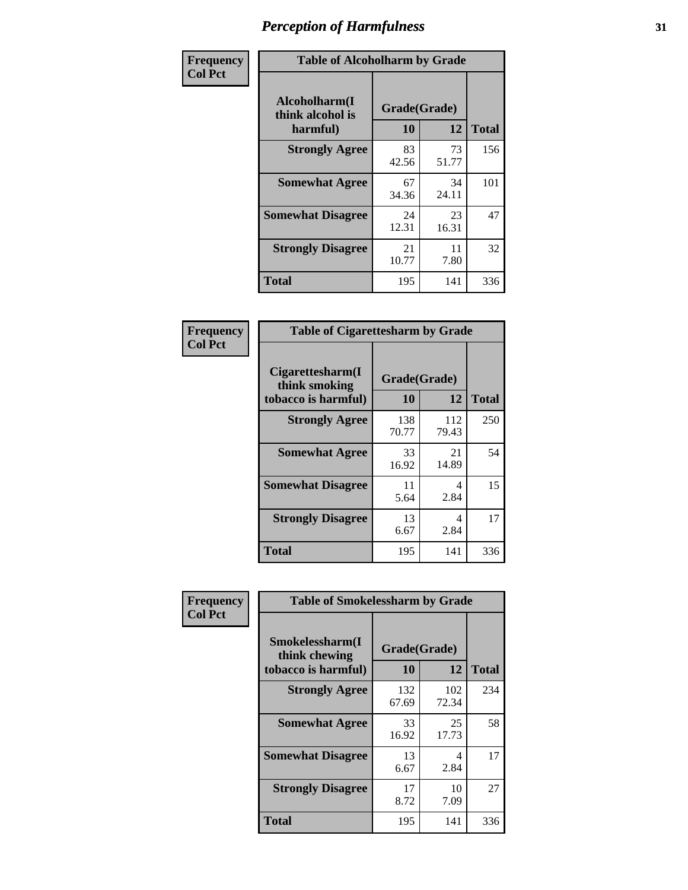# Perception of Harmfulness

**Frequency**
**Col Pct**

**Table of Alcoholharm by Grade**

| Alcoholharm(I think alcohol is harmful) | Grade(Grade) | | Total |
|---|---|---|---|
| | 10 | 12 | |
| **Strongly Agree** | 83<br>42.56 | 73<br>51.77 | 156 |
| **Somewhat Agree** | 67<br>34.36 | 34<br>24.11 | 101 |
| **Somewhat Disagree** | 24<br>12.31 | 23<br>16.31 | 47 |
| **Strongly Disagree** | 21<br>10.77 | 11<br>7.80 | 32 |
| **Total** | 195 | 141 | 336 |

**Frequency**
**Col Pct**

**Table of Cigarettesharm by Grade**

| Cigarettesharm(I think smoking tobacco is harmful) | Grade(Grade) | | Total |
|---|---|---|---|
| | 10 | 12 | |
| **Strongly Agree** | 138<br>70.77 | 112<br>79.43 | 250 |
| **Somewhat Agree** | 33<br>16.92 | 21<br>14.89 | 54 |
| **Somewhat Disagree** | 11<br>5.64 | 4<br>2.84 | 15 |
| **Strongly Disagree** | 13<br>6.67 | 4<br>2.84 | 17 |
| **Total** | 195 | 141 | 336 |

**Frequency**
**Col Pct**

**Table of Smokelessharm by Grade**

| Smokelessharm(I think chewing tobacco is harmful) | Grade(Grade) | | Total |
|---|---|---|---|
| | 10 | 12 | |
| **Strongly Agree** | 132<br>67.69 | 102<br>72.34 | 234 |
| **Somewhat Agree** | 33<br>16.92 | 25<br>17.73 | 58 |
| **Somewhat Disagree** | 13<br>6.67 | 4<br>2.84 | 17 |
| **Strongly Disagree** | 17<br>8.72 | 10<br>7.09 | 27 |
| **Total** | 195 | 141 | 336 |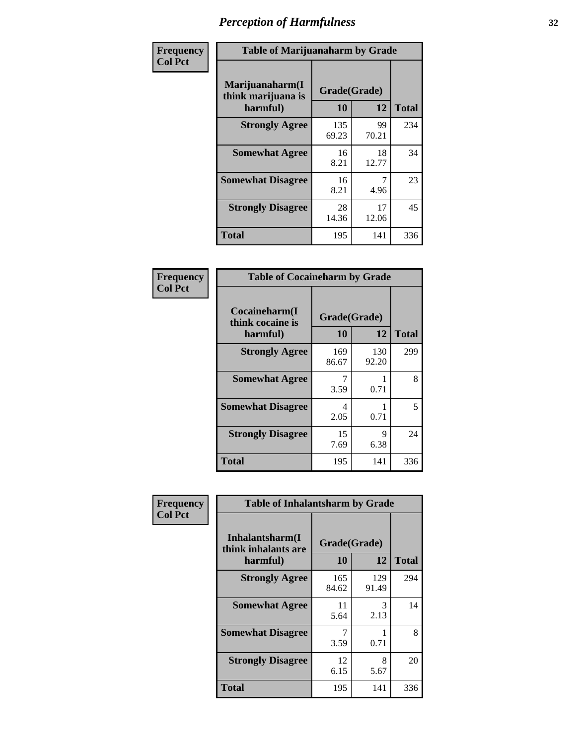# Perception of Harmfulness

**Frequency**
**Col Pct**

| Table of Marijuanaharm by Grade | | | |
|---|---|---|---|
| **Marijuanaharm(I think marijuana is harmful)** | **Grade(Grade)** | | **Total** |
| | **10** | **12** | |
| **Strongly Agree** | 135<br>69.23 | 99<br>70.21 | 234 |
| **Somewhat Agree** | 16<br>8.21 | 18<br>12.77 | 34 |
| **Somewhat Disagree** | 16<br>8.21 | 7<br>4.96 | 23 |
| **Strongly Disagree** | 28<br>14.36 | 17<br>12.06 | 45 |
| **Total** | 195 | 141 | 336 |

**Frequency**
**Col Pct**

| Table of Cocaineharm by Grade | | | |
|---|---|---|---|
| **Cocaineharm(I think cocaine is harmful)** | **Grade(Grade)** | | **Total** |
| | **10** | **12** | |
| **Strongly Agree** | 169<br>86.67 | 130<br>92.20 | 299 |
| **Somewhat Agree** | 7<br>3.59 | 1<br>0.71 | 8 |
| **Somewhat Disagree** | 4<br>2.05 | 1<br>0.71 | 5 |
| **Strongly Disagree** | 15<br>7.69 | 9<br>6.38 | 24 |
| **Total** | 195 | 141 | 336 |

**Frequency**
**Col Pct**

| Table of Inhalantsharm by Grade | | | |
|---|---|---|---|
| **Inhalantsharm(I think inhalants are harmful)** | **Grade(Grade)** | | **Total** |
| | **10** | **12** | |
| **Strongly Agree** | 165<br>84.62 | 129<br>91.49 | 294 |
| **Somewhat Agree** | 11<br>5.64 | 3<br>2.13 | 14 |
| **Somewhat Disagree** | 7<br>3.59 | 1<br>0.71 | 8 |
| **Strongly Disagree** | 12<br>6.15 | 8<br>5.67 | 20 |
| **Total** | 195 | 141 | 336 |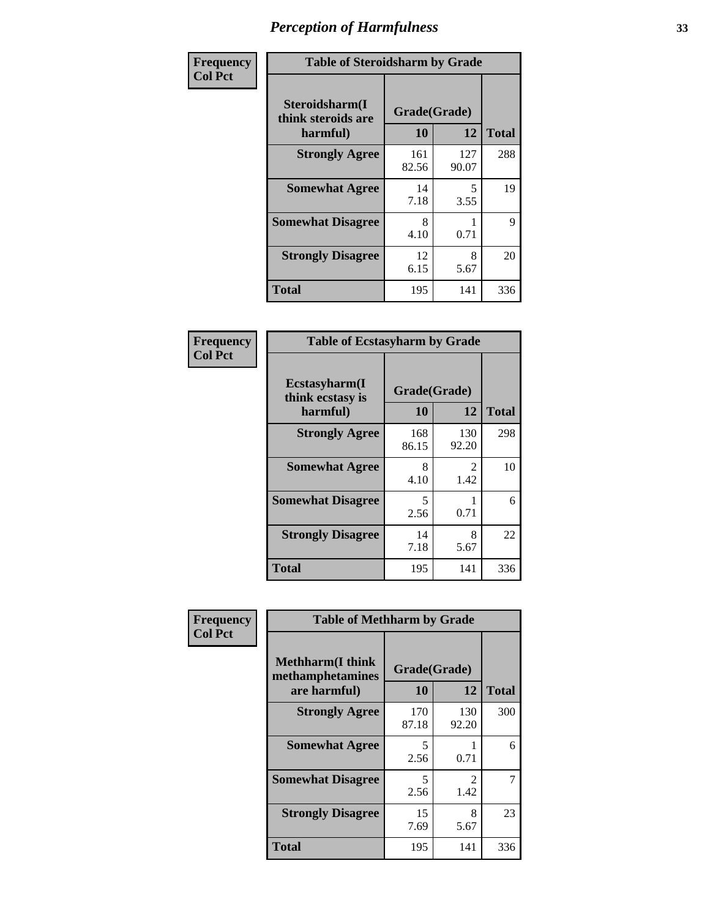# Perception of Harmfulness

| Frequency<br>Col Pct | Table of Steroidsharm by Grade | | |
|---|---|---|---|
| **Steroidsharm(I think steroids are harmful)** | **Grade(Grade)** | | |
| | **10** | **12** | **Total** |
| **Strongly Agree** | 161<br>82.56 | 127<br>90.07 | 288 |
| **Somewhat Agree** | 14<br>7.18 | 5<br>3.55 | 19 |
| **Somewhat Disagree** | 8<br>4.10 | 1<br>0.71 | 9 |
| **Strongly Disagree** | 12<br>6.15 | 8<br>5.67 | 20 |
| **Total** | 195 | 141 | 336 |

| Frequency<br>Col Pct | Table of Ecstasyharm by Grade | | |
|---|---|---|---|
| **Ecstasyharm(I think ecstasy is harmful)** | **Grade(Grade)** | | |
| | **10** | **12** | **Total** |
| **Strongly Agree** | 168<br>86.15 | 130<br>92.20 | 298 |
| **Somewhat Agree** | 8<br>4.10 | 2<br>1.42 | 10 |
| **Somewhat Disagree** | 5<br>2.56 | 1<br>0.71 | 6 |
| **Strongly Disagree** | 14<br>7.18 | 8<br>5.67 | 22 |
| **Total** | 195 | 141 | 336 |

| Frequency<br>Col Pct | Table of Methharm by Grade | | |
|---|---|---|---|
| **Methharm(I think methamphetamines are harmful)** | **Grade(Grade)** | | |
| | **10** | **12** | **Total** |
| **Strongly Agree** | 170<br>87.18 | 130<br>92.20 | 300 |
| **Somewhat Agree** | 5<br>2.56 | 1<br>0.71 | 6 |
| **Somewhat Disagree** | 5<br>2.56 | 2<br>1.42 | 7 |
| **Strongly Disagree** | 15<br>7.69 | 8<br>5.67 | 23 |
| **Total** | 195 | 141 | 336 |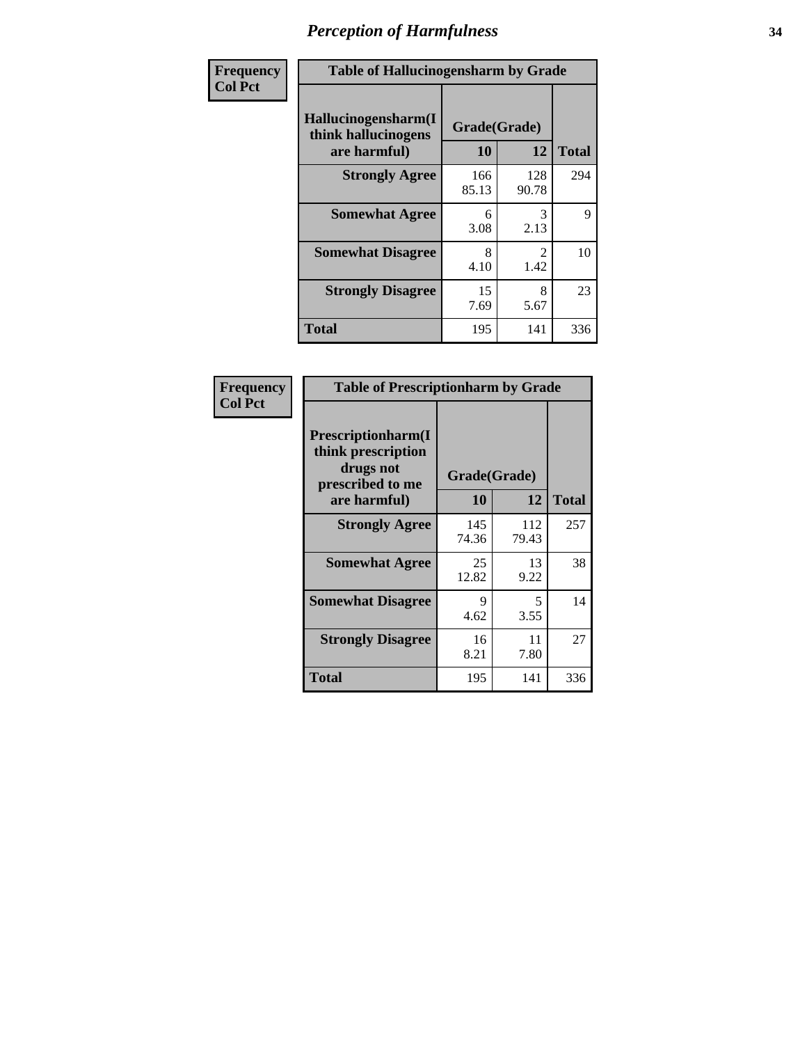# *Perception of Harmfulness*

| Frequency<br>Col Pct |
|---|

**Table of Hallucinogensharm by Grade**

| Hallucinogensharm(I think hallucinogens are harmful) | Grade(Grade) 10 | 12 | Total |
|---|---|---|---|
| **Strongly Agree** | 166<br>85.13 | 128<br>90.78 | 294 |
| **Somewhat Agree** | 6<br>3.08 | 3<br>2.13 | 9 |
| **Somewhat Disagree** | 8<br>4.10 | 2<br>1.42 | 10 |
| **Strongly Disagree** | 15<br>7.69 | 8<br>5.67 | 23 |
| **Total** | 195 | 141 | 336 |

| Frequency<br>Col Pct |
|---|

**Table of Prescriptionharm by Grade**

| Prescriptionharm(I think prescription drugs not prescribed to me are harmful) | Grade(Grade) 10 | 12 | Total |
|---|---|---|---|
| **Strongly Agree** | 145<br>74.36 | 112<br>79.43 | 257 |
| **Somewhat Agree** | 25<br>12.82 | 13<br>9.22 | 38 |
| **Somewhat Disagree** | 9<br>4.62 | 5<br>3.55 | 14 |
| **Strongly Disagree** | 16<br>8.21 | 11<br>7.80 | 27 |
| **Total** | 195 | 141 | 336 |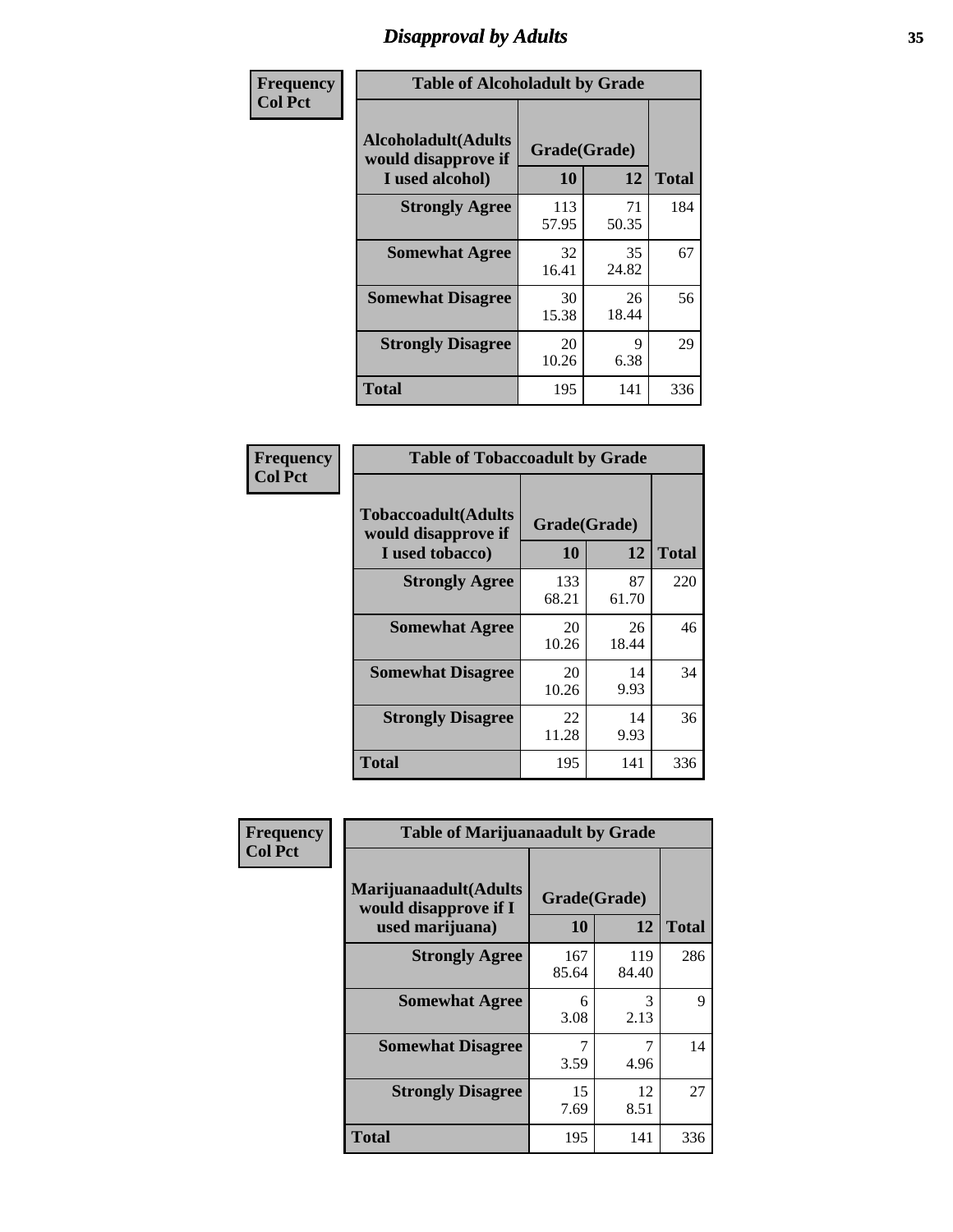# Disapproval by Adults

| Frequency<br>Col Pct | | | |
|---|---|---|---|

**Table of Alcoholadult by Grade**

| Alcoholadult(Adults would disapprove if I used alcohol) | Grade(Grade) 10 | 12 | Total |
|---|---|---|---|
| Strongly Agree | 113<br>57.95 | 71<br>50.35 | 184 |
| Somewhat Agree | 32<br>16.41 | 35<br>24.82 | 67 |
| Somewhat Disagree | 30<br>15.38 | 26<br>18.44 | 56 |
| Strongly Disagree | 20<br>10.26 | 9<br>6.38 | 29 |
| Total | 195 | 141 | 336 |

| Frequency<br>Col Pct | | | |
|---|---|---|---|

**Table of Tobaccoadult by Grade**

| Tobaccoadult(Adults would disapprove if I used tobacco) | Grade(Grade) 10 | 12 | Total |
|---|---|---|---|
| Strongly Agree | 133<br>68.21 | 87<br>61.70 | 220 |
| Somewhat Agree | 20<br>10.26 | 26<br>18.44 | 46 |
| Somewhat Disagree | 20<br>10.26 | 14<br>9.93 | 34 |
| Strongly Disagree | 22<br>11.28 | 14<br>9.93 | 36 |
| Total | 195 | 141 | 336 |

| Frequency<br>Col Pct | | | |
|---|---|---|---|

**Table of Marijuanaadult by Grade**

| Marijuanaadult(Adults would disapprove if I used marijuana) | Grade(Grade) 10 | 12 | Total |
|---|---|---|---|
| Strongly Agree | 167<br>85.64 | 119<br>84.40 | 286 |
| Somewhat Agree | 6<br>3.08 | 3<br>2.13 | 9 |
| Somewhat Disagree | 7<br>3.59 | 7<br>4.96 | 14 |
| Strongly Disagree | 15<br>7.69 | 12<br>8.51 | 27 |
| Total | 195 | 141 | 336 |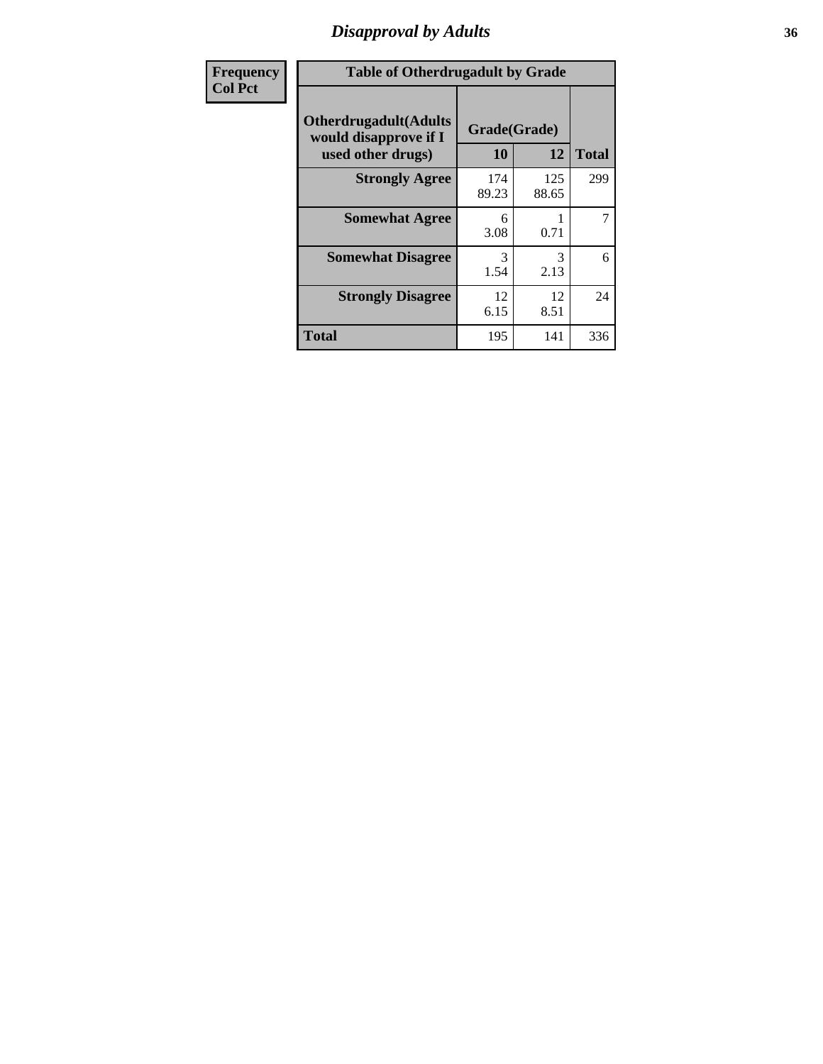# Disapproval by Adults

| Frequency<br>Col Pct |
|---|

**Table of Otherdrugadult by Grade**

| Otherdrugadult(Adults would disapprove if I used other drugs) | Grade(Grade) | | Total |
|---|---|---|---|
| | 10 | 12 | |
| **Strongly Agree** | 174<br>89.23 | 125<br>88.65 | 299 |
| **Somewhat Agree** | 6<br>3.08 | 1<br>0.71 | 7 |
| **Somewhat Disagree** | 3<br>1.54 | 3<br>2.13 | 6 |
| **Strongly Disagree** | 12<br>6.15 | 12<br>8.51 | 24 |
| **Total** | 195 | 141 | 336 |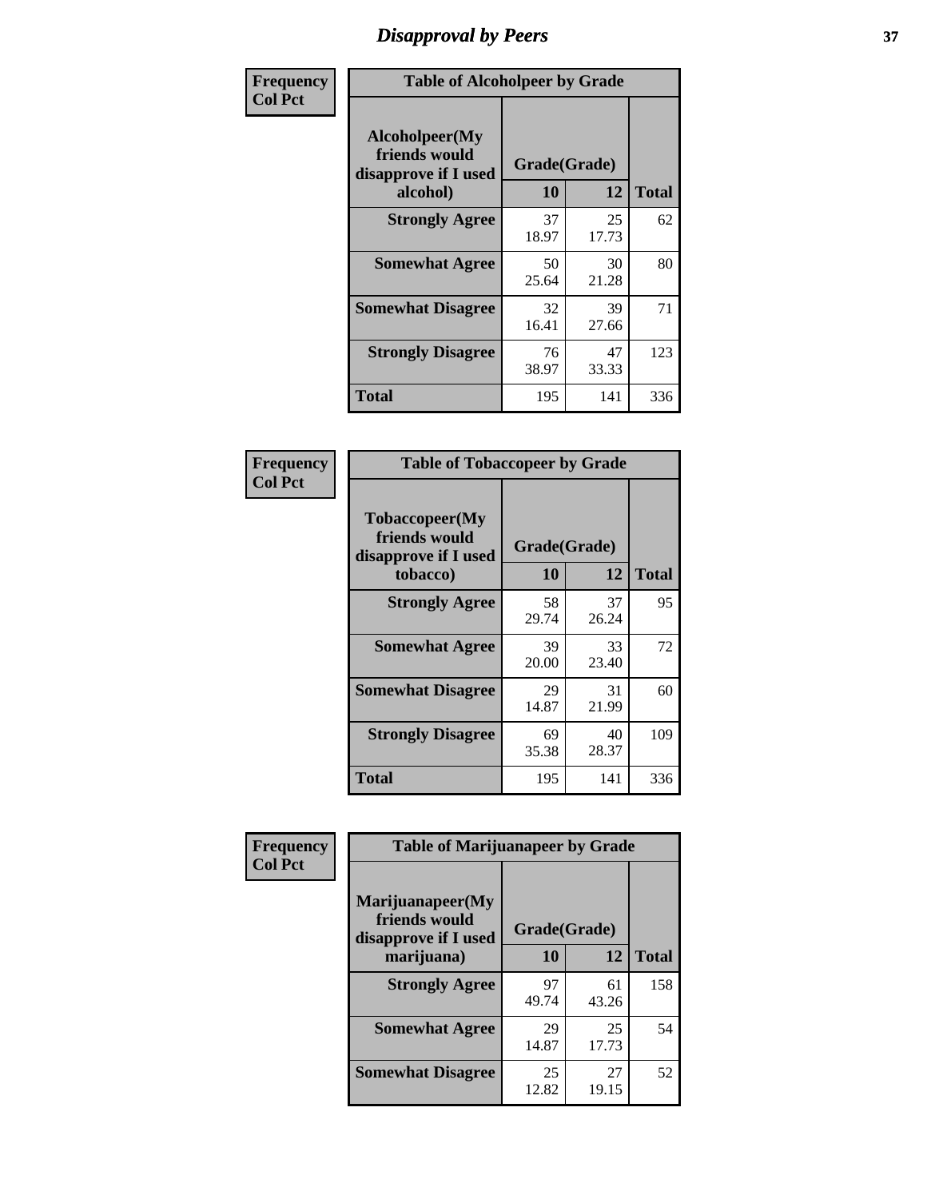# Disapproval by Peers

**Frequency**
**Col Pct**

| Table of Alcoholpeer by Grade | | | |
|---|---|---|---|
| Alcoholpeer(My friends would disapprove if I used alcohol) | Grade(Grade) | | |
| | 10 | 12 | Total |
| **Strongly Agree** | 37<br>18.97 | 25<br>17.73 | 62 |
| **Somewhat Agree** | 50<br>25.64 | 30<br>21.28 | 80 |
| **Somewhat Disagree** | 32<br>16.41 | 39<br>27.66 | 71 |
| **Strongly Disagree** | 76<br>38.97 | 47<br>33.33 | 123 |
| **Total** | 195 | 141 | 336 |

**Frequency**
**Col Pct**

| Table of Tobaccopeer by Grade | | | |
|---|---|---|---|
| Tobaccopeer(My friends would disapprove if I used tobacco) | Grade(Grade) | | |
| | 10 | 12 | Total |
| **Strongly Agree** | 58<br>29.74 | 37<br>26.24 | 95 |
| **Somewhat Agree** | 39<br>20.00 | 33<br>23.40 | 72 |
| **Somewhat Disagree** | 29<br>14.87 | 31<br>21.99 | 60 |
| **Strongly Disagree** | 69<br>35.38 | 40<br>28.37 | 109 |
| **Total** | 195 | 141 | 336 |

**Frequency**
**Col Pct**

| Table of Marijuanapeer by Grade | | | |
|---|---|---|---|
| Marijuanapeer(My friends would disapprove if I used marijuana) | Grade(Grade) | | |
| | 10 | 12 | Total |
| **Strongly Agree** | 97<br>49.74 | 61<br>43.26 | 158 |
| **Somewhat Agree** | 29<br>14.87 | 25<br>17.73 | 54 |
| **Somewhat Disagree** | 25<br>12.82 | 27<br>19.15 | 52 |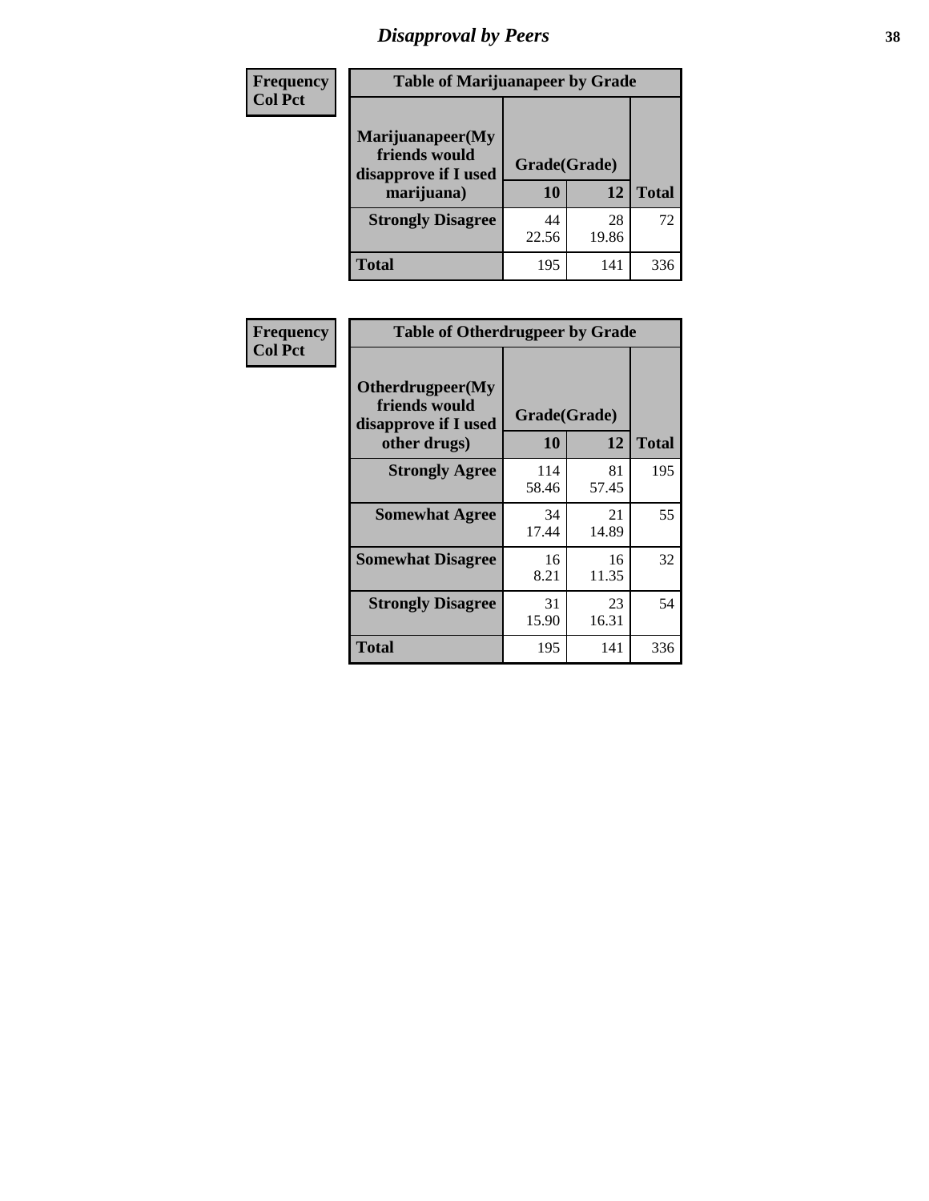# Disapproval by Peers

| Frequency<br>Col Pct | | | |
|---|---|---|---|

**Table of Marijuanapeer by Grade**

| Marijuanapeer(My friends would disapprove if I used marijuana) | Grade(Grade) | | |
|---|---|---|---|
| | 10 | 12 | Total |
| Strongly Disagree | 44<br>22.56 | 28<br>19.86 | 72 |
| Total | 195 | 141 | 336 |

| Frequency<br>Col Pct | | | |
|---|---|---|---|

**Table of Otherdrugpeer by Grade**

| Otherdrugpeer(My friends would disapprove if I used other drugs) | Grade(Grade) | | |
|---|---|---|---|
| | 10 | 12 | Total |
| Strongly Agree | 114<br>58.46 | 81<br>57.45 | 195 |
| Somewhat Agree | 34<br>17.44 | 21<br>14.89 | 55 |
| Somewhat Disagree | 16<br>8.21 | 16<br>11.35 | 32 |
| Strongly Disagree | 31<br>15.90 | 23<br>16.31 | 54 |
| Total | 195 | 141 | 336 |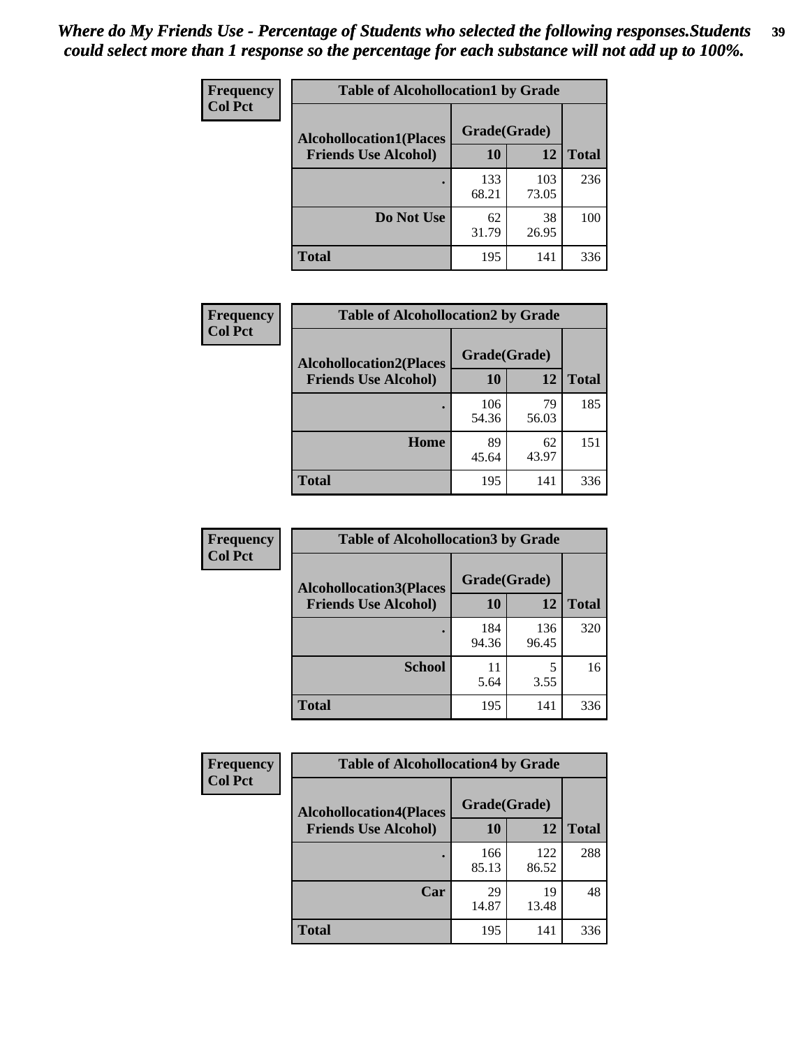*Where do My Friends Use - Percentage of Students who selected the following responses.Students could select more than 1 response so the percentage for each substance will not add up to 100%.*

**Frequency**
**Col Pct**

| Table of Alcohollocation1 by Grade | | | |
|---|---|---|---|
| **Alcohollocation1(Places Friends Use Alcohol)** | **Grade(Grade)** | | **Total** |
| | **10** | **12** | |
| **.** | 133<br>68.21 | 103<br>73.05 | 236 |
| **Do Not Use** | 62<br>31.79 | 38<br>26.95 | 100 |
| **Total** | 195 | 141 | 336 |

**Frequency**
**Col Pct**

| Table of Alcohollocation2 by Grade | | | |
|---|---|---|---|
| **Alcohollocation2(Places Friends Use Alcohol)** | **Grade(Grade)** | | **Total** |
| | **10** | **12** | |
| **.** | 106<br>54.36 | 79<br>56.03 | 185 |
| **Home** | 89<br>45.64 | 62<br>43.97 | 151 |
| **Total** | 195 | 141 | 336 |

**Frequency**
**Col Pct**

| Table of Alcohollocation3 by Grade | | | |
|---|---|---|---|
| **Alcohollocation3(Places Friends Use Alcohol)** | **Grade(Grade)** | | **Total** |
| | **10** | **12** | |
| **.** | 184<br>94.36 | 136<br>96.45 | 320 |
| **School** | 11<br>5.64 | 5<br>3.55 | 16 |
| **Total** | 195 | 141 | 336 |

**Frequency**
**Col Pct**

| Table of Alcohollocation4 by Grade | | | |
|---|---|---|---|
| **Alcohollocation4(Places Friends Use Alcohol)** | **Grade(Grade)** | | **Total** |
| | **10** | **12** | |
| **.** | 166<br>85.13 | 122<br>86.52 | 288 |
| **Car** | 29<br>14.87 | 19<br>13.48 | 48 |
| **Total** | 195 | 141 | 336 |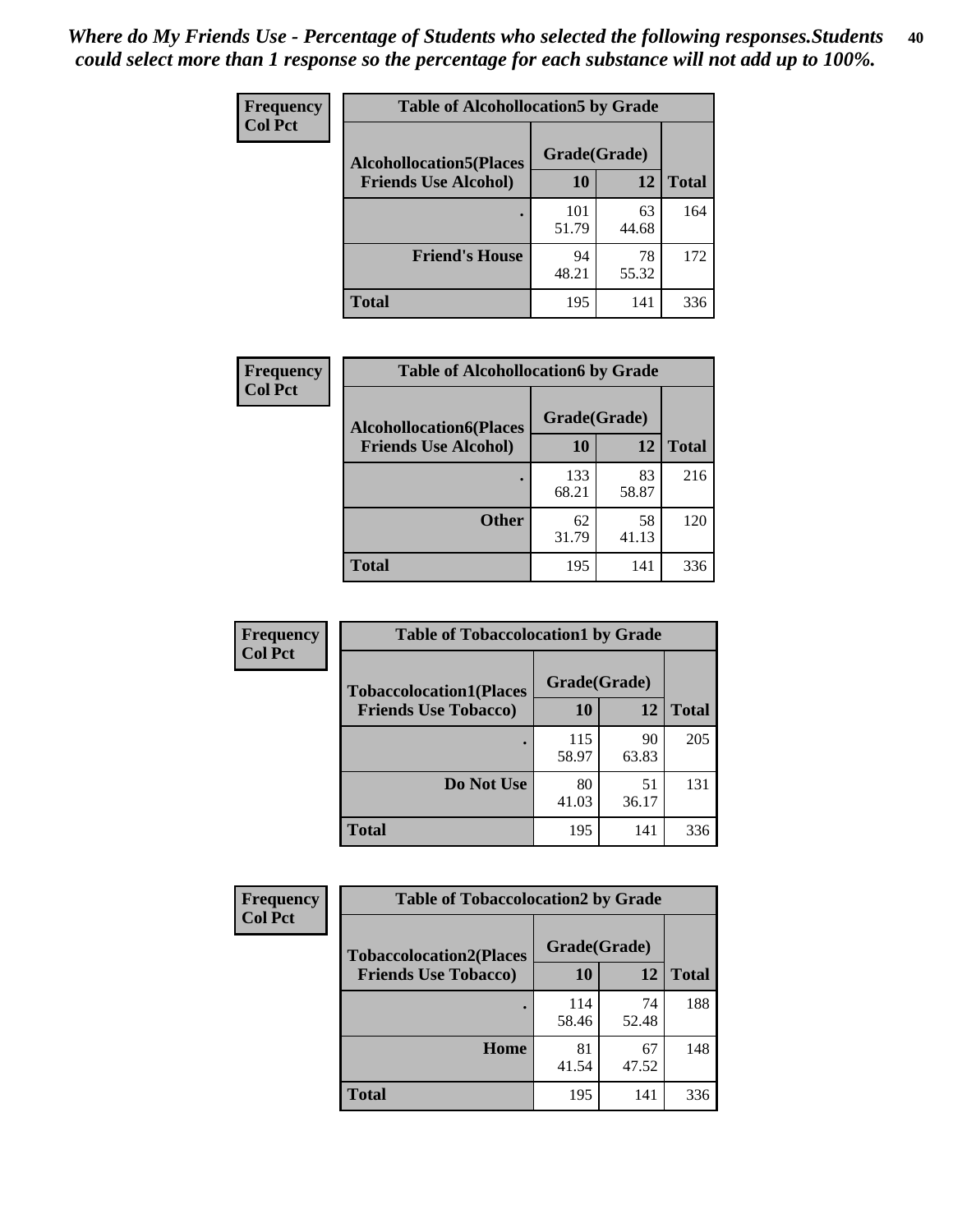*Where do My Friends Use - Percentage of Students who selected the following responses.Students could select more than 1 response so the percentage for each substance will not add up to 100%.*

| Frequency<br>Col Pct | Table of Alcohollocation5 by Grade | | |
|---|---|---|---|
| Alcohollocation5(Places Friends Use Alcohol) | Grade(Grade) | | |
| | 10 | 12 | Total |
| . | 101<br>51.79 | 63<br>44.68 | 164 |
| Friend's House | 94<br>48.21 | 78<br>55.32 | 172 |
| Total | 195 | 141 | 336 |

| Frequency<br>Col Pct | Table of Alcohollocation6 by Grade | | |
|---|---|---|---|
| Alcohollocation6(Places Friends Use Alcohol) | Grade(Grade) | | |
| | 10 | 12 | Total |
| . | 133<br>68.21 | 83<br>58.87 | 216 |
| Other | 62<br>31.79 | 58<br>41.13 | 120 |
| Total | 195 | 141 | 336 |

| Frequency<br>Col Pct | Table of Tobaccolocation1 by Grade | | |
|---|---|---|---|
| Tobaccolocation1(Places Friends Use Tobacco) | Grade(Grade) | | |
| | 10 | 12 | Total |
| . | 115<br>58.97 | 90<br>63.83 | 205 |
| Do Not Use | 80<br>41.03 | 51<br>36.17 | 131 |
| Total | 195 | 141 | 336 |

| Frequency<br>Col Pct | Table of Tobaccolocation2 by Grade | | |
|---|---|---|---|
| Tobaccolocation2(Places Friends Use Tobacco) | Grade(Grade) | | |
| | 10 | 12 | Total |
| . | 114<br>58.46 | 74<br>52.48 | 188 |
| Home | 81<br>41.54 | 67<br>47.52 | 148 |
| Total | 195 | 141 | 336 |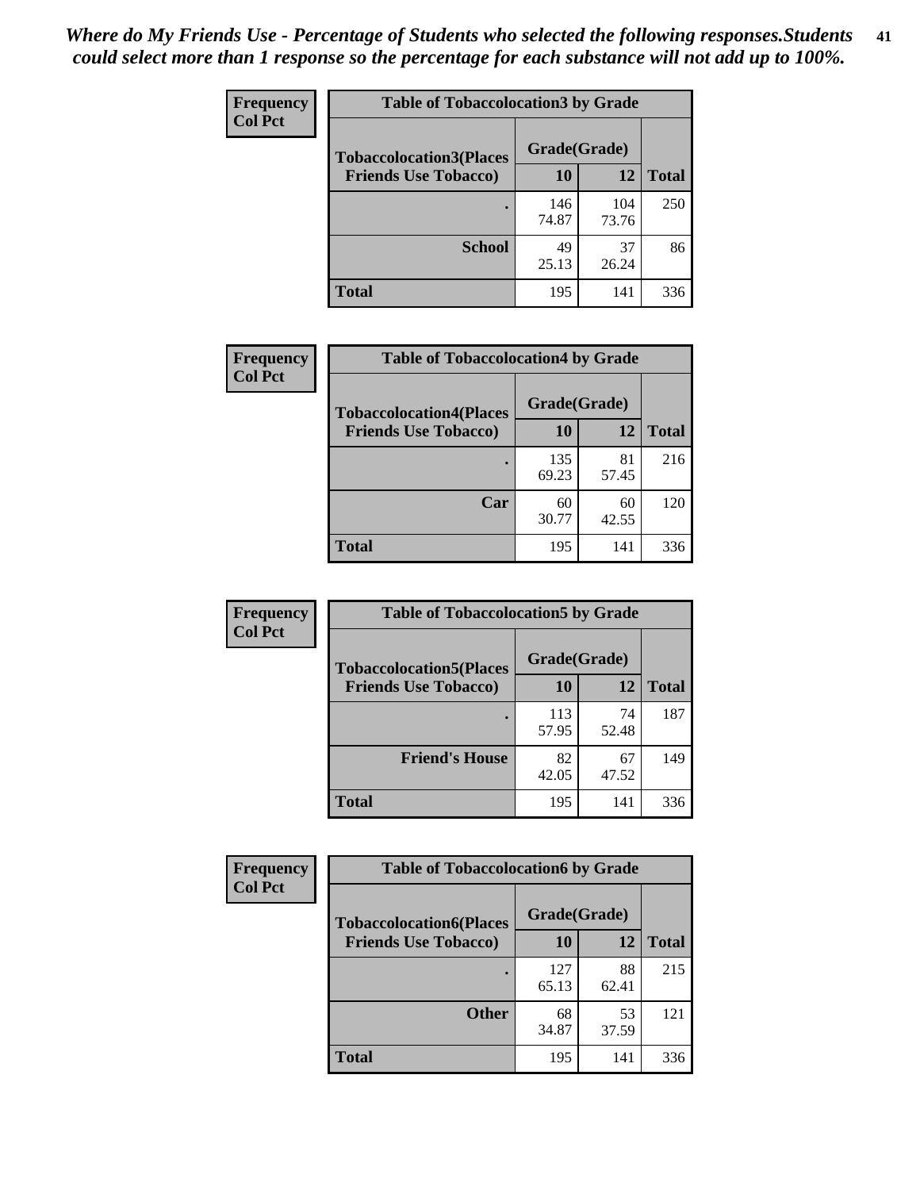*Where do My Friends Use - Percentage of Students who selected the following responses.Students could select more than 1 response so the percentage for each substance will not add up to 100%.*

**Frequency**
**Col Pct**

| Table of Tobaccolocation3 by Grade | | | |
|---|---|---|---|
| **Tobaccolocation3(Places Friends Use Tobacco)** | **Grade(Grade)** | | |
| | **10** | **12** | **Total** |
| **.** | 146<br>74.87 | 104<br>73.76 | 250 |
| **School** | 49<br>25.13 | 37<br>26.24 | 86 |
| **Total** | 195 | 141 | 336 |

**Frequency**
**Col Pct**

| Table of Tobaccolocation4 by Grade | | | |
|---|---|---|---|
| **Tobaccolocation4(Places Friends Use Tobacco)** | **Grade(Grade)** | | |
| | **10** | **12** | **Total** |
| **.** | 135<br>69.23 | 81<br>57.45 | 216 |
| **Car** | 60<br>30.77 | 60<br>42.55 | 120 |
| **Total** | 195 | 141 | 336 |

**Frequency**
**Col Pct**

| Table of Tobaccolocation5 by Grade | | | |
|---|---|---|---|
| **Tobaccolocation5(Places Friends Use Tobacco)** | **Grade(Grade)** | | |
| | **10** | **12** | **Total** |
| **.** | 113<br>57.95 | 74<br>52.48 | 187 |
| **Friend's House** | 82<br>42.05 | 67<br>47.52 | 149 |
| **Total** | 195 | 141 | 336 |

**Frequency**
**Col Pct**

| Table of Tobaccolocation6 by Grade | | | |
|---|---|---|---|
| **Tobaccolocation6(Places Friends Use Tobacco)** | **Grade(Grade)** | | |
| | **10** | **12** | **Total** |
| **.** | 127<br>65.13 | 88<br>62.41 | 215 |
| **Other** | 68<br>34.87 | 53<br>37.59 | 121 |
| **Total** | 195 | 141 | 336 |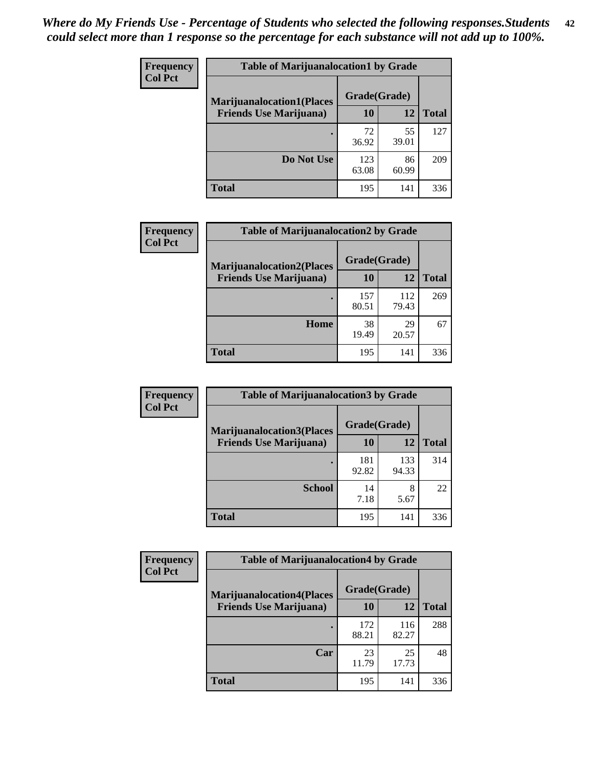*Where do My Friends Use - Percentage of Students who selected the following responses.Students could select more than 1 response so the percentage for each substance will not add up to 100%.*

**Frequency**
**Col Pct**

| Table of Marijuanalocation1 by Grade | | | |
|---|---|---|---|
| **Marijuanalocation1(Places Friends Use Marijuana)** | **Grade(Grade)** | | **Total** |
| | **10** | **12** | |
| **.** | 72<br>36.92 | 55<br>39.01 | 127 |
| **Do Not Use** | 123<br>63.08 | 86<br>60.99 | 209 |
| **Total** | 195 | 141 | 336 |

**Frequency**
**Col Pct**

| Table of Marijuanalocation2 by Grade | | | |
|---|---|---|---|
| **Marijuanalocation2(Places Friends Use Marijuana)** | **Grade(Grade)** | | **Total** |
| | **10** | **12** | |
| **.** | 157<br>80.51 | 112<br>79.43 | 269 |
| **Home** | 38<br>19.49 | 29<br>20.57 | 67 |
| **Total** | 195 | 141 | 336 |

**Frequency**
**Col Pct**

| Table of Marijuanalocation3 by Grade | | | |
|---|---|---|---|
| **Marijuanalocation3(Places Friends Use Marijuana)** | **Grade(Grade)** | | **Total** |
| | **10** | **12** | |
| **.** | 181<br>92.82 | 133<br>94.33 | 314 |
| **School** | 14<br>7.18 | 8<br>5.67 | 22 |
| **Total** | 195 | 141 | 336 |

**Frequency**
**Col Pct**

| Table of Marijuanalocation4 by Grade | | | |
|---|---|---|---|
| **Marijuanalocation4(Places Friends Use Marijuana)** | **Grade(Grade)** | | **Total** |
| | **10** | **12** | |
| **.** | 172<br>88.21 | 116<br>82.27 | 288 |
| **Car** | 23<br>11.79 | 25<br>17.73 | 48 |
| **Total** | 195 | 141 | 336 |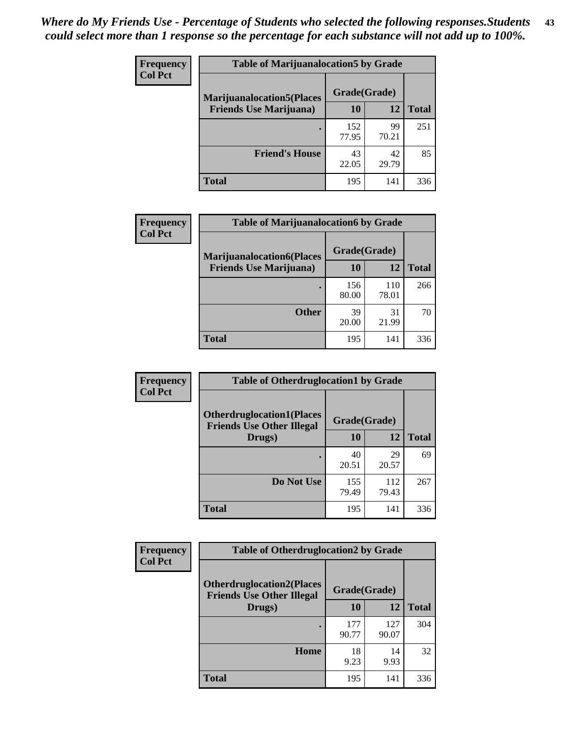*Where do My Friends Use - Percentage of Students who selected the following responses.Students could select more than 1 response so the percentage for each substance will not add up to 100%.*

| Frequency<br>Col Pct | Table of Marijuanalocation5 by Grade | | |
|---|---|---|---|
| **Marijuanalocation5(Places Friends Use Marijuana)** | **Grade(Grade)** | | **Total** |
| | **10** | **12** | |
| **.** | 152<br>77.95 | 99<br>70.21 | 251 |
| **Friend's House** | 43<br>22.05 | 42<br>29.79 | 85 |
| **Total** | 195 | 141 | 336 |

| Frequency<br>Col Pct | Table of Marijuanalocation6 by Grade | | |
|---|---|---|---|
| **Marijuanalocation6(Places Friends Use Marijuana)** | **Grade(Grade)** | | **Total** |
| | **10** | **12** | |
| **.** | 156<br>80.00 | 110<br>78.01 | 266 |
| **Other** | 39<br>20.00 | 31<br>21.99 | 70 |
| **Total** | 195 | 141 | 336 |

| Frequency<br>Col Pct | Table of Otherdruglocation1 by Grade | | |
|---|---|---|---|
| **Otherdruglocation1(Places Friends Use Other Illegal Drugs)** | **Grade(Grade)** | | **Total** |
| | **10** | **12** | |
| **.** | 40<br>20.51 | 29<br>20.57 | 69 |
| **Do Not Use** | 155<br>79.49 | 112<br>79.43 | 267 |
| **Total** | 195 | 141 | 336 |

| Frequency<br>Col Pct | Table of Otherdruglocation2 by Grade | | |
|---|---|---|---|
| **Otherdruglocation2(Places Friends Use Other Illegal Drugs)** | **Grade(Grade)** | | **Total** |
| | **10** | **12** | |
| **.** | 177<br>90.77 | 127<br>90.07 | 304 |
| **Home** | 18<br>9.23 | 14<br>9.93 | 32 |
| **Total** | 195 | 141 | 336 |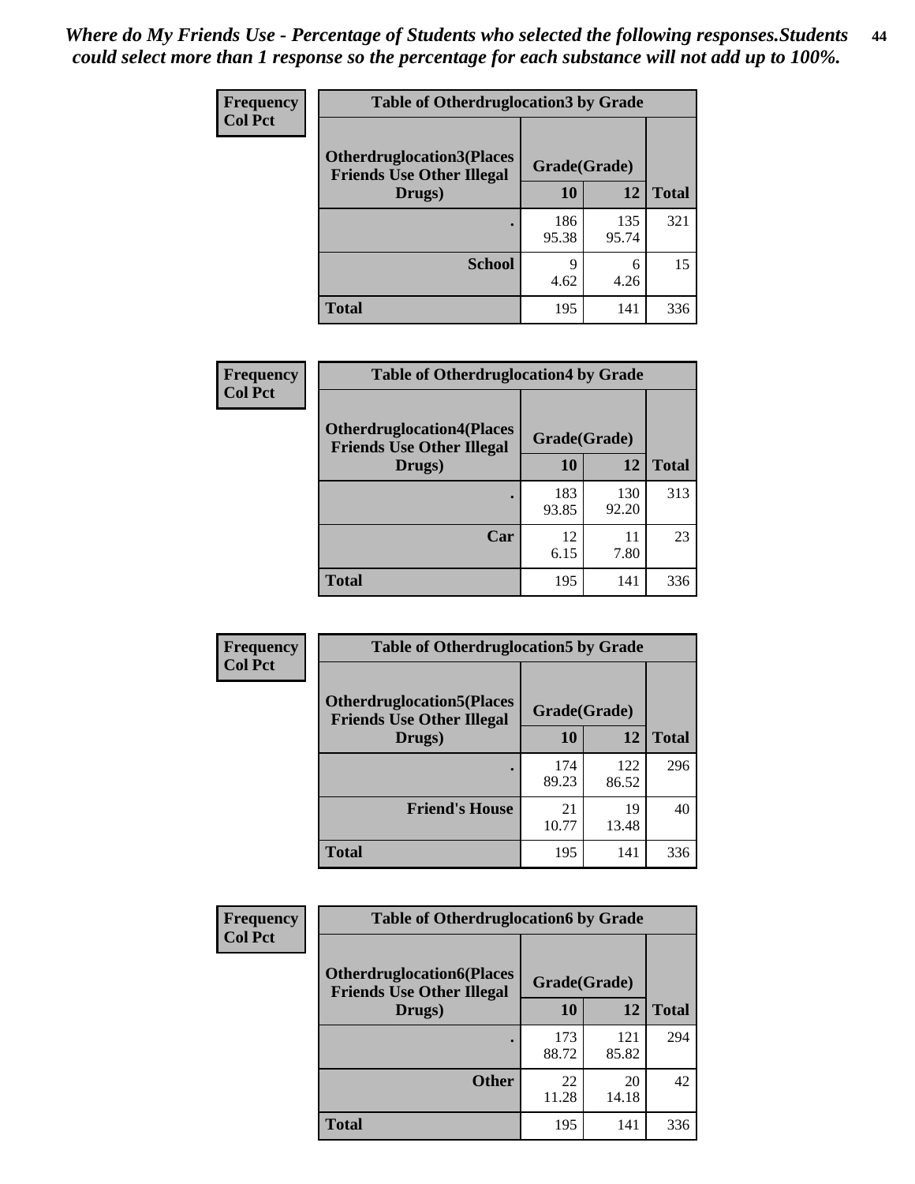*Where do My Friends Use - Percentage of Students who selected the following responses.Students could select more than 1 response so the percentage for each substance will not add up to 100%.*

| Frequency<br>Col Pct | Table of Otherdruglocation3 by Grade | | |
|---|---|---|---|
| Otherdruglocation3(Places Friends Use Other Illegal Drugs) | Grade(Grade) | | |
| | 10 | 12 | Total |
| . | 186<br>95.38 | 135<br>95.74 | 321 |
| School | 9<br>4.62 | 6<br>4.26 | 15 |
| Total | 195 | 141 | 336 |

| Frequency<br>Col Pct | Table of Otherdruglocation4 by Grade | | |
|---|---|---|---|
| Otherdruglocation4(Places Friends Use Other Illegal Drugs) | Grade(Grade) | | |
| | 10 | 12 | Total |
| . | 183<br>93.85 | 130<br>92.20 | 313 |
| Car | 12<br>6.15 | 11<br>7.80 | 23 |
| Total | 195 | 141 | 336 |

| Frequency<br>Col Pct | Table of Otherdruglocation5 by Grade | | |
|---|---|---|---|
| Otherdruglocation5(Places Friends Use Other Illegal Drugs) | Grade(Grade) | | |
| | 10 | 12 | Total |
| . | 174<br>89.23 | 122<br>86.52 | 296 |
| Friend's House | 21<br>10.77 | 19<br>13.48 | 40 |
| Total | 195 | 141 | 336 |

| Frequency<br>Col Pct | Table of Otherdruglocation6 by Grade | | |
|---|---|---|---|
| Otherdruglocation6(Places Friends Use Other Illegal Drugs) | Grade(Grade) | | |
| | 10 | 12 | Total |
| . | 173<br>88.72 | 121<br>85.82 | 294 |
| Other | 22<br>11.28 | 20<br>14.18 | 42 |
| Total | 195 | 141 | 336 |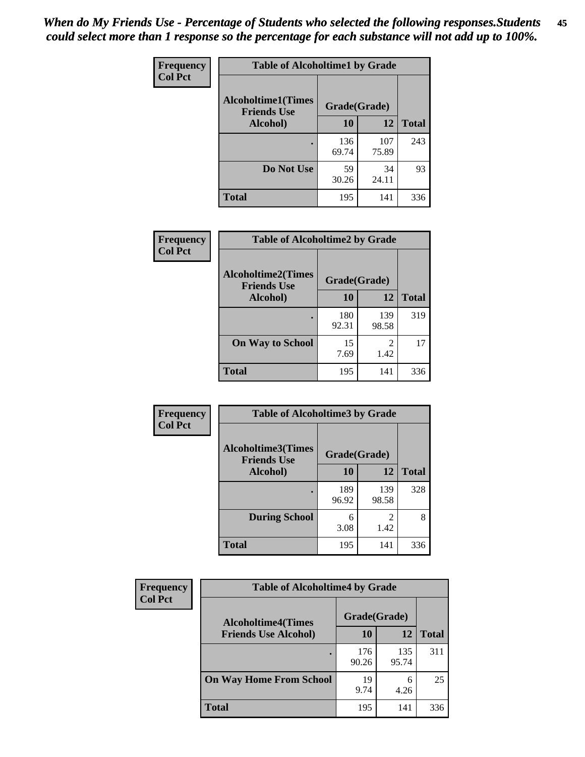*When do My Friends Use - Percentage of Students who selected the following responses.Students could select more than 1 response so the percentage for each substance will not add up to 100%.*

**Frequency**
**Col Pct**

**Table of Alcoholtime1 by Grade**

| Alcoholtime1(Times Friends Use Alcohol) | Grade(Grade) | | Total |
|---|---|---|---|
| | 10 | 12 | |
| . | 136<br>69.74 | 107<br>75.89 | 243 |
| Do Not Use | 59<br>30.26 | 34<br>24.11 | 93 |
| Total | 195 | 141 | 336 |

**Frequency**
**Col Pct**

**Table of Alcoholtime2 by Grade**

| Alcoholtime2(Times Friends Use Alcohol) | Grade(Grade) | | Total |
|---|---|---|---|
| | 10 | 12 | |
| . | 180<br>92.31 | 139<br>98.58 | 319 |
| On Way to School | 15<br>7.69 | 2<br>1.42 | 17 |
| Total | 195 | 141 | 336 |

**Frequency**
**Col Pct**

**Table of Alcoholtime3 by Grade**

| Alcoholtime3(Times Friends Use Alcohol) | Grade(Grade) | | Total |
|---|---|---|---|
| | 10 | 12 | |
| . | 189<br>96.92 | 139<br>98.58 | 328 |
| During School | 6<br>3.08 | 2<br>1.42 | 8 |
| Total | 195 | 141 | 336 |

**Frequency**
**Col Pct**

**Table of Alcoholtime4 by Grade**

| Alcoholtime4(Times Friends Use Alcohol) | Grade(Grade) | | Total |
|---|---|---|---|
| | 10 | 12 | |
| . | 176<br>90.26 | 135<br>95.74 | 311 |
| On Way Home From School | 19<br>9.74 | 6<br>4.26 | 25 |
| Total | 195 | 141 | 336 |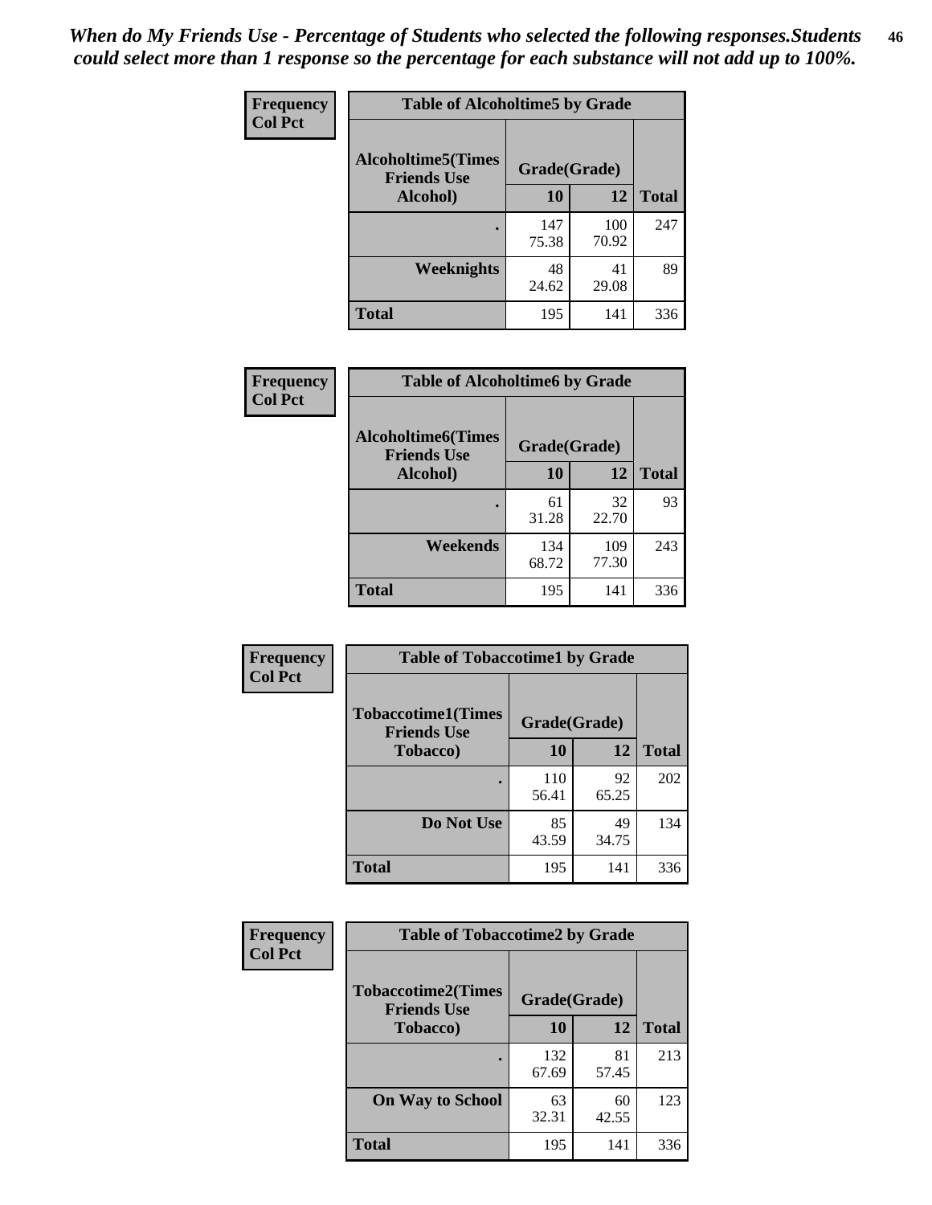*When do My Friends Use - Percentage of Students who selected the following responses.Students could select more than 1 response so the percentage for each substance will not add up to 100%.*

**Frequency**
**Col Pct**

| Table of Alcoholtime5 by Grade | | | |
|---|---|---|---|
| **Alcoholtime5(Times Friends Use Alcohol)** | **Grade(Grade)** | | **Total** |
| | **10** | **12** | |
| **.** | 147<br>75.38 | 100<br>70.92 | 247 |
| **Weeknights** | 48<br>24.62 | 41<br>29.08 | 89 |
| **Total** | 195 | 141 | 336 |

**Frequency**
**Col Pct**

| Table of Alcoholtime6 by Grade | | | |
|---|---|---|---|
| **Alcoholtime6(Times Friends Use Alcohol)** | **Grade(Grade)** | | **Total** |
| | **10** | **12** | |
| **.** | 61<br>31.28 | 32<br>22.70 | 93 |
| **Weekends** | 134<br>68.72 | 109<br>77.30 | 243 |
| **Total** | 195 | 141 | 336 |

**Frequency**
**Col Pct**

| Table of Tobaccotime1 by Grade | | | |
|---|---|---|---|
| **Tobaccotime1(Times Friends Use Tobacco)** | **Grade(Grade)** | | **Total** |
| | **10** | **12** | |
| **.** | 110<br>56.41 | 92<br>65.25 | 202 |
| **Do Not Use** | 85<br>43.59 | 49<br>34.75 | 134 |
| **Total** | 195 | 141 | 336 |

**Frequency**
**Col Pct**

| Table of Tobaccotime2 by Grade | | | |
|---|---|---|---|
| **Tobaccotime2(Times Friends Use Tobacco)** | **Grade(Grade)** | | **Total** |
| | **10** | **12** | |
| **.** | 132<br>67.69 | 81<br>57.45 | 213 |
| **On Way to School** | 63<br>32.31 | 60<br>42.55 | 123 |
| **Total** | 195 | 141 | 336 |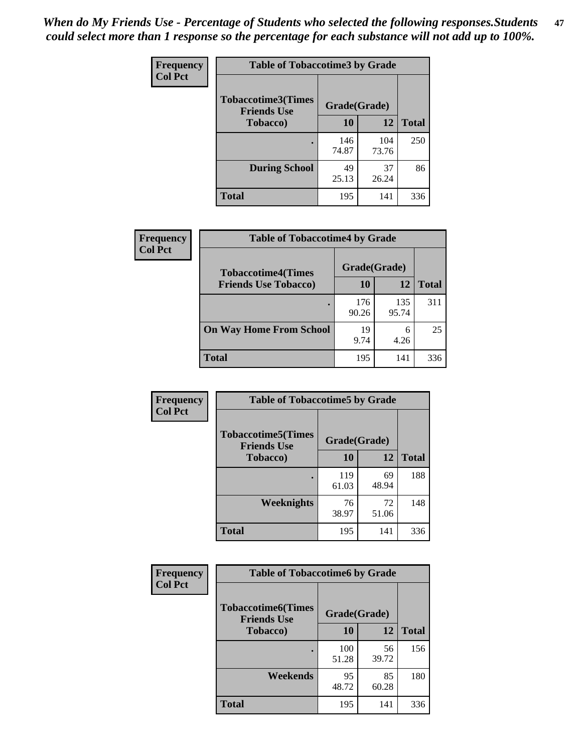*When do My Friends Use - Percentage of Students who selected the following responses.Students could select more than 1 response so the percentage for each substance will not add up to 100%.*

**Frequency**
**Col Pct**

| Table of Tobaccotime3 by Grade | | | |
|---|---|---|---|
| **Tobaccotime3(Times Friends Use Tobacco)** | **Grade(Grade)** | | **Total** |
| | **10** | **12** | |
| **.** | 146<br>74.87 | 104<br>73.76 | 250 |
| **During School** | 49<br>25.13 | 37<br>26.24 | 86 |
| **Total** | 195 | 141 | 336 |

**Frequency**
**Col Pct**

| Table of Tobaccotime4 by Grade | | | |
|---|---|---|---|
| **Tobaccotime4(Times Friends Use Tobacco)** | **Grade(Grade)** | | **Total** |
| | **10** | **12** | |
| **.** | 176<br>90.26 | 135<br>95.74 | 311 |
| **On Way Home From School** | 19<br>9.74 | 6<br>4.26 | 25 |
| **Total** | 195 | 141 | 336 |

**Frequency**
**Col Pct**

| Table of Tobaccotime5 by Grade | | | |
|---|---|---|---|
| **Tobaccotime5(Times Friends Use Tobacco)** | **Grade(Grade)** | | **Total** |
| | **10** | **12** | |
| **.** | 119<br>61.03 | 69<br>48.94 | 188 |
| **Weeknights** | 76<br>38.97 | 72<br>51.06 | 148 |
| **Total** | 195 | 141 | 336 |

**Frequency**
**Col Pct**

| Table of Tobaccotime6 by Grade | | | |
|---|---|---|---|
| **Tobaccotime6(Times Friends Use Tobacco)** | **Grade(Grade)** | | **Total** |
| | **10** | **12** | |
| **.** | 100<br>51.28 | 56<br>39.72 | 156 |
| **Weekends** | 95<br>48.72 | 85<br>60.28 | 180 |
| **Total** | 195 | 141 | 336 |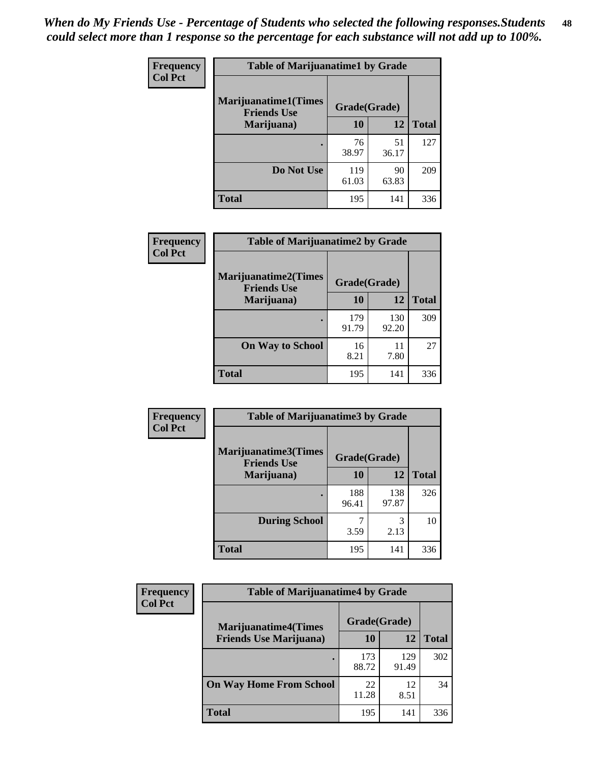*When do My Friends Use - Percentage of Students who selected the following responses.Students could select more than 1 response so the percentage for each substance will not add up to 100%.*

**Frequency**
**Col Pct**

| Table of Marijuanatime1 by Grade | | | |
|---|---|---|---|
| **Marijuanatime1(Times Friends Use Marijuana)** | **Grade(Grade)** | | **Total** |
| | **10** | **12** | |
| **.** | 76<br>38.97 | 51<br>36.17 | 127 |
| **Do Not Use** | 119<br>61.03 | 90<br>63.83 | 209 |
| **Total** | 195 | 141 | 336 |

**Frequency**
**Col Pct**

| Table of Marijuanatime2 by Grade | | | |
|---|---|---|---|
| **Marijuanatime2(Times Friends Use Marijuana)** | **Grade(Grade)** | | **Total** |
| | **10** | **12** | |
| **.** | 179<br>91.79 | 130<br>92.20 | 309 |
| **On Way to School** | 16<br>8.21 | 11<br>7.80 | 27 |
| **Total** | 195 | 141 | 336 |

**Frequency**
**Col Pct**

| Table of Marijuanatime3 by Grade | | | |
|---|---|---|---|
| **Marijuanatime3(Times Friends Use Marijuana)** | **Grade(Grade)** | | **Total** |
| | **10** | **12** | |
| **.** | 188<br>96.41 | 138<br>97.87 | 326 |
| **During School** | 7<br>3.59 | 3<br>2.13 | 10 |
| **Total** | 195 | 141 | 336 |

**Frequency**
**Col Pct**

| Table of Marijuanatime4 by Grade | | | |
|---|---|---|---|
| **Marijuanatime4(Times Friends Use Marijuana)** | **Grade(Grade)** | | **Total** |
| | **10** | **12** | |
| **.** | 173<br>88.72 | 129<br>91.49 | 302 |
| **On Way Home From School** | 22<br>11.28 | 12<br>8.51 | 34 |
| **Total** | 195 | 141 | 336 |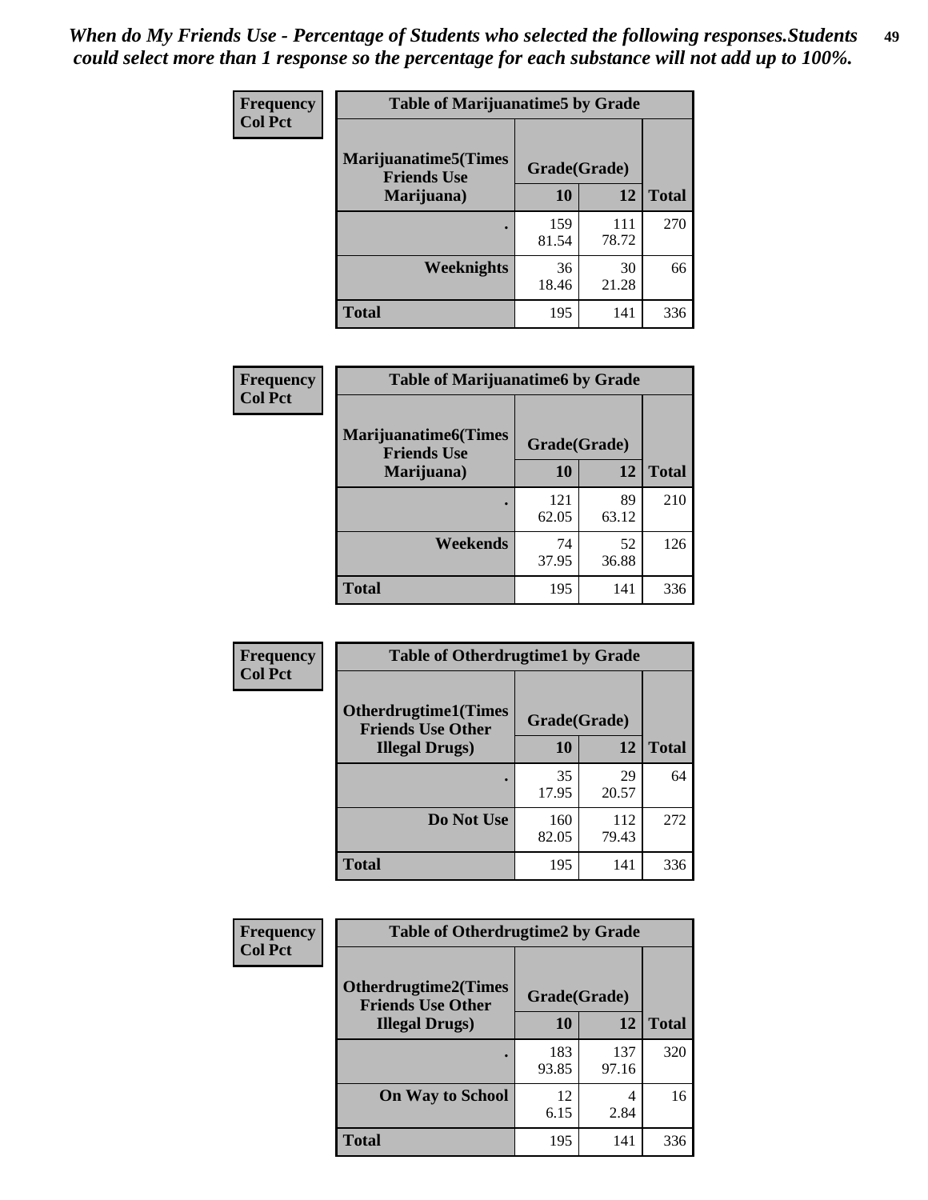*When do My Friends Use - Percentage of Students who selected the following responses.Students could select more than 1 response so the percentage for each substance will not add up to 100%.*

**Frequency**
**Col Pct**

| Table of Marijuanatime5 by Grade | | | |
|---|---|---|---|
| **Marijuanatime5(Times Friends Use Marijuana)** | **Grade(Grade)** | | **Total** |
| | **10** | **12** | |
| **.** | 159<br>81.54 | 111<br>78.72 | 270 |
| **Weeknights** | 36<br>18.46 | 30<br>21.28 | 66 |
| **Total** | 195 | 141 | 336 |

**Frequency**
**Col Pct**

| Table of Marijuanatime6 by Grade | | | |
|---|---|---|---|
| **Marijuanatime6(Times Friends Use Marijuana)** | **Grade(Grade)** | | **Total** |
| | **10** | **12** | |
| **.** | 121<br>62.05 | 89<br>63.12 | 210 |
| **Weekends** | 74<br>37.95 | 52<br>36.88 | 126 |
| **Total** | 195 | 141 | 336 |

**Frequency**
**Col Pct**

| Table of Otherdrugtime1 by Grade | | | |
|---|---|---|---|
| **Otherdrugtime1(Times Friends Use Other Illegal Drugs)** | **Grade(Grade)** | | **Total** |
| | **10** | **12** | |
| **.** | 35<br>17.95 | 29<br>20.57 | 64 |
| **Do Not Use** | 160<br>82.05 | 112<br>79.43 | 272 |
| **Total** | 195 | 141 | 336 |

**Frequency**
**Col Pct**

| Table of Otherdrugtime2 by Grade | | | |
|---|---|---|---|
| **Otherdrugtime2(Times Friends Use Other Illegal Drugs)** | **Grade(Grade)** | | **Total** |
| | **10** | **12** | |
| **.** | 183<br>93.85 | 137<br>97.16 | 320 |
| **On Way to School** | 12<br>6.15 | 4<br>2.84 | 16 |
| **Total** | 195 | 141 | 336 |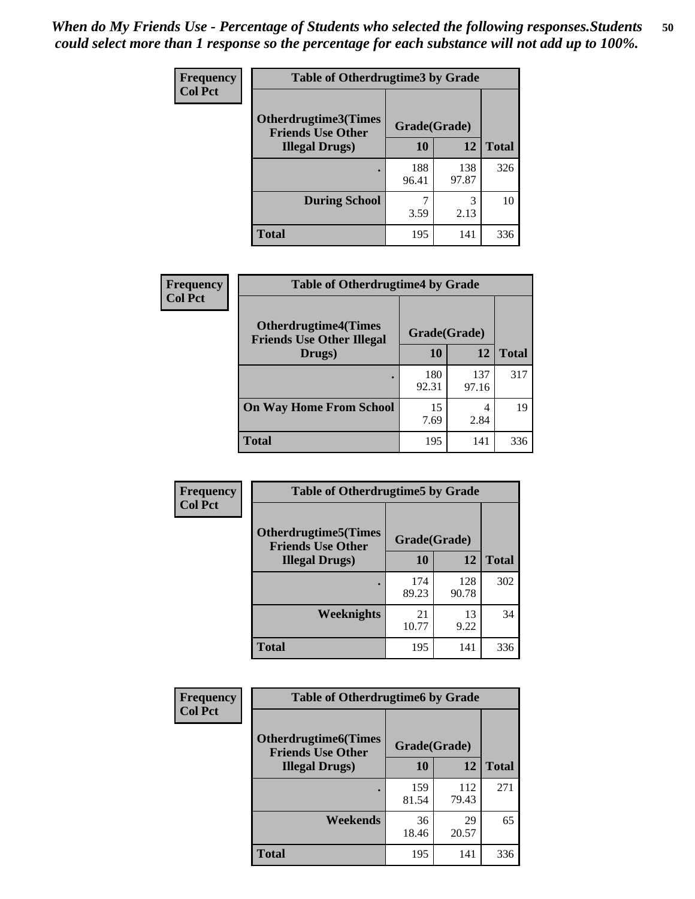*When do My Friends Use - Percentage of Students who selected the following responses.Students could select more than 1 response so the percentage for each substance will not add up to 100%.*

**Frequency**
**Col Pct**

| Table of Otherdrugtime3 by Grade | | | |
|---|---|---|---|
| Otherdrugtime3(Times Friends Use Other Illegal Drugs) | Grade(Grade) | | |
| | 10 | 12 | Total |
| . | 188<br>96.41 | 138<br>97.87 | 326 |
| During School | 7<br>3.59 | 3<br>2.13 | 10 |
| Total | 195 | 141 | 336 |

**Frequency**
**Col Pct**

| Table of Otherdrugtime4 by Grade | | | |
|---|---|---|---|
| Otherdrugtime4(Times Friends Use Other Illegal Drugs) | Grade(Grade) | | |
| | 10 | 12 | Total |
| . | 180<br>92.31 | 137<br>97.16 | 317 |
| On Way Home From School | 15<br>7.69 | 4<br>2.84 | 19 |
| Total | 195 | 141 | 336 |

**Frequency**
**Col Pct**

| Table of Otherdrugtime5 by Grade | | | |
|---|---|---|---|
| Otherdrugtime5(Times Friends Use Other Illegal Drugs) | Grade(Grade) | | |
| | 10 | 12 | Total |
| . | 174<br>89.23 | 128<br>90.78 | 302 |
| Weeknights | 21<br>10.77 | 13<br>9.22 | 34 |
| Total | 195 | 141 | 336 |

**Frequency**
**Col Pct**

| Table of Otherdrugtime6 by Grade | | | |
|---|---|---|---|
| Otherdrugtime6(Times Friends Use Other Illegal Drugs) | Grade(Grade) | | |
| | 10 | 12 | Total |
| . | 159<br>81.54 | 112<br>79.43 | 271 |
| Weekends | 36<br>18.46 | 29<br>20.57 | 65 |
| Total | 195 | 141 | 336 |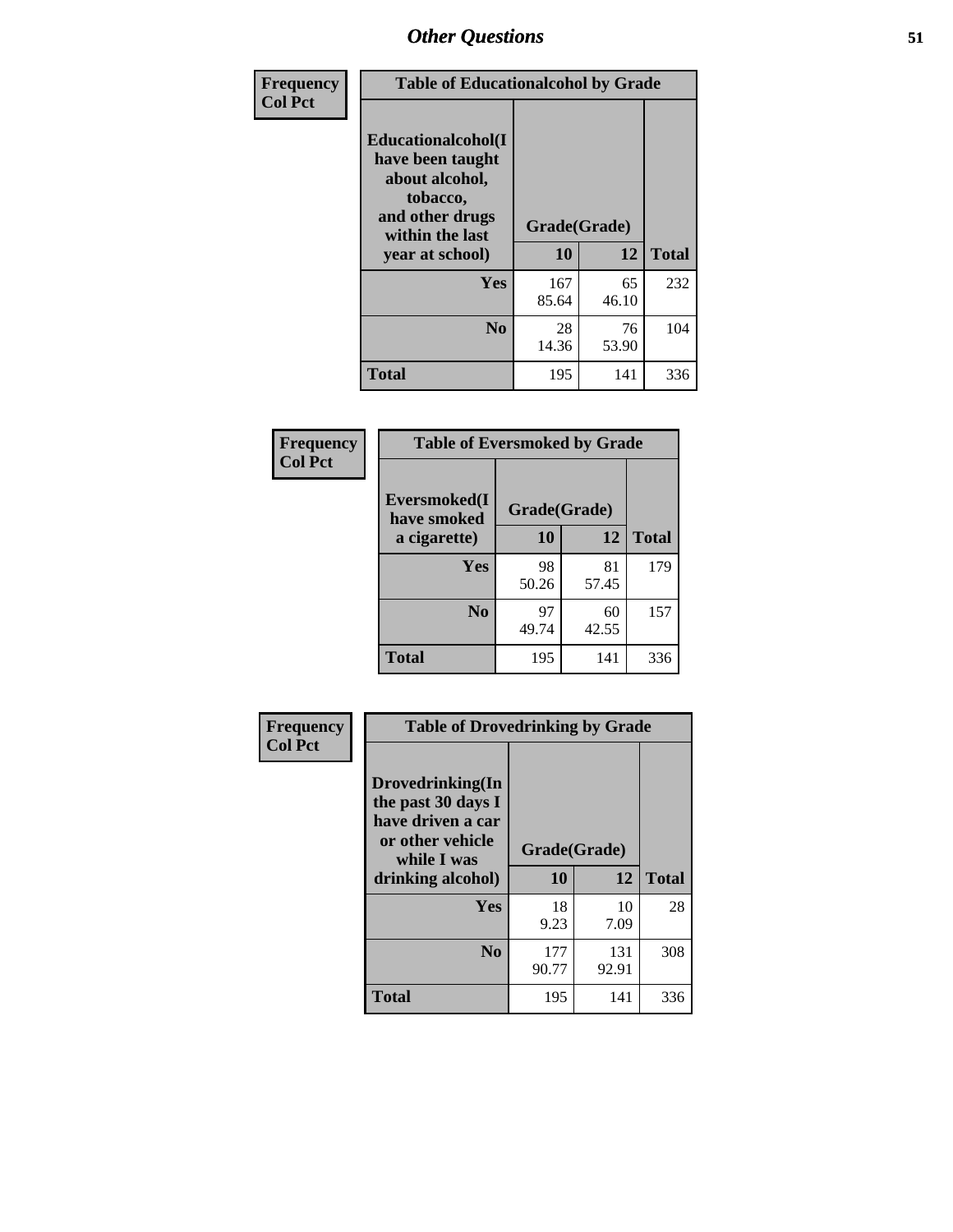## Other Questions

**Frequency**
**Col Pct**

| Table of Educationalalcohol by Grade | | | |
|---|---|---|---|
| **Educationalalcohol(I have been taught about alcohol, tobacco, and other drugs within the last year at school)** | **Grade(Grade)** | | |
| | **10** | **12** | **Total** |
| **Yes** | 167<br>85.64 | 65<br>46.10 | 232 |
| **No** | 28<br>14.36 | 76<br>53.90 | 104 |
| **Total** | 195 | 141 | 336 |

**Frequency**
**Col Pct**

| Table of Eversmoked by Grade | | | |
|---|---|---|---|
| **Eversmoked(I have smoked a cigarette)** | **Grade(Grade)** | | |
| | **10** | **12** | **Total** |
| **Yes** | 98<br>50.26 | 81<br>57.45 | 179 |
| **No** | 97<br>49.74 | 60<br>42.55 | 157 |
| **Total** | 195 | 141 | 336 |

**Frequency**
**Col Pct**

| Table of Drovedrinking by Grade | | | |
|---|---|---|---|
| **Drovedrinking(In the past 30 days I have driven a car or other vehicle while I was drinking alcohol)** | **Grade(Grade)** | | |
| | **10** | **12** | **Total** |
| **Yes** | 18<br>9.23 | 10<br>7.09 | 28 |
| **No** | 177<br>90.77 | 131<br>92.91 | 308 |
| **Total** | 195 | 141 | 336 |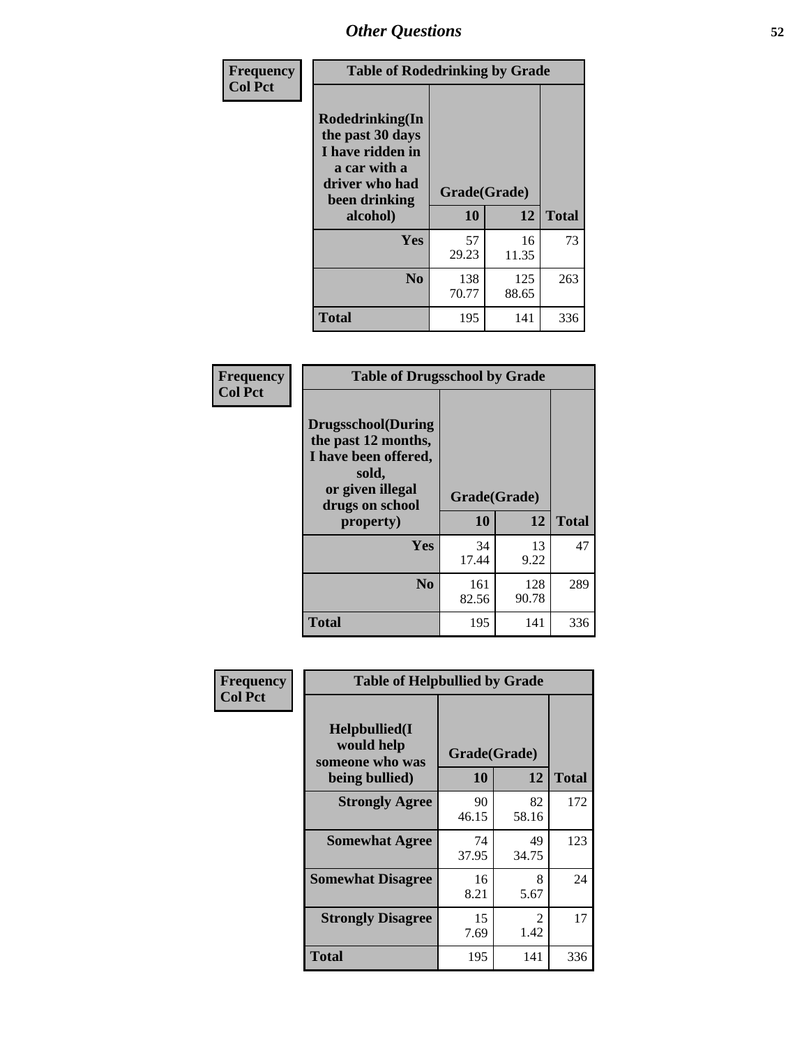# Other Questions

**Frequency**
**Col Pct**

| Table of Rodedrinking by Grade | | | |
|---|---|---|---|
| Rodedrinking(In the past 30 days I have ridden in a car with a driver who had been drinking alcohol) | Grade(Grade) | | |
| | 10 | 12 | Total |
| Yes | 57<br>29.23 | 16<br>11.35 | 73 |
| No | 138<br>70.77 | 125<br>88.65 | 263 |
| Total | 195 | 141 | 336 |

**Frequency**
**Col Pct**

| Table of Drugsschool by Grade | | | |
|---|---|---|---|
| Drugsschool(During the past 12 months, I have been offered, sold, or given illegal drugs on school property) | Grade(Grade) | | |
| | 10 | 12 | Total |
| Yes | 34<br>17.44 | 13<br>9.22 | 47 |
| No | 161<br>82.56 | 128<br>90.78 | 289 |
| Total | 195 | 141 | 336 |

**Frequency**
**Col Pct**

| Table of Helpbullied by Grade | | | |
|---|---|---|---|
| Helpbullied(I would help someone who was being bullied) | Grade(Grade) | | |
| | 10 | 12 | Total |
| Strongly Agree | 90<br>46.15 | 82<br>58.16 | 172 |
| Somewhat Agree | 74<br>37.95 | 49<br>34.75 | 123 |
| Somewhat Disagree | 16<br>8.21 | 8<br>5.67 | 24 |
| Strongly Disagree | 15<br>7.69 | 2<br>1.42 | 17 |
| Total | 195 | 141 | 336 |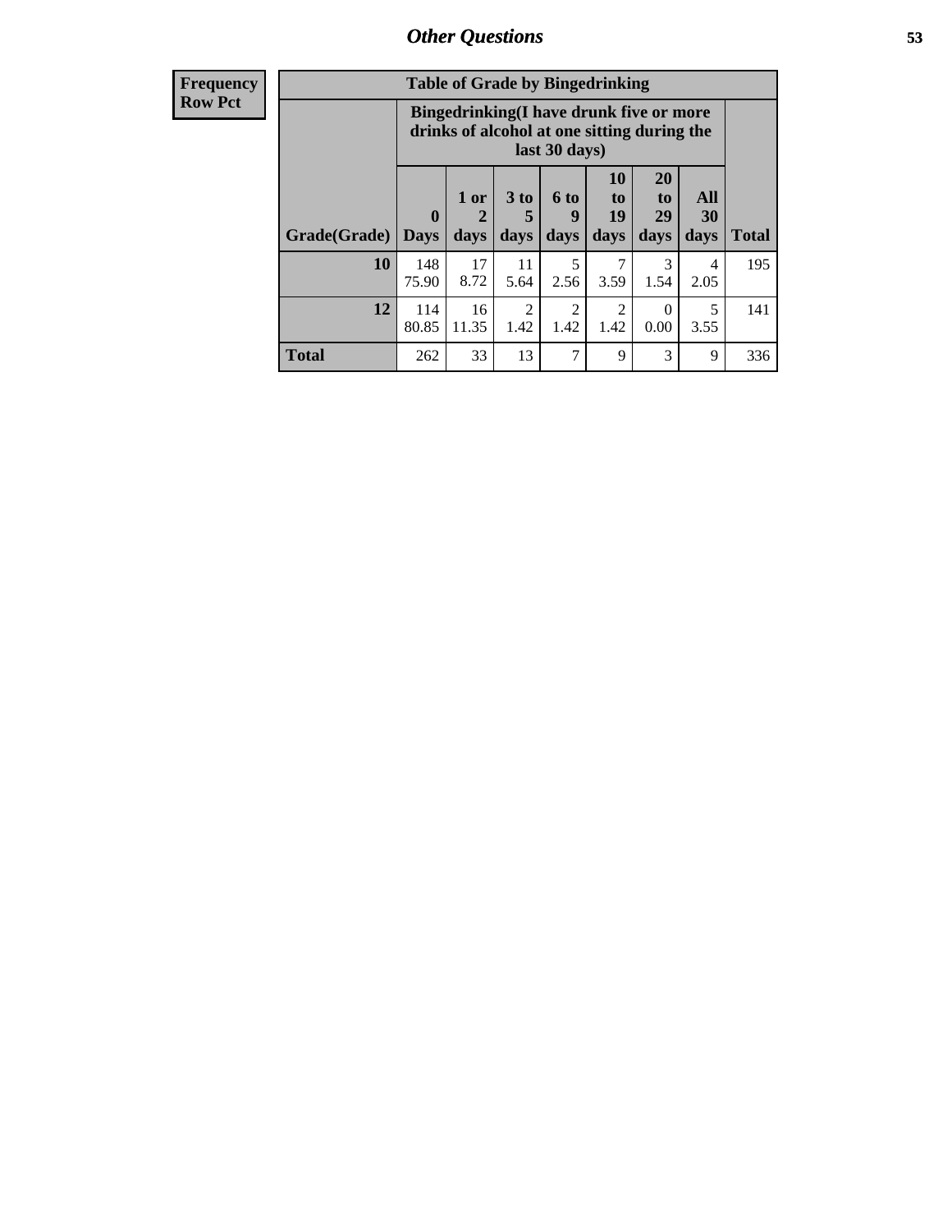## Other Questions

| Frequency Row Pct |
|---|

**Table of Grade by Bingedrinking**

| Grade(Grade) | Bingedrinking(I have drunk five or more drinks of alcohol at one sitting during the last 30 days) | | | | | | | Total |
|---|---|---|---|---|---|---|---|---|
| | 0 Days | 1 or 2 days | 3 to 5 days | 6 to 9 days | 10 to 19 days | 20 to 29 days | All 30 days | |
| 10 | 148<br>75.90 | 17<br>8.72 | 11<br>5.64 | 5<br>2.56 | 7<br>3.59 | 3<br>1.54 | 4<br>2.05 | 195 |
| 12 | 114<br>80.85 | 16<br>11.35 | 2<br>1.42 | 2<br>1.42 | 2<br>1.42 | 0<br>0.00 | 5<br>3.55 | 141 |
| Total | 262 | 33 | 13 | 7 | 9 | 3 | 9 | 336 |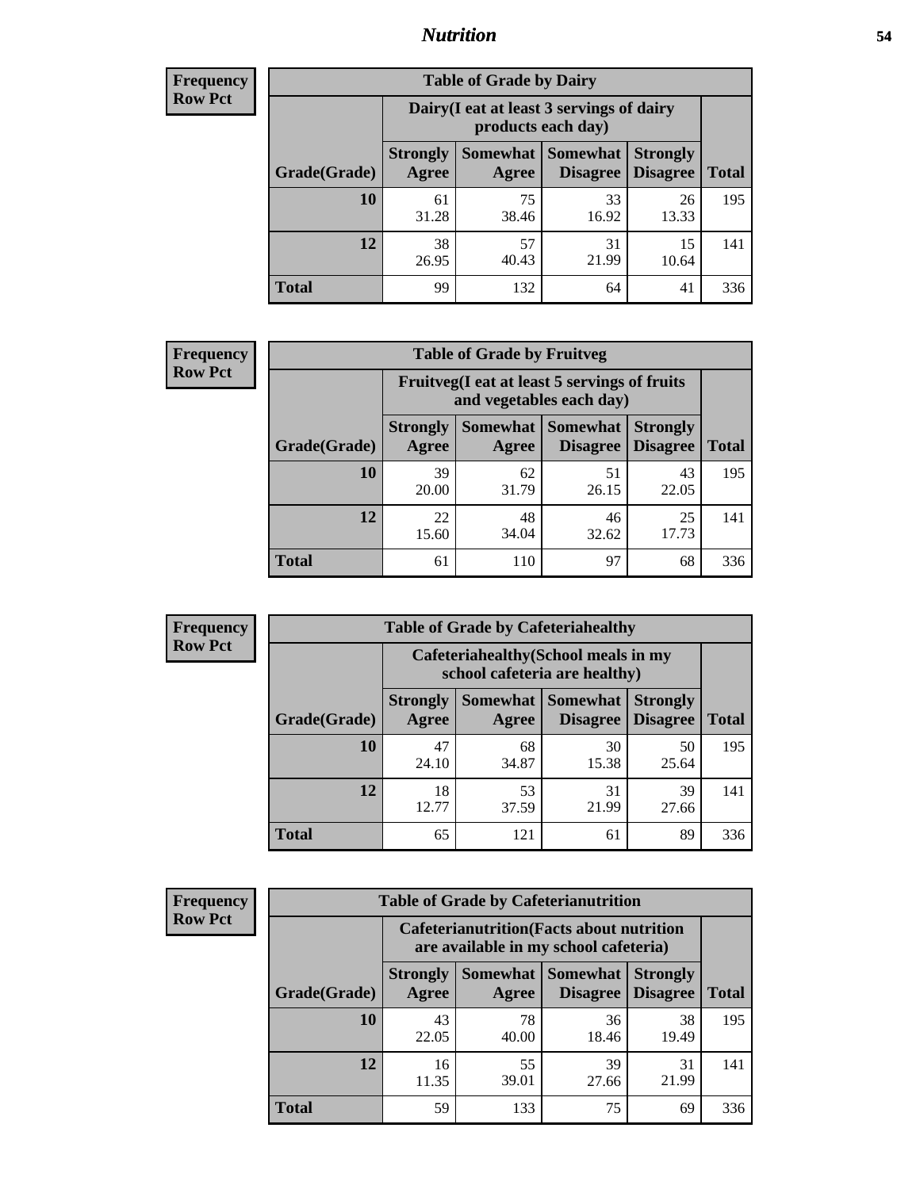# Nutrition

**Frequency**
**Row Pct**

| Table of Grade by Dairy | | | | | |
|---|---|---|---|---|---|
| | Dairy(I eat at least 3 servings of dairy products each day) | | | | |
| Grade(Grade) | Strongly Agree | Somewhat Agree | Somewhat Disagree | Strongly Disagree | Total |
| 10 | 61<br>31.28 | 75<br>38.46 | 33<br>16.92 | 26<br>13.33 | 195 |
| 12 | 38<br>26.95 | 57<br>40.43 | 31<br>21.99 | 15<br>10.64 | 141 |
| Total | 99 | 132 | 64 | 41 | 336 |

**Frequency**
**Row Pct**

| Table of Grade by Fruitveg | | | | | |
|---|---|---|---|---|---|
| | Fruitveg(I eat at least 5 servings of fruits and vegetables each day) | | | | |
| Grade(Grade) | Strongly Agree | Somewhat Agree | Somewhat Disagree | Strongly Disagree | Total |
| 10 | 39<br>20.00 | 62<br>31.79 | 51<br>26.15 | 43<br>22.05 | 195 |
| 12 | 22<br>15.60 | 48<br>34.04 | 46<br>32.62 | 25<br>17.73 | 141 |
| Total | 61 | 110 | 97 | 68 | 336 |

**Frequency**
**Row Pct**

| Table of Grade by Cafeteriahealthy | | | | | |
|---|---|---|---|---|---|
| | Cafeteriahealthy(School meals in my school cafeteria are healthy) | | | | |
| Grade(Grade) | Strongly Agree | Somewhat Agree | Somewhat Disagree | Strongly Disagree | Total |
| 10 | 47<br>24.10 | 68<br>34.87 | 30<br>15.38 | 50<br>25.64 | 195 |
| 12 | 18<br>12.77 | 53<br>37.59 | 31<br>21.99 | 39<br>27.66 | 141 |
| Total | 65 | 121 | 61 | 89 | 336 |

**Frequency**
**Row Pct**

| Table of Grade by Cafeterianutrition | | | | | |
|---|---|---|---|---|---|
| | Cafeterianutrition(Facts about nutrition are available in my school cafeteria) | | | | |
| Grade(Grade) | Strongly Agree | Somewhat Agree | Somewhat Disagree | Strongly Disagree | Total |
| 10 | 43<br>22.05 | 78<br>40.00 | 36<br>18.46 | 38<br>19.49 | 195 |
| 12 | 16<br>11.35 | 55<br>39.01 | 39<br>27.66 | 31<br>21.99 | 141 |
| Total | 59 | 133 | 75 | 69 | 336 |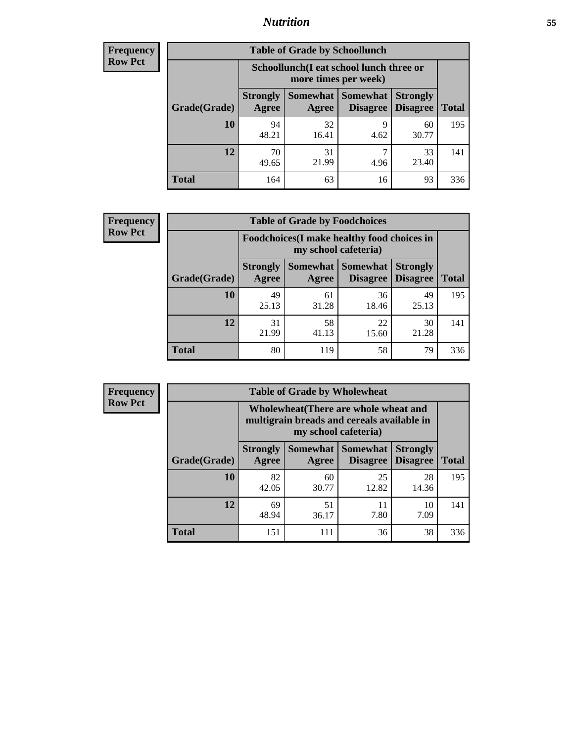| Frequency Row Pct |
|---|

**Table of Grade by Schoollunch**

| Grade(Grade) | Schoollunch(I eat school lunch three or more times per week) | | | | Total |
|---|---|---|---|---|---|
| | Strongly Agree | Somewhat Agree | Somewhat Disagree | Strongly Disagree | Total |
| 10 | 94<br>48.21 | 32<br>16.41 | 9<br>4.62 | 60<br>30.77 | 195 |
| 12 | 70<br>49.65 | 31<br>21.99 | 7<br>4.96 | 33<br>23.40 | 141 |
| Total | 164 | 63 | 16 | 93 | 336 |

| Frequency Row Pct |
|---|

**Table of Grade by Foodchoices**

| Grade(Grade) | Foodchoices(I make healthy food choices in my school cafeteria) | | | | Total |
|---|---|---|---|---|---|
| | Strongly Agree | Somewhat Agree | Somewhat Disagree | Strongly Disagree | Total |
| 10 | 49<br>25.13 | 61<br>31.28 | 36<br>18.46 | 49<br>25.13 | 195 |
| 12 | 31<br>21.99 | 58<br>41.13 | 22<br>15.60 | 30<br>21.28 | 141 |
| Total | 80 | 119 | 58 | 79 | 336 |

| Frequency Row Pct |
|---|

**Table of Grade by Wholewheat**

| Grade(Grade) | Wholewheat(There are whole wheat and multigrain breads and cereals available in my school cafeteria) | | | | Total |
|---|---|---|---|---|---|
| | Strongly Agree | Somewhat Agree | Somewhat Disagree | Strongly Disagree | Total |
| 10 | 82<br>42.05 | 60<br>30.77 | 25<br>12.82 | 28<br>14.36 | 195 |
| 12 | 69<br>48.94 | 51<br>36.17 | 11<br>7.80 | 10<br>7.09 | 141 |
| Total | 151 | 111 | 36 | 38 | 336 |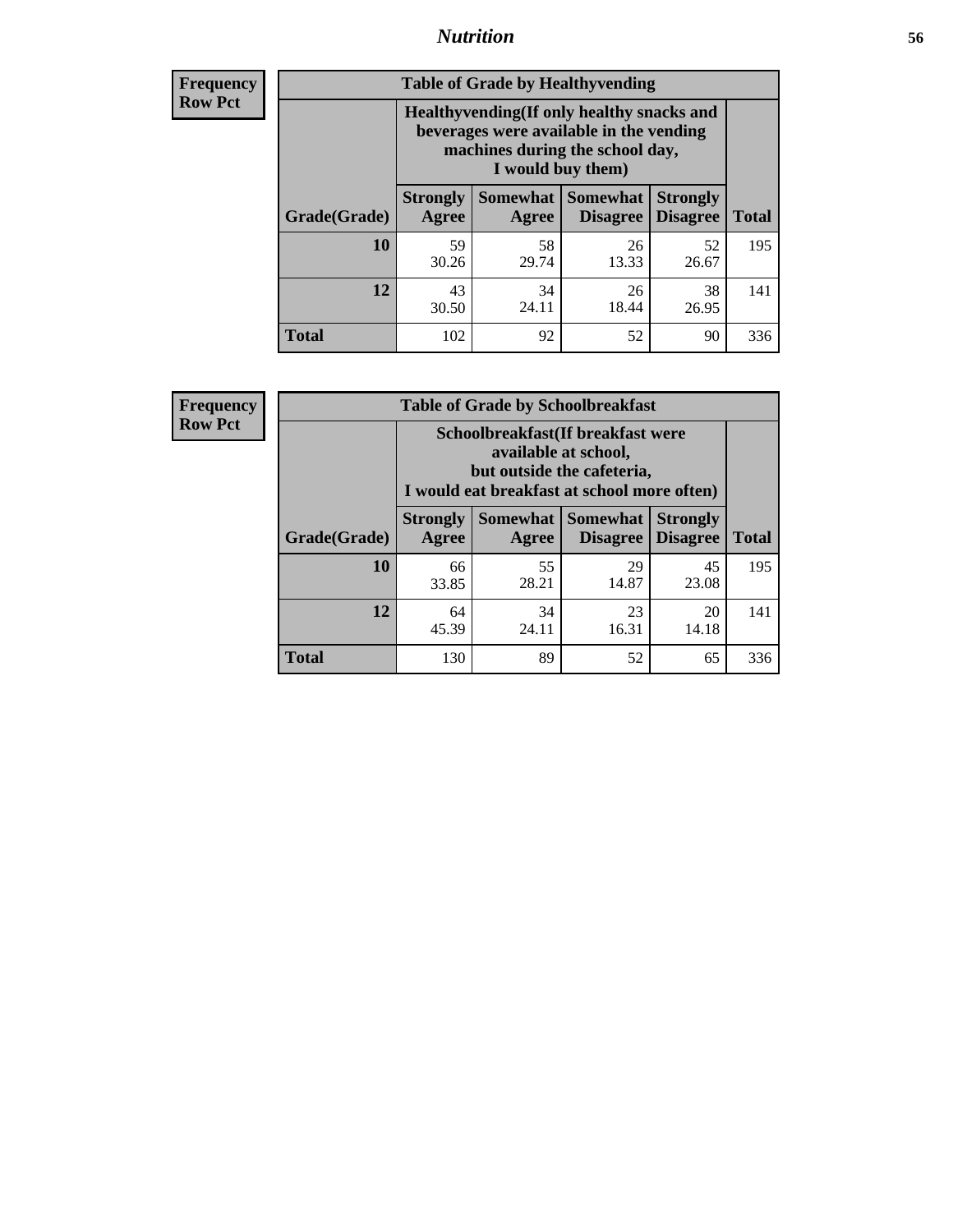# Nutrition

**Frequency**
**Row Pct**

| Table of Grade by Healthyvending | | | | | |
|---|---|---|---|---|---|
| | Healthyvending(If only healthy snacks and beverages were available in the vending machines during the school day, I would buy them) | | | | |
| Grade(Grade) | Strongly Agree | Somewhat Agree | Somewhat Disagree | Strongly Disagree | Total |
| **10** | 59<br>30.26 | 58<br>29.74 | 26<br>13.33 | 52<br>26.67 | 195 |
| **12** | 43<br>30.50 | 34<br>24.11 | 26<br>18.44 | 38<br>26.95 | 141 |
| **Total** | 102 | 92 | 52 | 90 | 336 |

**Frequency**
**Row Pct**

| Table of Grade by Schoolbreakfast | | | | | |
|---|---|---|---|---|---|
| | Schoolbreakfast(If breakfast were available at school, but outside the cafeteria, I would eat breakfast at school more often) | | | | |
| Grade(Grade) | Strongly Agree | Somewhat Agree | Somewhat Disagree | Strongly Disagree | Total |
| **10** | 66<br>33.85 | 55<br>28.21 | 29<br>14.87 | 45<br>23.08 | 195 |
| **12** | 64<br>45.39 | 34<br>24.11 | 23<br>16.31 | 20<br>14.18 | 141 |
| **Total** | 130 | 89 | 52 | 65 | 336 |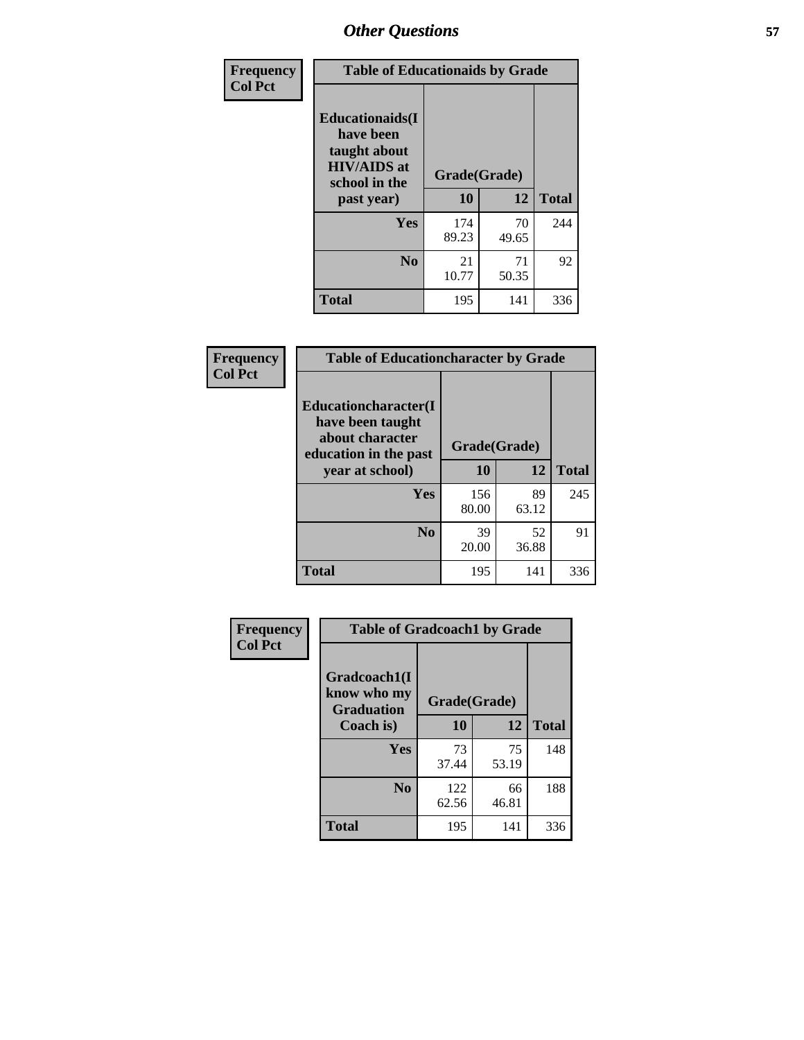# Other Questions

**Frequency**
**Col Pct**

| Table of Educationaids by Grade | | | |
|---|---|---|---|
| Educationaids(I have been taught about HIV/AIDS at school in the past year) | Grade(Grade) | | |
| | 10 | 12 | Total |
| Yes | 174<br>89.23 | 70<br>49.65 | 244 |
| No | 21<br>10.77 | 71<br>50.35 | 92 |
| Total | 195 | 141 | 336 |

**Frequency**
**Col Pct**

| Table of Educationcharacter by Grade | | | |
|---|---|---|---|
| Educationcharacter(I have been taught about character education in the past year at school) | Grade(Grade) | | |
| | 10 | 12 | Total |
| Yes | 156<br>80.00 | 89<br>63.12 | 245 |
| No | 39<br>20.00 | 52<br>36.88 | 91 |
| Total | 195 | 141 | 336 |

**Frequency**
**Col Pct**

| Table of Gradcoach1 by Grade | | | |
|---|---|---|---|
| Gradcoach1(I know who my Graduation Coach is) | Grade(Grade) | | |
| | 10 | 12 | Total |
| Yes | 73<br>37.44 | 75<br>53.19 | 148 |
| No | 122<br>62.56 | 66<br>46.81 | 188 |
| Total | 195 | 141 | 336 |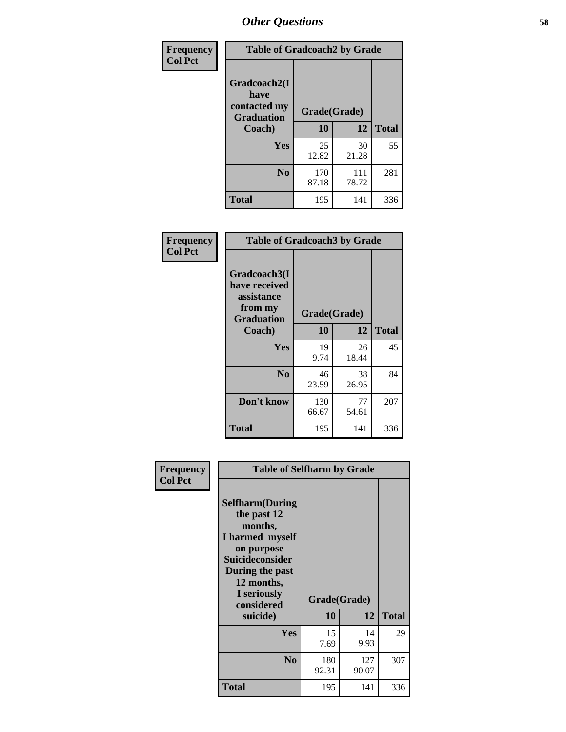## Other Questions

**Frequency**
**Col Pct**

**Table of Gradcoach2 by Grade**

| Gradcoach2(I have contacted my Graduation Coach) | Grade(Grade) 10 | 12 | Total |
|---|---|---|---|
| **Yes** | 25<br>12.82 | 30<br>21.28 | 55 |
| **No** | 170<br>87.18 | 111<br>78.72 | 281 |
| **Total** | 195 | 141 | 336 |

**Frequency**
**Col Pct**

**Table of Gradcoach3 by Grade**

| Gradcoach3(I have received assistance from my Graduation Coach) | Grade(Grade) 10 | 12 | Total |
|---|---|---|---|
| **Yes** | 19<br>9.74 | 26<br>18.44 | 45 |
| **No** | 46<br>23.59 | 38<br>26.95 | 84 |
| **Don't know** | 130<br>66.67 | 77<br>54.61 | 207 |
| **Total** | 195 | 141 | 336 |

**Frequency**
**Col Pct**

**Table of Selfharm by Grade**

| Selfharm(During the past 12 months, I harmed myself on purpose Suicideconsider During the past 12 months, I seriously considered suicide) | Grade(Grade) 10 | 12 | Total |
|---|---|---|---|
| **Yes** | 15<br>7.69 | 14<br>9.93 | 29 |
| **No** | 180<br>92.31 | 127<br>90.07 | 307 |
| **Total** | 195 | 141 | 336 |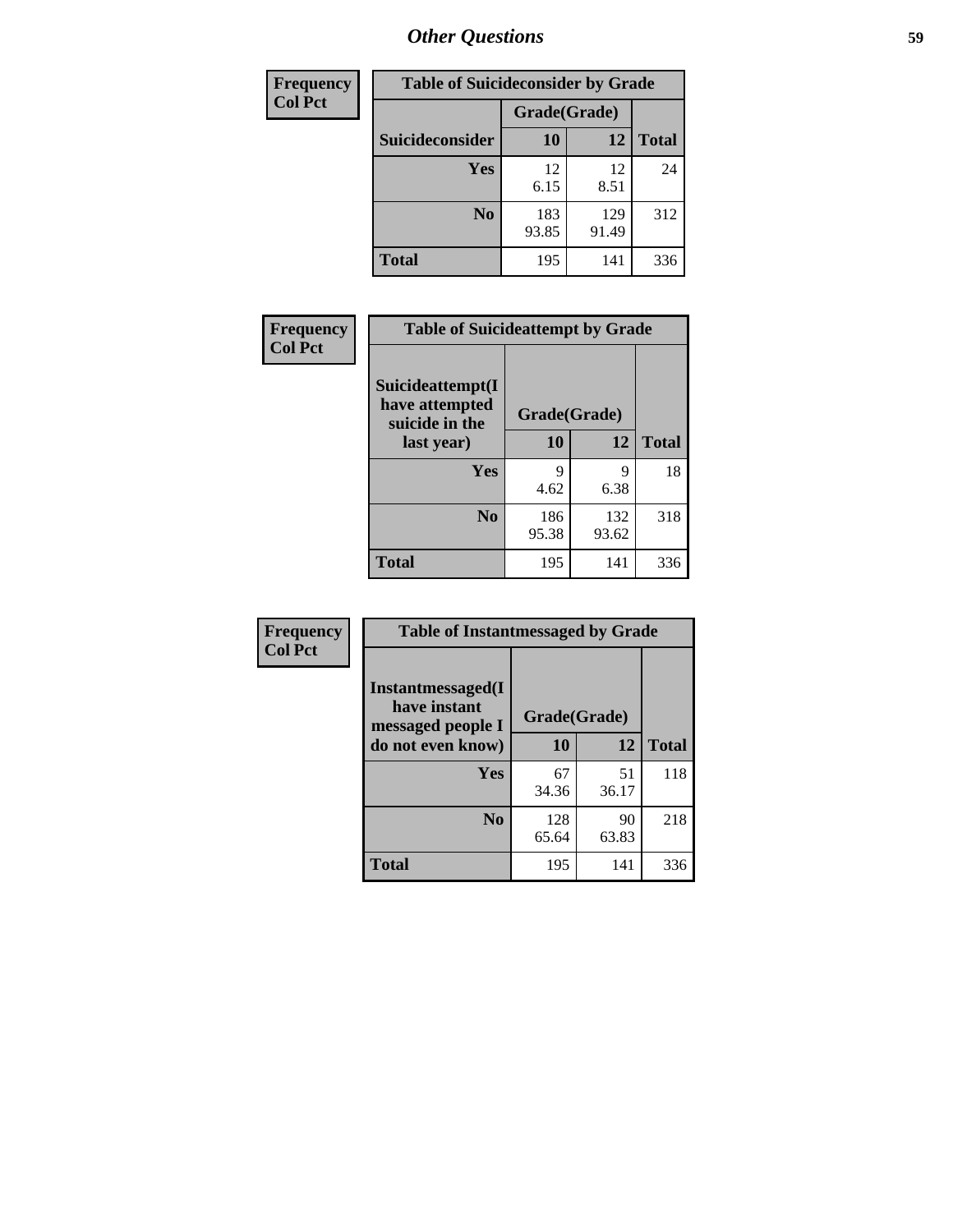# Other Questions

| Frequency Col Pct | Table of Suicideconsider by Grade | | |
|---|---|---|---|
| | Grade(Grade) | | |
| Suicideconsider | 10 | 12 | Total |
| Yes | 12<br>6.15 | 12<br>8.51 | 24 |
| No | 183<br>93.85 | 129<br>91.49 | 312 |
| Total | 195 | 141 | 336 |

| Frequency Col Pct | Table of Suicideattempt by Grade | | |
|---|---|---|---|
| Suicideattempt(I have attempted suicide in the last year) | Grade(Grade) | | |
| | 10 | 12 | Total |
| Yes | 9<br>4.62 | 9<br>6.38 | 18 |
| No | 186<br>95.38 | 132<br>93.62 | 318 |
| Total | 195 | 141 | 336 |

| Frequency Col Pct | Table of Instantmessaged by Grade | | |
|---|---|---|---|
| Instantmessaged(I have instant messaged people I do not even know) | Grade(Grade) | | |
| | 10 | 12 | Total |
| Yes | 67<br>34.36 | 51<br>36.17 | 118 |
| No | 128<br>65.64 | 90<br>63.83 | 218 |
| Total | 195 | 141 | 336 |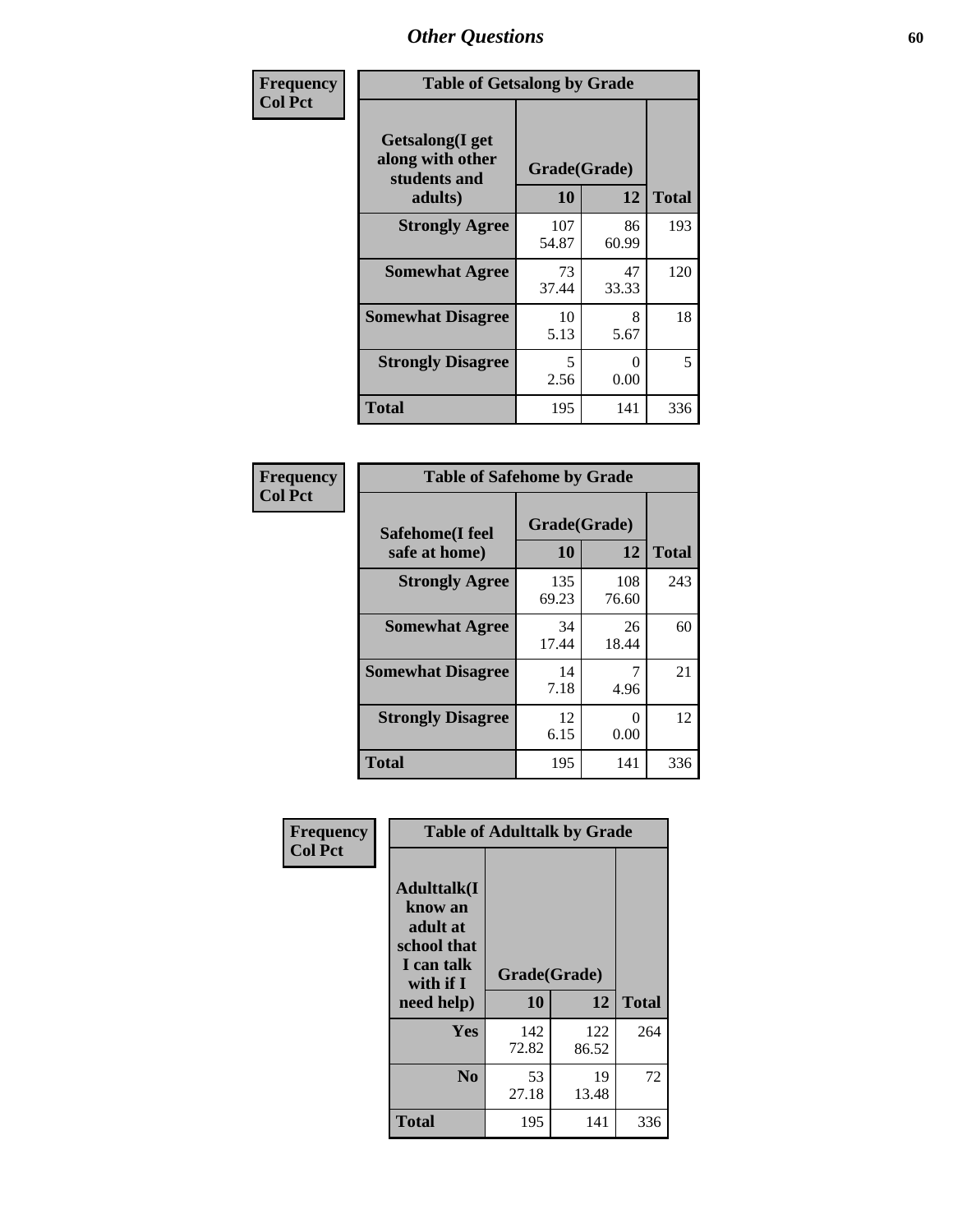| Frequency<br>Col Pct | | | |
|---|---|---|---|

**Table of Getsalong by Grade**

| Getsalong(I get along with other students and adults) | Grade(Grade) | | |
|---|---|---|---|
| | 10 | 12 | Total |
| Strongly Agree | 107<br>54.87 | 86<br>60.99 | 193 |
| Somewhat Agree | 73<br>37.44 | 47<br>33.33 | 120 |
| Somewhat Disagree | 10<br>5.13 | 8<br>5.67 | 18 |
| Strongly Disagree | 5<br>2.56 | 0<br>0.00 | 5 |
| Total | 195 | 141 | 336 |

Frequency
Col Pct

**Table of Safehome by Grade**

| Safehome(I feel safe at home) | Grade(Grade) | | |
|---|---|---|---|
| | 10 | 12 | Total |
| Strongly Agree | 135<br>69.23 | 108<br>76.60 | 243 |
| Somewhat Agree | 34<br>17.44 | 26<br>18.44 | 60 |
| Somewhat Disagree | 14<br>7.18 | 7<br>4.96 | 21 |
| Strongly Disagree | 12<br>6.15 | 0<br>0.00 | 12 |
| Total | 195 | 141 | 336 |

Frequency
Col Pct

**Table of Adulttalk by Grade**

| Adulttalk(I know an adult at school that I can talk with if I need help) | Grade(Grade) | | |
|---|---|---|---|
| | 10 | 12 | Total |
| Yes | 142<br>72.82 | 122<br>86.52 | 264 |
| No | 53<br>27.18 | 19<br>13.48 | 72 |
| Total | 195 | 141 | 336 |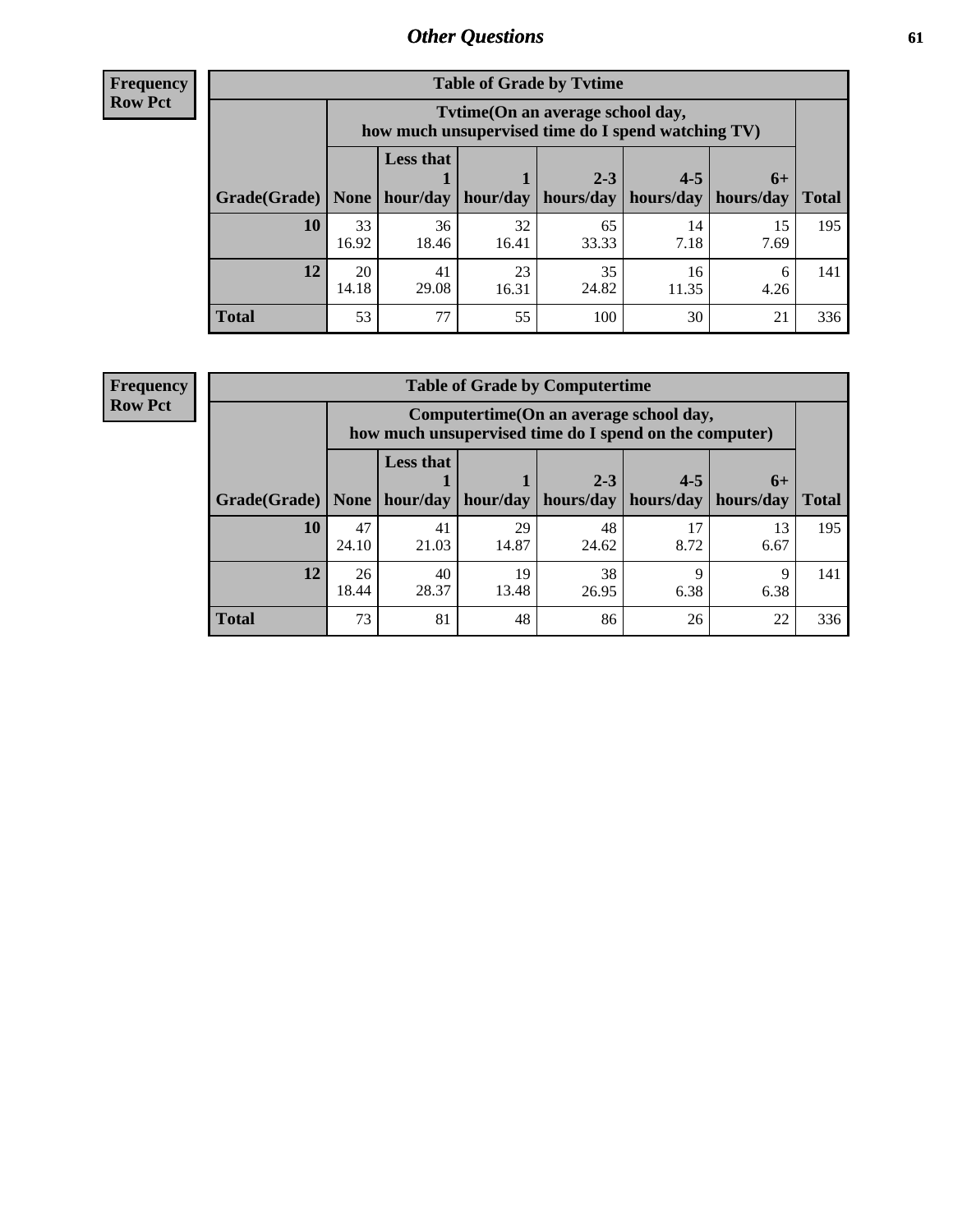**Frequency**
**Row Pct**

| Table of Grade by Tvtime | | | | | | | |
|---|---|---|---|---|---|---|---|
| | Tvtime(On an average school day, how much unsupervised time do I spend watching TV) | | | | | | |
| Grade(Grade) | None | Less that 1 hour/day | 1 hour/day | 2-3 hours/day | 4-5 hours/day | 6+ hours/day | Total |
| **10** | 33<br>16.92 | 36<br>18.46 | 32<br>16.41 | 65<br>33.33 | 14<br>7.18 | 15<br>7.69 | 195 |
| **12** | 20<br>14.18 | 41<br>29.08 | 23<br>16.31 | 35<br>24.82 | 16<br>11.35 | 6<br>4.26 | 141 |
| **Total** | 53 | 77 | 55 | 100 | 30 | 21 | 336 |

**Frequency**
**Row Pct**

| Table of Grade by Computertime | | | | | | | |
|---|---|---|---|---|---|---|---|
| | Computertime(On an average school day, how much unsupervised time do I spend on the computer) | | | | | | |
| Grade(Grade) | None | Less that 1 hour/day | 1 hour/day | 2-3 hours/day | 4-5 hours/day | 6+ hours/day | Total |
| **10** | 47<br>24.10 | 41<br>21.03 | 29<br>14.87 | 48<br>24.62 | 17<br>8.72 | 13<br>6.67 | 195 |
| **12** | 26<br>18.44 | 40<br>28.37 | 19<br>13.48 | 38<br>26.95 | 9<br>6.38 | 9<br>6.38 | 141 |
| **Total** | 73 | 81 | 48 | 86 | 26 | 22 | 336 |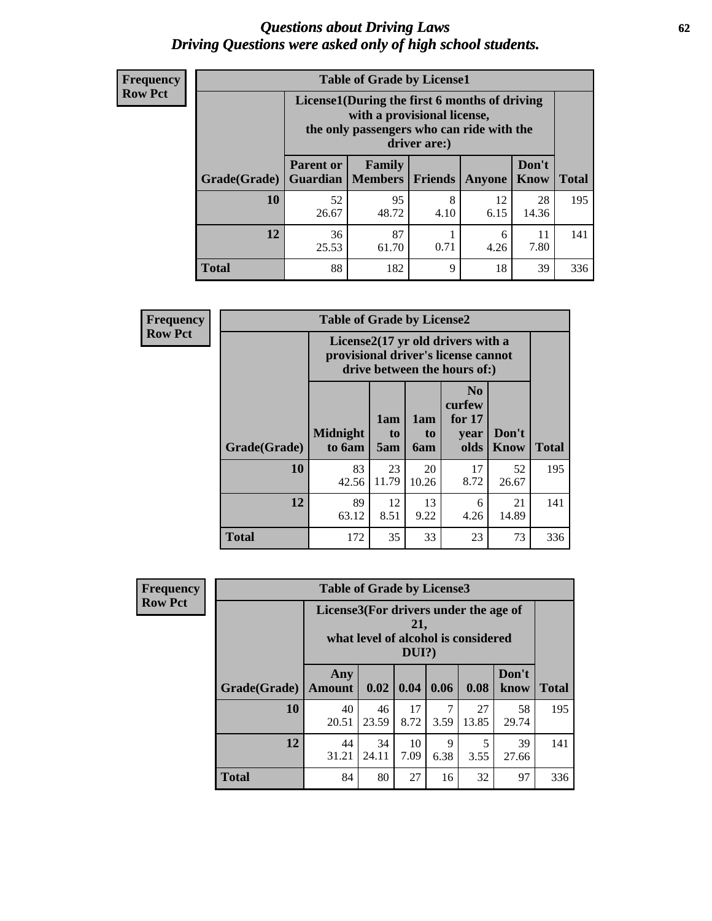# *Questions about Driving Laws*
# *Driving Questions were asked only of high school students.*

**Frequency**
**Row Pct**

| Table of Grade by License1 | | | | | | |
|---|---|---|---|---|---|---|
| | License1(During the first 6 months of driving with a provisional license, the only passengers who can ride with the driver are:) | | | | | |
| Grade(Grade) | Parent or Guardian | Family Members | Friends | Anyone | Don't Know | Total |
| 10 | 52<br>26.67 | 95<br>48.72 | 8<br>4.10 | 12<br>6.15 | 28<br>14.36 | 195 |
| 12 | 36<br>25.53 | 87<br>61.70 | 1<br>0.71 | 6<br>4.26 | 11<br>7.80 | 141 |
| Total | 88 | 182 | 9 | 18 | 39 | 336 |

**Frequency**
**Row Pct**

| Table of Grade by License2 | | | | | | |
|---|---|---|---|---|---|---|
| | License2(17 yr old drivers with a provisional driver's license cannot drive between the hours of:) | | | | | |
| Grade(Grade) | Midnight to 6am | 1am to 5am | 1am to 6am | No curfew for 17 year olds | Don't Know | Total |
| 10 | 83<br>42.56 | 23<br>11.79 | 20<br>10.26 | 17<br>8.72 | 52<br>26.67 | 195 |
| 12 | 89<br>63.12 | 12<br>8.51 | 13<br>9.22 | 6<br>4.26 | 21<br>14.89 | 141 |
| Total | 172 | 35 | 33 | 23 | 73 | 336 |

**Frequency**
**Row Pct**

| Table of Grade by License3 | | | | | | | |
|---|---|---|---|---|---|---|---|
| | License3(For drivers under the age of 21, what level of alcohol is considered DUI?) | | | | | | |
| Grade(Grade) | Any Amount | 0.02 | 0.04 | 0.06 | 0.08 | Don't know | Total |
| 10 | 40<br>20.51 | 46<br>23.59 | 17<br>8.72 | 7<br>3.59 | 27<br>13.85 | 58<br>29.74 | 195 |
| 12 | 44<br>31.21 | 34<br>24.11 | 10<br>7.09 | 9<br>6.38 | 5<br>3.55 | 39<br>27.66 | 141 |
| Total | 84 | 80 | 27 | 16 | 32 | 97 | 336 |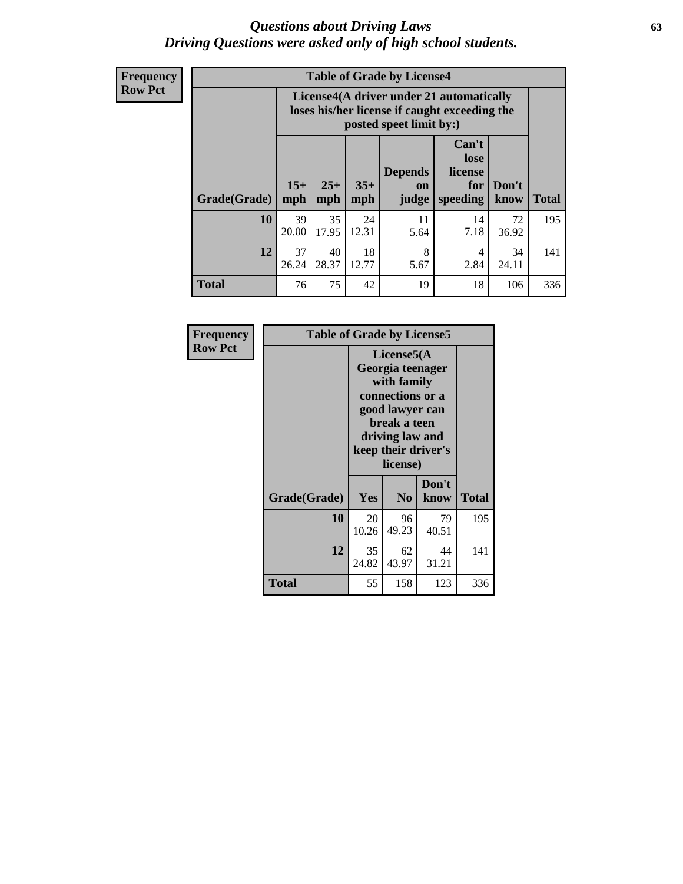# *Questions about Driving Laws*
## *Driving Questions were asked only of high school students.*

**Frequency**
**Row Pct**

| Table of Grade by License4 | | | | | | | |
|---|---|---|---|---|---|---|---|
| | License4(A driver under 21 automatically loses his/her license if caught exceeding the posted speet limit by:) | | | | | | |
| Grade(Grade) | 15+ mph | 25+ mph | 35+ mph | Depends on judge | Can't lose license for speeding | Don't know | Total |
| **10** | 39<br>20.00 | 35<br>17.95 | 24<br>12.31 | 11<br>5.64 | 14<br>7.18 | 72<br>36.92 | 195 |
| **12** | 37<br>26.24 | 40<br>28.37 | 18<br>12.77 | 8<br>5.67 | 4<br>2.84 | 34<br>24.11 | 141 |
| **Total** | 76 | 75 | 42 | 19 | 18 | 106 | 336 |

**Frequency**
**Row Pct**

| Table of Grade by License5 | | | | |
|---|---|---|---|---|
| | License5(A Georgia teenager with family connections or a good lawyer can break a teen driving law and keep their driver's license) | | | |
| Grade(Grade) | Yes | No | Don't know | Total |
| **10** | 20<br>10.26 | 96<br>49.23 | 79<br>40.51 | 195 |
| **12** | 35<br>24.82 | 62<br>43.97 | 44<br>31.21 | 141 |
| **Total** | 55 | 158 | 123 | 336 |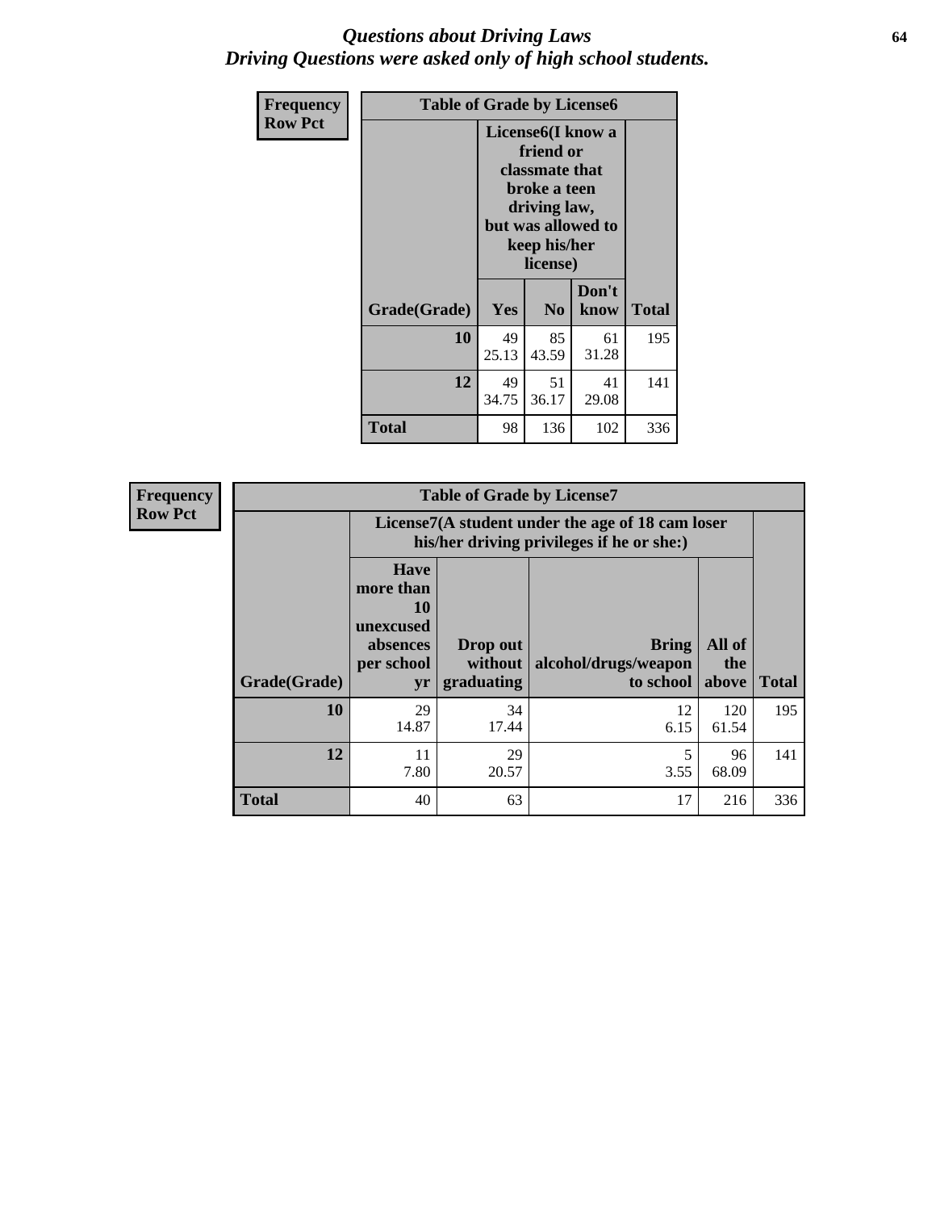# *Questions about Driving Laws*
# *Driving Questions were asked only of high school students.*

**Frequency**
**Row Pct**

**Table of Grade by License6**

| Grade(Grade) | License6(I know a friend or classmate that broke a teen driving law, but was allowed to keep his/her license) Yes | No | Don't know | Total |
|---|---|---|---|---|
| **10** | 49<br>25.13 | 85<br>43.59 | 61<br>31.28 | 195 |
| **12** | 49<br>34.75 | 51<br>36.17 | 41<br>29.08 | 141 |
| **Total** | 98 | 136 | 102 | 336 |

**Frequency**
**Row Pct**

**Table of Grade by License7**

| Grade(Grade) | License7(A student under the age of 18 cam loser his/her driving privileges if he or she:) Have more than 10 unexcused absences per school yr | Drop out without graduating | Bring alcohol/drugs/weapon to school | All of the above | Total |
|---|---|---|---|---|---|
| **10** | 29<br>14.87 | 34<br>17.44 | 12<br>6.15 | 120<br>61.54 | 195 |
| **12** | 11<br>7.80 | 29<br>20.57 | 5<br>3.55 | 96<br>68.09 | 141 |
| **Total** | 40 | 63 | 17 | 216 | 336 |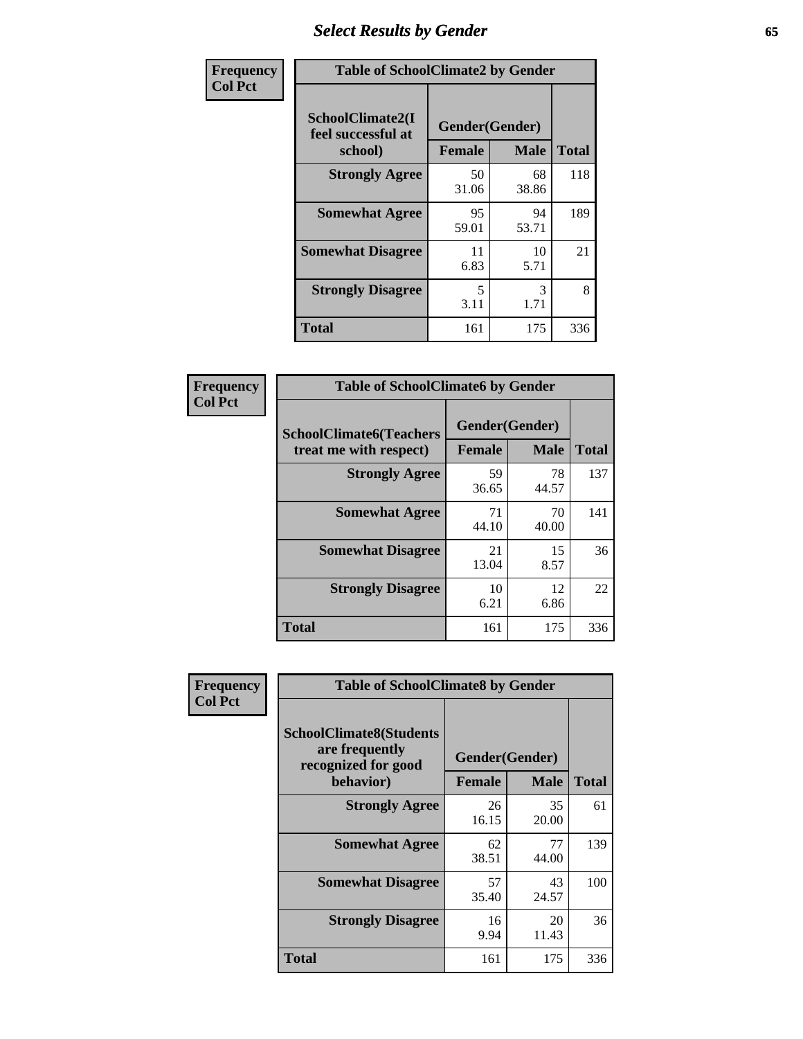## Select Results by Gender

**Frequency / Col Pct**

**Table of SchoolClimate2 by Gender**

| SchoolClimate2(I feel successful at school) | Gender(Gender) | | Total |
|---|---|---|---|
| | Female | Male | |
| Strongly Agree | 50<br>31.06 | 68<br>38.86 | 118 |
| Somewhat Agree | 95<br>59.01 | 94<br>53.71 | 189 |
| Somewhat Disagree | 11<br>6.83 | 10<br>5.71 | 21 |
| Strongly Disagree | 5<br>3.11 | 3<br>1.71 | 8 |
| Total | 161 | 175 | 336 |

**Frequency / Col Pct**

**Table of SchoolClimate6 by Gender**

| SchoolClimate6(Teachers treat me with respect) | Gender(Gender) | | Total |
|---|---|---|---|
| | Female | Male | |
| Strongly Agree | 59<br>36.65 | 78<br>44.57 | 137 |
| Somewhat Agree | 71<br>44.10 | 70<br>40.00 | 141 |
| Somewhat Disagree | 21<br>13.04 | 15<br>8.57 | 36 |
| Strongly Disagree | 10<br>6.21 | 12<br>6.86 | 22 |
| Total | 161 | 175 | 336 |

**Frequency / Col Pct**

**Table of SchoolClimate8 by Gender**

| SchoolClimate8(Students are frequently recognized for good behavior) | Gender(Gender) | | Total |
|---|---|---|---|
| | Female | Male | |
| Strongly Agree | 26<br>16.15 | 35<br>20.00 | 61 |
| Somewhat Agree | 62<br>38.51 | 77<br>44.00 | 139 |
| Somewhat Disagree | 57<br>35.40 | 43<br>24.57 | 100 |
| Strongly Disagree | 16<br>9.94 | 20<br>11.43 | 36 |
| Total | 161 | 175 | 336 |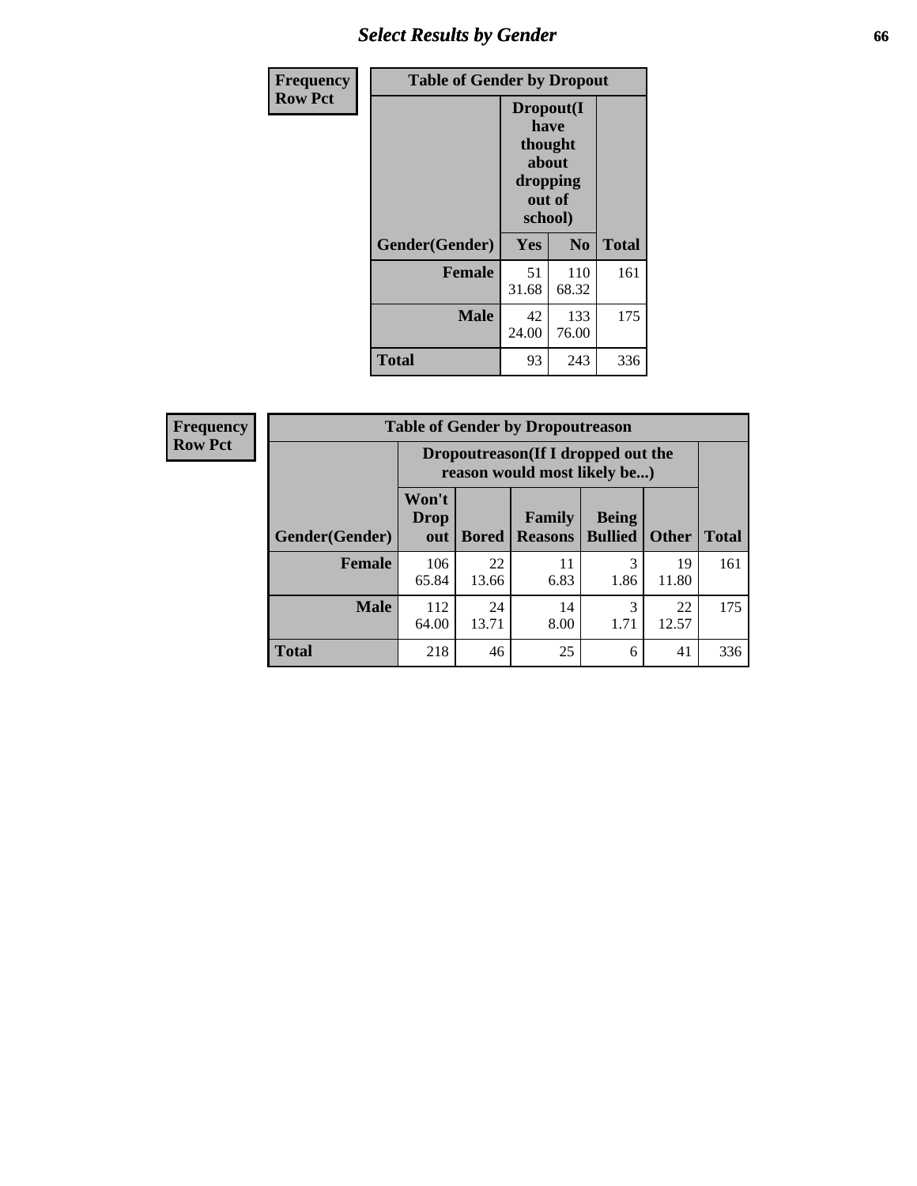## Select Results by Gender

| Frequency Row Pct | Table of Gender by Dropout | | |
|---|---|---|---|
| | Dropout(I have thought about dropping out of school) | | |
| Gender(Gender) | Yes | No | Total |
| Female | 51<br>31.68 | 110<br>68.32 | 161 |
| Male | 42<br>24.00 | 133<br>76.00 | 175 |
| Total | 93 | 243 | 336 |

| Frequency Row Pct | Table of Gender by Dropoutreason | | | | | |
|---|---|---|---|---|---|---|
| | Dropoutreason(If I dropped out the reason would most likely be...) | | | | | |
| Gender(Gender) | Won't Drop out | Bored | Family Reasons | Being Bullied | Other | Total |
| Female | 106<br>65.84 | 22<br>13.66 | 11<br>6.83 | 3<br>1.86 | 19<br>11.80 | 161 |
| Male | 112<br>64.00 | 24<br>13.71 | 14<br>8.00 | 3<br>1.71 | 22<br>12.57 | 175 |
| Total | 218 | 46 | 25 | 6 | 41 | 336 |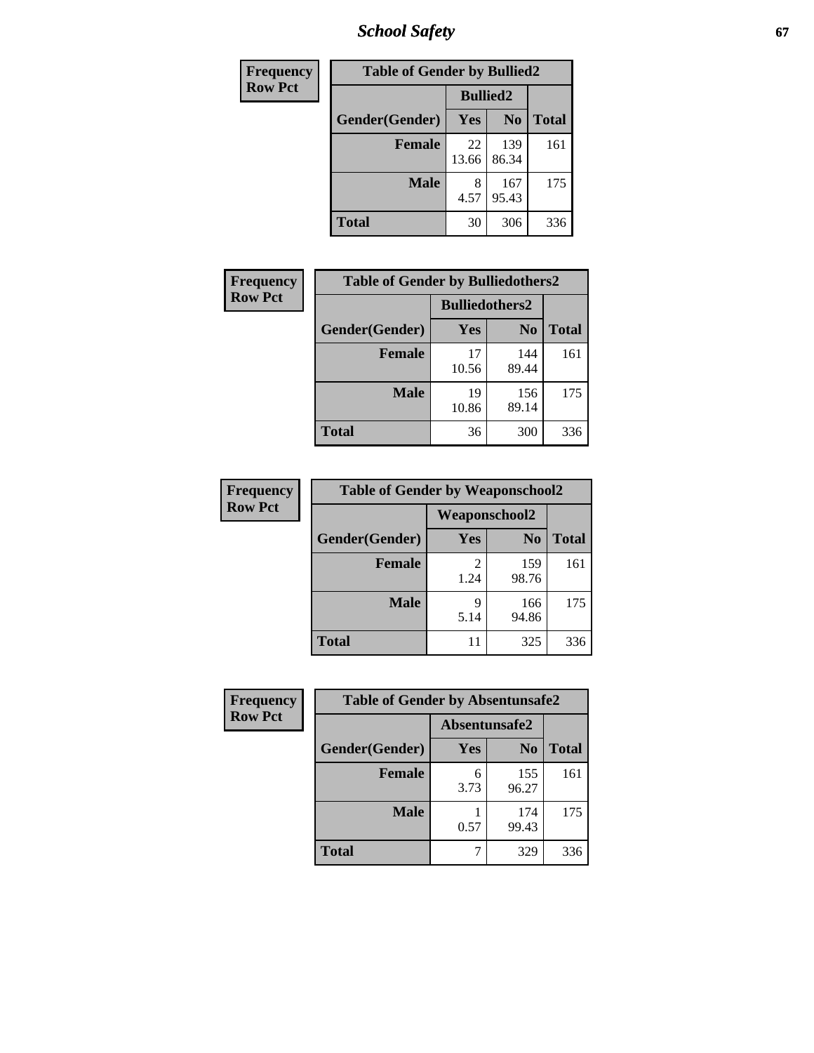| Frequency Row Pct | | | |
|---|---|---|---|
| **Table of Gender by Bullied2** | | | |
| | **Bullied2** | | |
| **Gender(Gender)** | **Yes** | **No** | **Total** |
| **Female** | 22<br>13.66 | 139<br>86.34 | 161 |
| **Male** | 8<br>4.57 | 167<br>95.43 | 175 |
| **Total** | 30 | 306 | 336 |

| Frequency Row Pct | | | |
|---|---|---|---|
| **Table of Gender by Bulliedothers2** | | | |
| | **Bulliedothers2** | | |
| **Gender(Gender)** | **Yes** | **No** | **Total** |
| **Female** | 17<br>10.56 | 144<br>89.44 | 161 |
| **Male** | 19<br>10.86 | 156<br>89.14 | 175 |
| **Total** | 36 | 300 | 336 |

| Frequency Row Pct | | | |
|---|---|---|---|
| **Table of Gender by Weaponschool2** | | | |
| | **Weaponschool2** | | |
| **Gender(Gender)** | **Yes** | **No** | **Total** |
| **Female** | 2<br>1.24 | 159<br>98.76 | 161 |
| **Male** | 9<br>5.14 | 166<br>94.86 | 175 |
| **Total** | 11 | 325 | 336 |

| Frequency Row Pct | | | |
|---|---|---|---|
| **Table of Gender by Absentunsafe2** | | | |
| | **Absentunsafe2** | | |
| **Gender(Gender)** | **Yes** | **No** | **Total** |
| **Female** | 6<br>3.73 | 155<br>96.27 | 161 |
| **Male** | 1<br>0.57 | 174<br>99.43 | 175 |
| **Total** | 7 | 329 | 336 |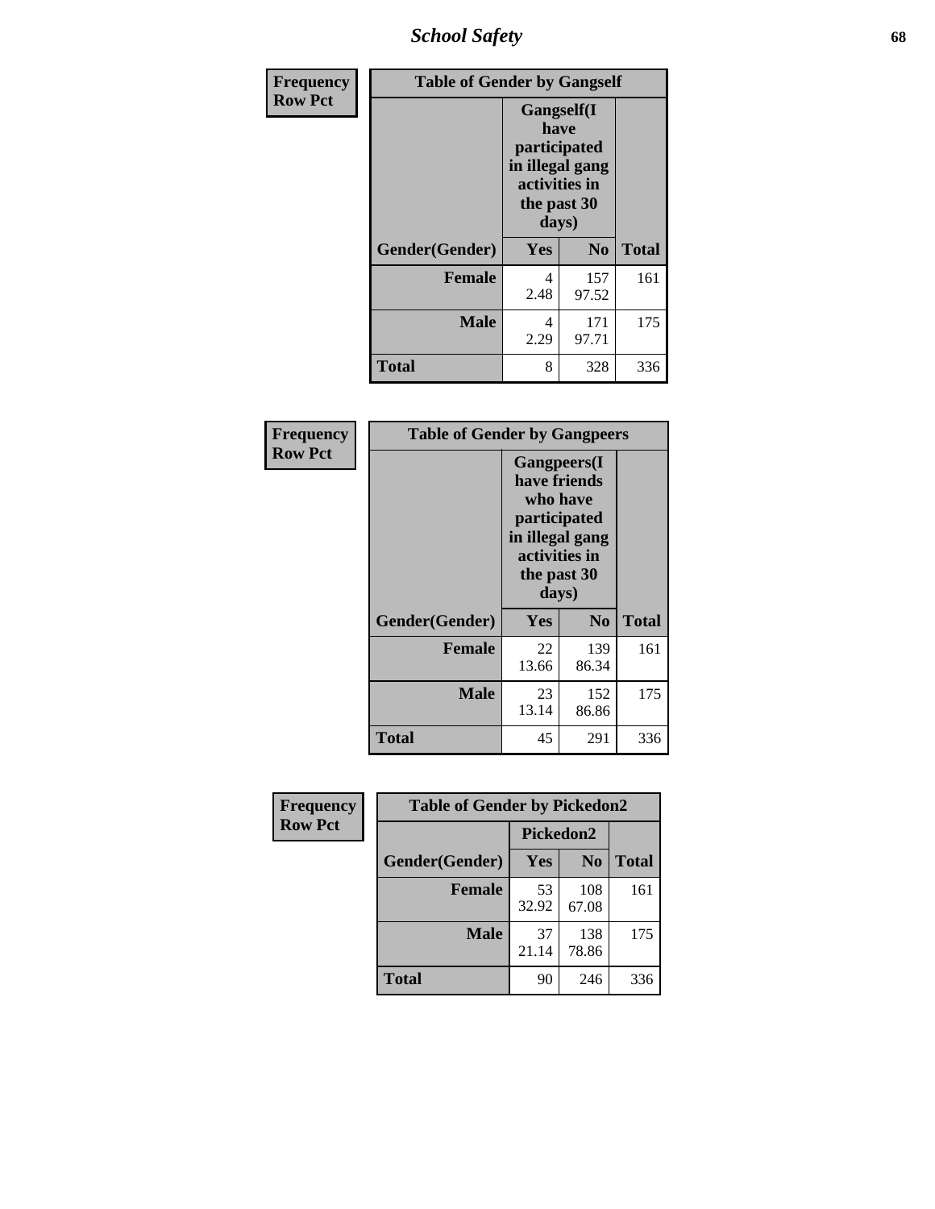| Frequency Row Pct | Table of Gender by Gangself | | |
|---|---|---|---|
| | Gangself(I have participated in illegal gang activities in the past 30 days) | | |
| Gender(Gender) | Yes | No | Total |
| Female | 4<br>2.48 | 157<br>97.52 | 161 |
| Male | 4<br>2.29 | 171<br>97.71 | 175 |
| Total | 8 | 328 | 336 |

| Frequency Row Pct | Table of Gender by Gangpeers | | |
|---|---|---|---|
| | Gangpeers(I have friends who have participated in illegal gang activities in the past 30 days) | | |
| Gender(Gender) | Yes | No | Total |
| Female | 22<br>13.66 | 139<br>86.34 | 161 |
| Male | 23<br>13.14 | 152<br>86.86 | 175 |
| Total | 45 | 291 | 336 |

| Frequency Row Pct | Table of Gender by Pickedon2 | | |
|---|---|---|---|
| | Pickedon2 | | |
| Gender(Gender) | Yes | No | Total |
| Female | 53<br>32.92 | 108<br>67.08 | 161 |
| Male | 37<br>21.14 | 138<br>78.86 | 175 |
| Total | 90 | 246 | 336 |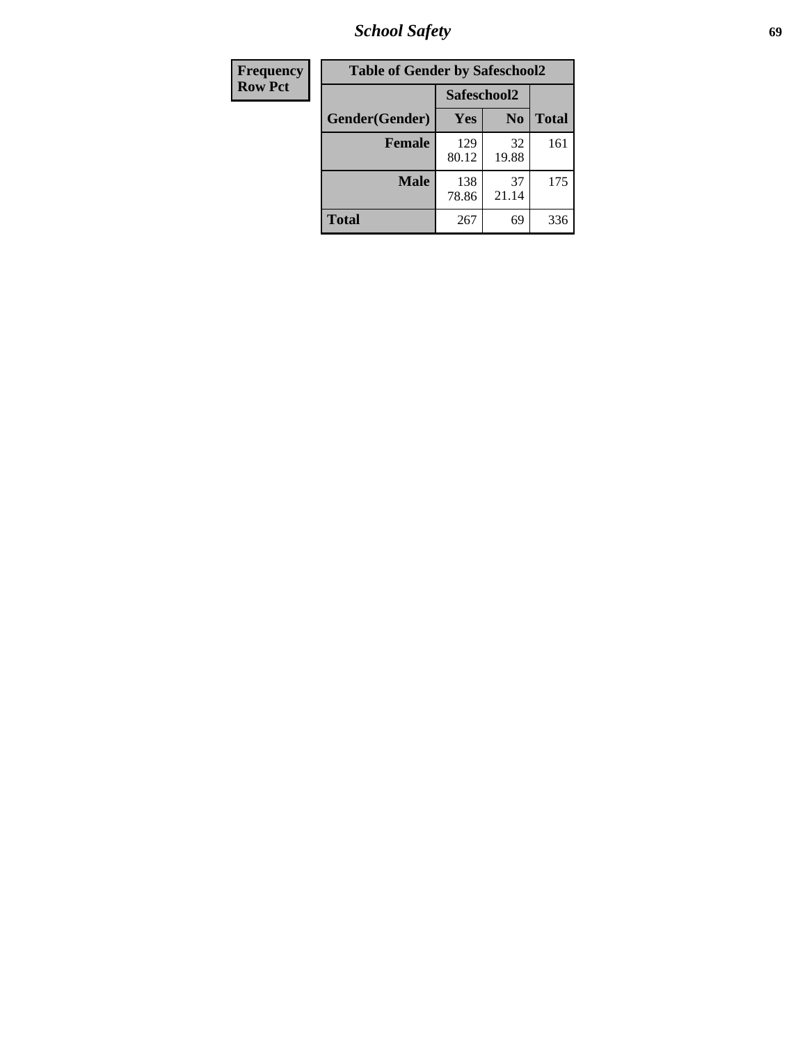| Frequency |
|---|
| Row Pct |

| Table of Gender by Safeschool2 | | | |
|---|---|---|---|
| | Safeschool2 | | |
| Gender(Gender) | Yes | No | Total |
| **Female** | 129<br>80.12 | 32<br>19.88 | 161 |
| **Male** | 138<br>78.86 | 37<br>21.14 | 175 |
| **Total** | 267 | 69 | 336 |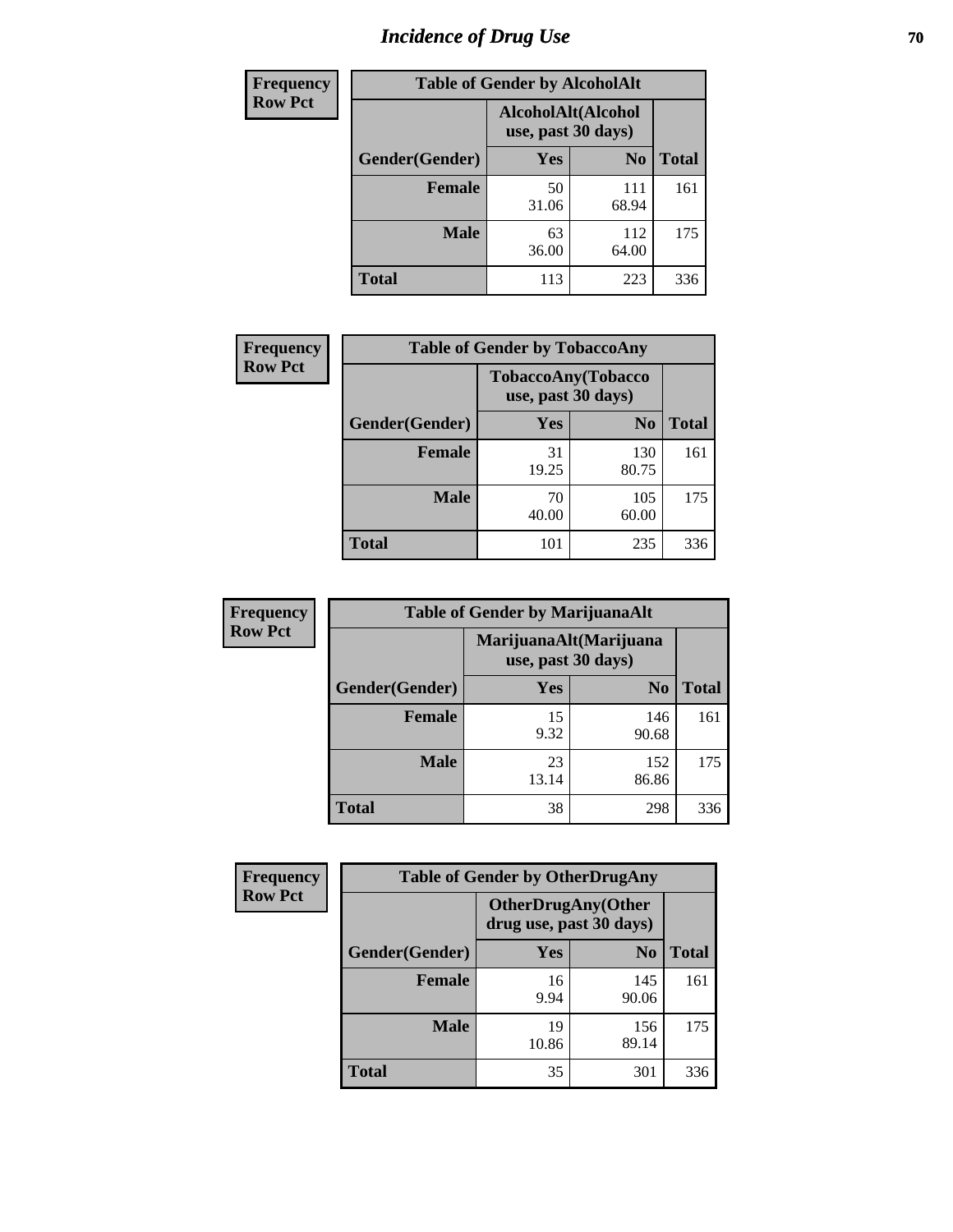# Incidence of Drug Use

| Frequency Row Pct |
|---|

| Table of Gender by AlcoholAlt | | | |
|---|---|---|---|
| | AlcoholAlt(Alcohol use, past 30 days) | | |
| Gender(Gender) | Yes | No | Total |
| Female | 50<br>31.06 | 111<br>68.94 | 161 |
| Male | 63<br>36.00 | 112<br>64.00 | 175 |
| Total | 113 | 223 | 336 |

| Frequency Row Pct |
|---|

| Table of Gender by TobaccoAny | | | |
|---|---|---|---|
| | TobaccoAny(Tobacco use, past 30 days) | | |
| Gender(Gender) | Yes | No | Total |
| Female | 31<br>19.25 | 130<br>80.75 | 161 |
| Male | 70<br>40.00 | 105<br>60.00 | 175 |
| Total | 101 | 235 | 336 |

| Frequency Row Pct |
|---|

| Table of Gender by MarijuanaAlt | | | |
|---|---|---|---|
| | MarijuanaAlt(Marijuana use, past 30 days) | | |
| Gender(Gender) | Yes | No | Total |
| Female | 15<br>9.32 | 146<br>90.68 | 161 |
| Male | 23<br>13.14 | 152<br>86.86 | 175 |
| Total | 38 | 298 | 336 |

| Frequency Row Pct |
|---|

| Table of Gender by OtherDrugAny | | | |
|---|---|---|---|
| | OtherDrugAny(Other drug use, past 30 days) | | |
| Gender(Gender) | Yes | No | Total |
| Female | 16<br>9.94 | 145<br>90.06 | 161 |
| Male | 19<br>10.86 | 156<br>89.14 | 175 |
| Total | 35 | 301 | 336 |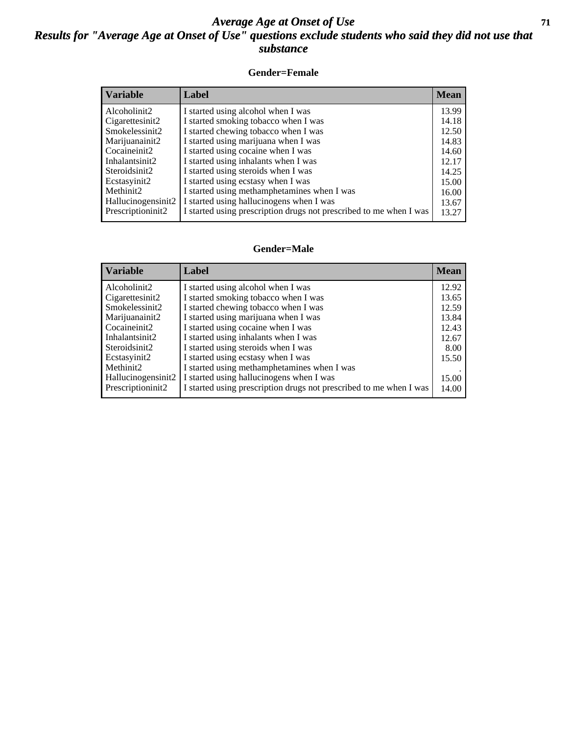# *Average Age at Onset of Use*
## *Results for "Average Age at Onset of Use" questions exclude students who said they did not use that substance*

### Gender=Female

| Variable | Label | Mean |
|---|---|---|
| Alcoholinit2 | I started using alcohol when I was | 13.99 |
| Cigarettesinit2 | I started smoking tobacco when I was | 14.18 |
| Smokelessinit2 | I started chewing tobacco when I was | 12.50 |
| Marijuanainit2 | I started using marijuana when I was | 14.83 |
| Cocaineinit2 | I started using cocaine when I was | 14.60 |
| Inhalantsinit2 | I started using inhalants when I was | 12.17 |
| Steroidsinit2 | I started using steroids when I was | 14.25 |
| Ecstasyinit2 | I started using ecstasy when I was | 15.00 |
| Methinit2 | I started using methamphetamines when I was | 16.00 |
| Hallucinogensinit2 | I started using hallucinogens when I was | 13.67 |
| Prescriptioninit2 | I started using prescription drugs not prescribed to me when I was | 13.27 |

### Gender=Male

| Variable | Label | Mean |
|---|---|---|
| Alcoholinit2 | I started using alcohol when I was | 12.92 |
| Cigarettesinit2 | I started smoking tobacco when I was | 13.65 |
| Smokelessinit2 | I started chewing tobacco when I was | 12.59 |
| Marijuanainit2 | I started using marijuana when I was | 13.84 |
| Cocaineinit2 | I started using cocaine when I was | 12.43 |
| Inhalantsinit2 | I started using inhalants when I was | 12.67 |
| Steroidsinit2 | I started using steroids when I was | 8.00 |
| Ecstasyinit2 | I started using ecstasy when I was | 15.50 |
| Methinit2 | I started using methamphetamines when I was | . |
| Hallucinogensinit2 | I started using hallucinogens when I was | 15.00 |
| Prescriptioninit2 | I started using prescription drugs not prescribed to me when I was | 14.00 |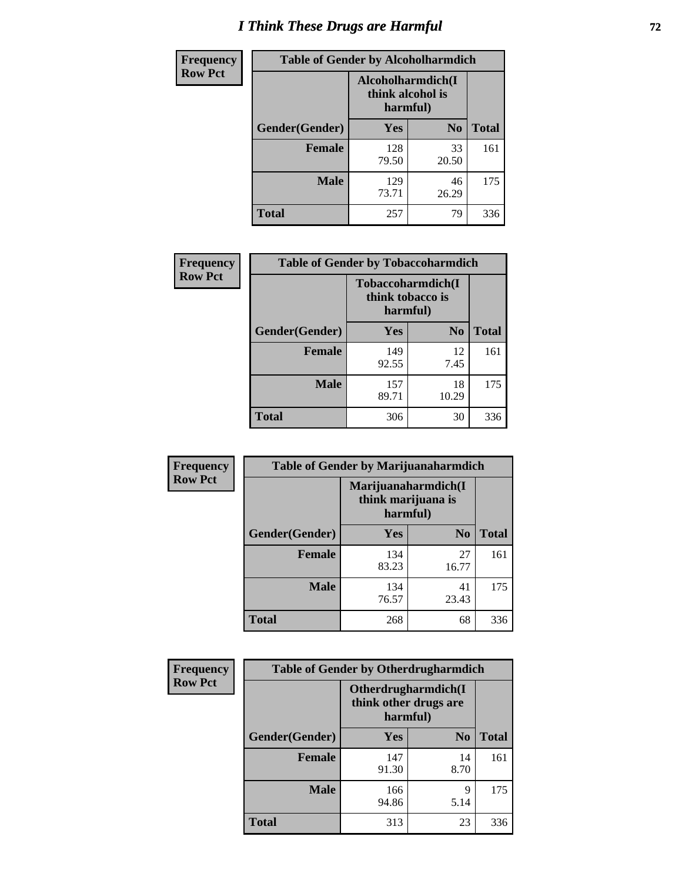# I Think These Drugs are Harmful

| Frequency Row Pct | Table of Gender by Alcoholharmdich | | |
|---|---|---|---|
| | Alcoholharmdich(I think alcohol is harmful) | | |
| Gender(Gender) | Yes | No | Total |
| Female | 128<br>79.50 | 33<br>20.50 | 161 |
| Male | 129<br>73.71 | 46<br>26.29 | 175 |
| Total | 257 | 79 | 336 |

| Frequency Row Pct | Table of Gender by Tobaccoharmdich | | |
|---|---|---|---|
| | Tobaccoharmdich(I think tobacco is harmful) | | |
| Gender(Gender) | Yes | No | Total |
| Female | 149<br>92.55 | 12<br>7.45 | 161 |
| Male | 157<br>89.71 | 18<br>10.29 | 175 |
| Total | 306 | 30 | 336 |

| Frequency Row Pct | Table of Gender by Marijuanaharmdich | | |
|---|---|---|---|
| | Marijuanaharmdich(I think marijuana is harmful) | | |
| Gender(Gender) | Yes | No | Total |
| Female | 134<br>83.23 | 27<br>16.77 | 161 |
| Male | 134<br>76.57 | 41<br>23.43 | 175 |
| Total | 268 | 68 | 336 |

| Frequency Row Pct | Table of Gender by Otherdrugharmdich | | |
|---|---|---|---|
| | Otherdrugharmdich(I think other drugs are harmful) | | |
| Gender(Gender) | Yes | No | Total |
| Female | 147<br>91.30 | 14<br>8.70 | 161 |
| Male | 166<br>94.86 | 9<br>5.14 | 175 |
| Total | 313 | 23 | 336 |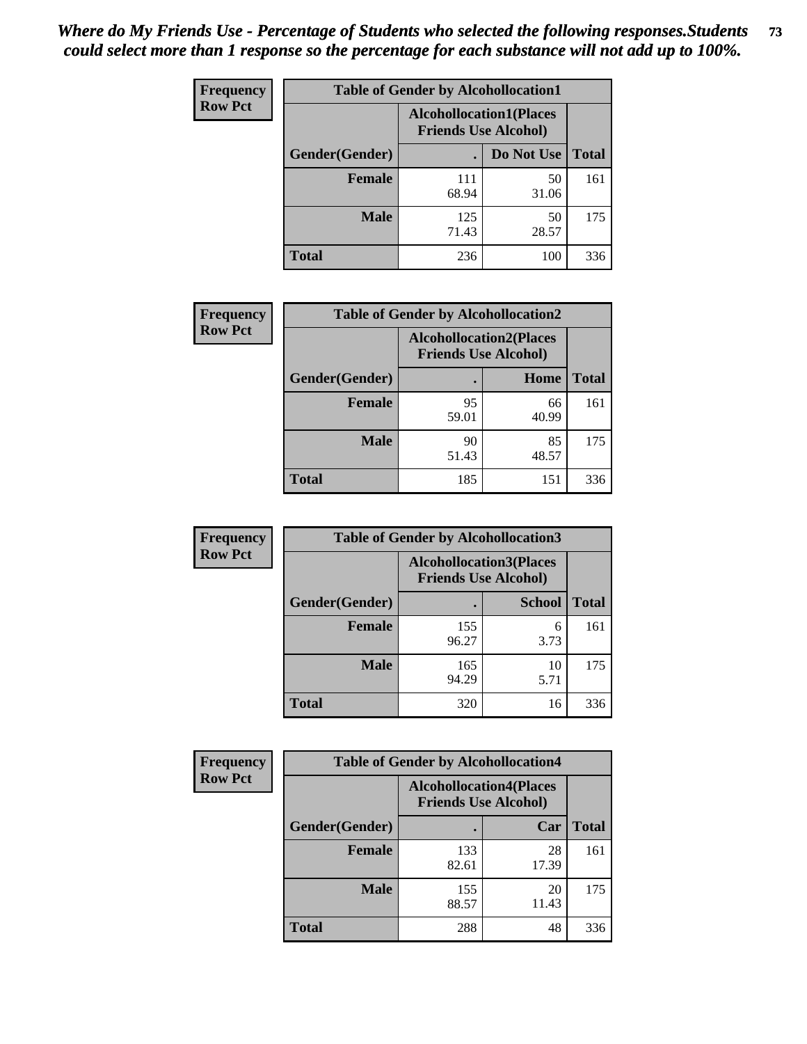***Where do My Friends Use - Percentage of Students who selected the following responses.Students could select more than 1 response so the percentage for each substance will not add up to 100%.***

**Frequency**
**Row Pct**

| Table of Gender by Alcohollocation1 | | | |
|---|---|---|---|
| | Alcohollocation1(Places Friends Use Alcohol) | | |
| Gender(Gender) | . | Do Not Use | Total |
| **Female** | 111<br>68.94 | 50<br>31.06 | 161 |
| **Male** | 125<br>71.43 | 50<br>28.57 | 175 |
| **Total** | 236 | 100 | 336 |

**Frequency**
**Row Pct**

| Table of Gender by Alcohollocation2 | | | |
|---|---|---|---|
| | Alcohollocation2(Places Friends Use Alcohol) | | |
| Gender(Gender) | . | Home | Total |
| **Female** | 95<br>59.01 | 66<br>40.99 | 161 |
| **Male** | 90<br>51.43 | 85<br>48.57 | 175 |
| **Total** | 185 | 151 | 336 |

**Frequency**
**Row Pct**

| Table of Gender by Alcohollocation3 | | | |
|---|---|---|---|
| | Alcohollocation3(Places Friends Use Alcohol) | | |
| Gender(Gender) | . | School | Total |
| **Female** | 155<br>96.27 | 6<br>3.73 | 161 |
| **Male** | 165<br>94.29 | 10<br>5.71 | 175 |
| **Total** | 320 | 16 | 336 |

**Frequency**
**Row Pct**

| Table of Gender by Alcohollocation4 | | | |
|---|---|---|---|
| | Alcohollocation4(Places Friends Use Alcohol) | | |
| Gender(Gender) | . | Car | Total |
| **Female** | 133<br>82.61 | 28<br>17.39 | 161 |
| **Male** | 155<br>88.57 | 20<br>11.43 | 175 |
| **Total** | 288 | 48 | 336 |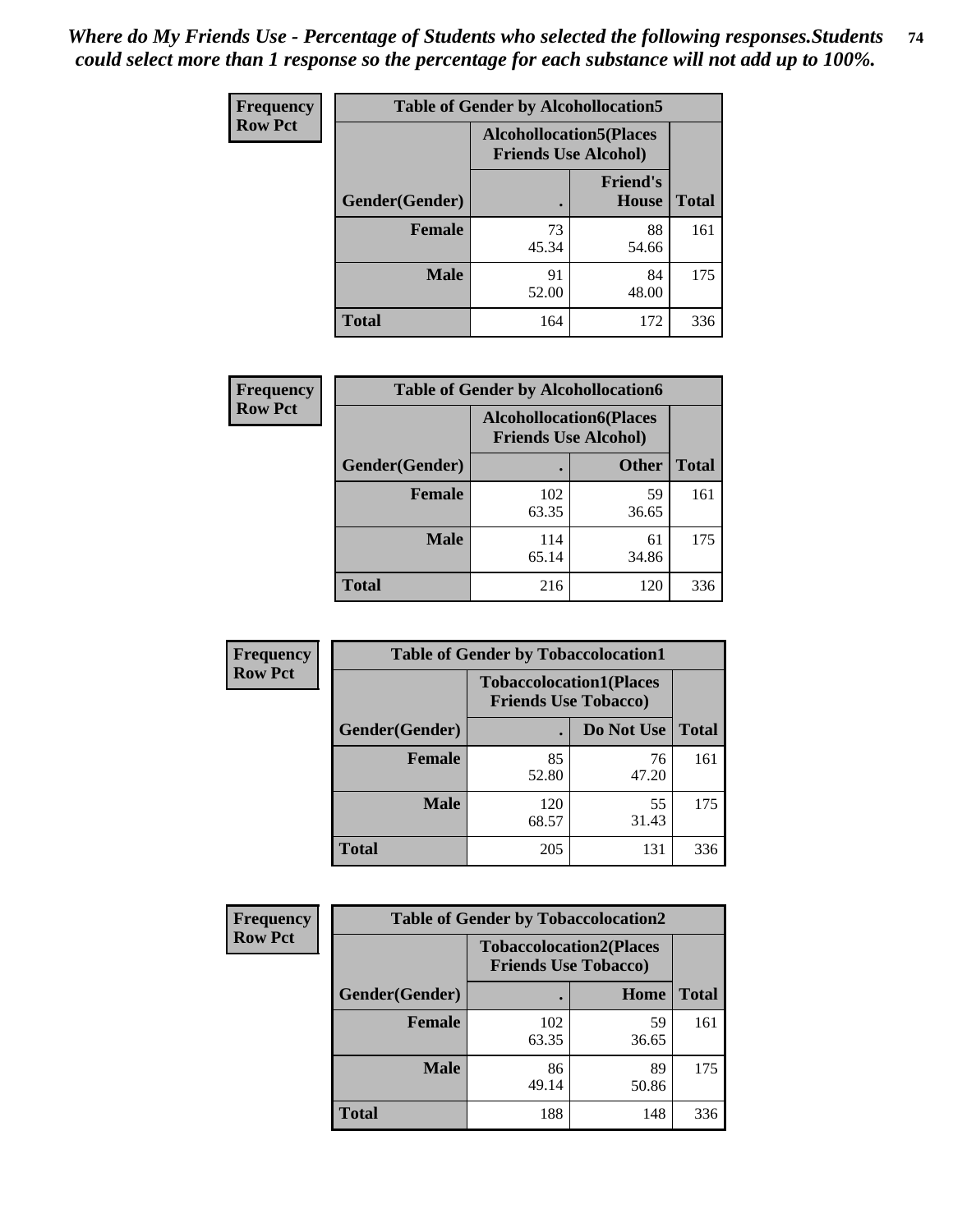*Where do My Friends Use - Percentage of Students who selected the following responses.Students could select more than 1 response so the percentage for each substance will not add up to 100%.*

**Frequency**
**Row Pct**

| Table of Gender by Alcohollocation5 | | | |
|---|---|---|---|
| | Alcohollocation5(Places Friends Use Alcohol) | | |
| Gender(Gender) | . | Friend's House | Total |
| **Female** | 73<br>45.34 | 88<br>54.66 | 161 |
| **Male** | 91<br>52.00 | 84<br>48.00 | 175 |
| **Total** | 164 | 172 | 336 |

**Frequency**
**Row Pct**

| Table of Gender by Alcohollocation6 | | | |
|---|---|---|---|
| | Alcohollocation6(Places Friends Use Alcohol) | | |
| Gender(Gender) | . | Other | Total |
| **Female** | 102<br>63.35 | 59<br>36.65 | 161 |
| **Male** | 114<br>65.14 | 61<br>34.86 | 175 |
| **Total** | 216 | 120 | 336 |

**Frequency**
**Row Pct**

| Table of Gender by Tobaccolocation1 | | | |
|---|---|---|---|
| | Tobaccolocation1(Places Friends Use Tobacco) | | |
| Gender(Gender) | . | Do Not Use | Total |
| **Female** | 85<br>52.80 | 76<br>47.20 | 161 |
| **Male** | 120<br>68.57 | 55<br>31.43 | 175 |
| **Total** | 205 | 131 | 336 |

**Frequency**
**Row Pct**

| Table of Gender by Tobaccolocation2 | | | |
|---|---|---|---|
| | Tobaccolocation2(Places Friends Use Tobacco) | | |
| Gender(Gender) | . | Home | Total |
| **Female** | 102<br>63.35 | 59<br>36.65 | 161 |
| **Male** | 86<br>49.14 | 89<br>50.86 | 175 |
| **Total** | 188 | 148 | 336 |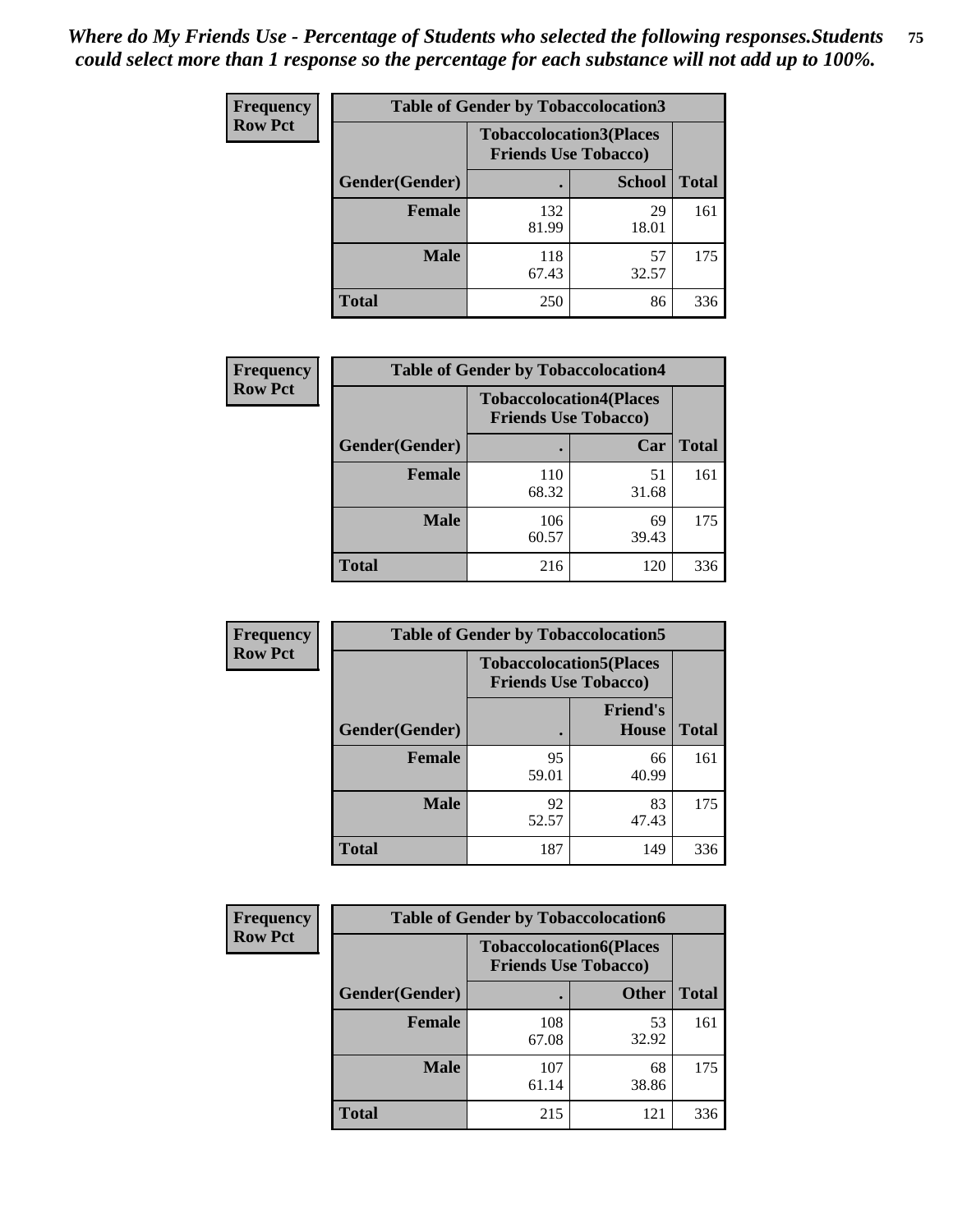*Where do My Friends Use - Percentage of Students who selected the following responses.Students could select more than 1 response so the percentage for each substance will not add up to 100%.*

**Frequency**
**Row Pct**

| Table of Gender by Tobaccolocation3 | | | |
|---|---|---|---|
| | Tobaccolocation3(Places Friends Use Tobacco) | | |
| Gender(Gender) | . | School | Total |
| Female | 132<br>81.99 | 29<br>18.01 | 161 |
| Male | 118<br>67.43 | 57<br>32.57 | 175 |
| Total | 250 | 86 | 336 |

**Frequency**
**Row Pct**

| Table of Gender by Tobaccolocation4 | | | |
|---|---|---|---|
| | Tobaccolocation4(Places Friends Use Tobacco) | | |
| Gender(Gender) | . | Car | Total |
| Female | 110<br>68.32 | 51<br>31.68 | 161 |
| Male | 106<br>60.57 | 69<br>39.43 | 175 |
| Total | 216 | 120 | 336 |

**Frequency**
**Row Pct**

| Table of Gender by Tobaccolocation5 | | | |
|---|---|---|---|
| | Tobaccolocation5(Places Friends Use Tobacco) | | |
| Gender(Gender) | . | Friend's House | Total |
| Female | 95<br>59.01 | 66<br>40.99 | 161 |
| Male | 92<br>52.57 | 83<br>47.43 | 175 |
| Total | 187 | 149 | 336 |

**Frequency**
**Row Pct**

| Table of Gender by Tobaccolocation6 | | | |
|---|---|---|---|
| | Tobaccolocation6(Places Friends Use Tobacco) | | |
| Gender(Gender) | . | Other | Total |
| Female | 108<br>67.08 | 53<br>32.92 | 161 |
| Male | 107<br>61.14 | 68<br>38.86 | 175 |
| Total | 215 | 121 | 336 |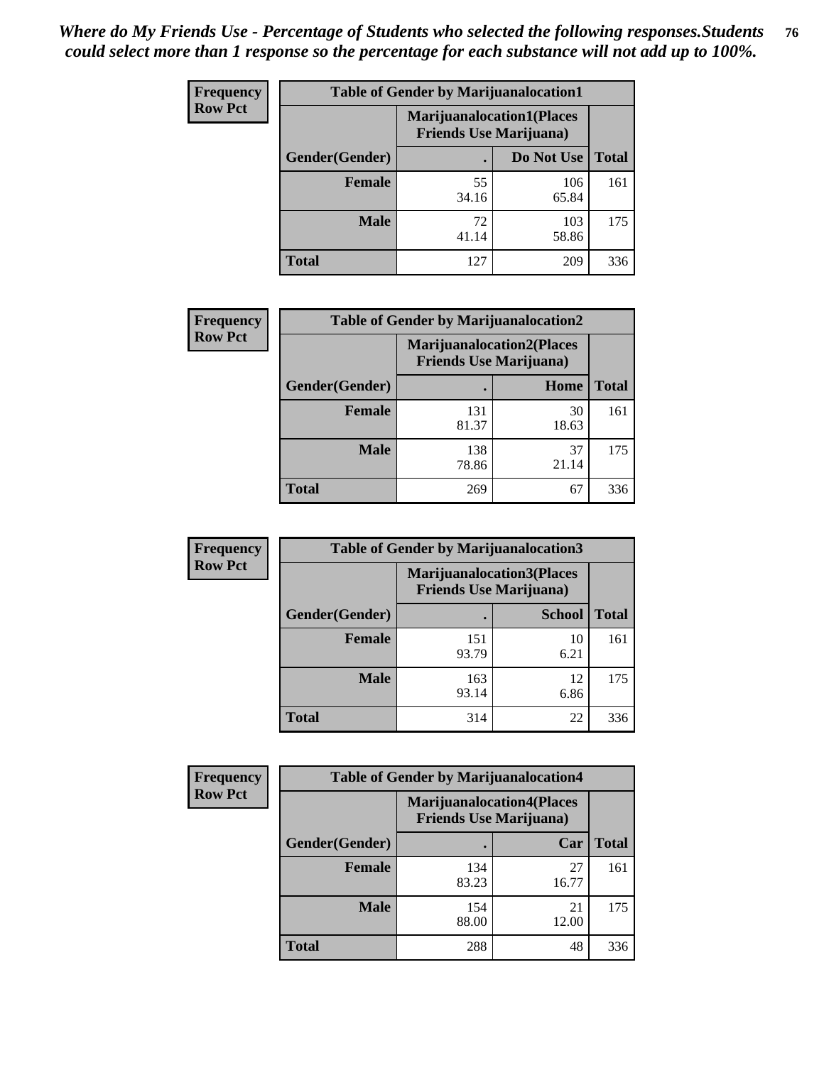*Where do My Friends Use - Percentage of Students who selected the following responses.Students could select more than 1 response so the percentage for each substance will not add up to 100%.*

**Frequency**
**Row Pct**

| Table of Gender by Marijuanalocation1 | | | |
|---|---|---|---|
| | Marijuanalocation1(Places Friends Use Marijuana) | | |
| Gender(Gender) | . | Do Not Use | Total |
| **Female** | 55<br>34.16 | 106<br>65.84 | 161 |
| **Male** | 72<br>41.14 | 103<br>58.86 | 175 |
| **Total** | 127 | 209 | 336 |

**Frequency**
**Row Pct**

| Table of Gender by Marijuanalocation2 | | | |
|---|---|---|---|
| | Marijuanalocation2(Places Friends Use Marijuana) | | |
| Gender(Gender) | . | Home | Total |
| **Female** | 131<br>81.37 | 30<br>18.63 | 161 |
| **Male** | 138<br>78.86 | 37<br>21.14 | 175 |
| **Total** | 269 | 67 | 336 |

**Frequency**
**Row Pct**

| Table of Gender by Marijuanalocation3 | | | |
|---|---|---|---|
| | Marijuanalocation3(Places Friends Use Marijuana) | | |
| Gender(Gender) | . | School | Total |
| **Female** | 151<br>93.79 | 10<br>6.21 | 161 |
| **Male** | 163<br>93.14 | 12<br>6.86 | 175 |
| **Total** | 314 | 22 | 336 |

**Frequency**
**Row Pct**

| Table of Gender by Marijuanalocation4 | | | |
|---|---|---|---|
| | Marijuanalocation4(Places Friends Use Marijuana) | | |
| Gender(Gender) | . | Car | Total |
| **Female** | 134<br>83.23 | 27<br>16.77 | 161 |
| **Male** | 154<br>88.00 | 21<br>12.00 | 175 |
| **Total** | 288 | 48 | 336 |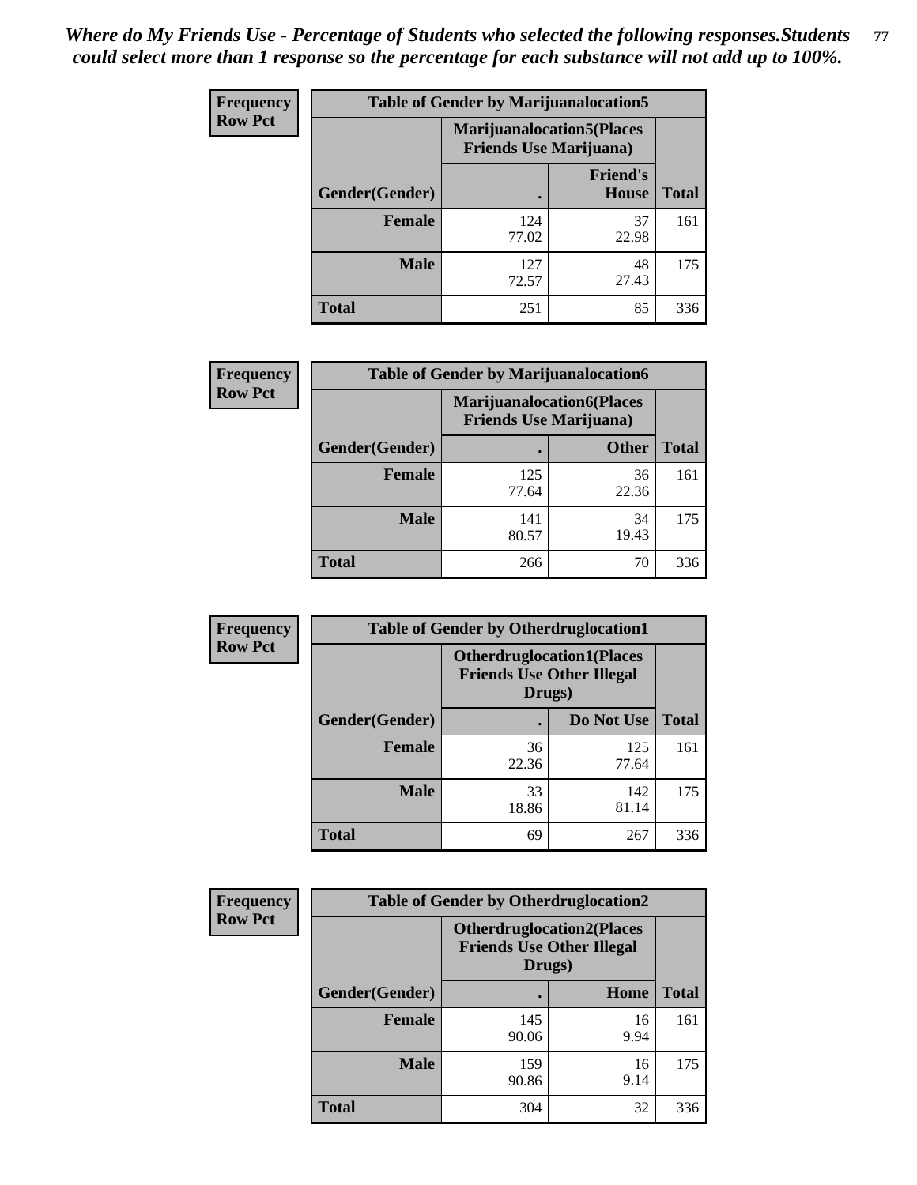*Where do My Friends Use - Percentage of Students who selected the following responses.Students could select more than 1 response so the percentage for each substance will not add up to 100%.*

**Frequency Row Pct**

| Table of Gender by Marijuanalocation5 | | | |
|---|---|---|---|
| | Marijuanalocation5(Places Friends Use Marijuana) | | |
| Gender(Gender) | . | Friend's House | Total |
| Female | 124<br>77.02 | 37<br>22.98 | 161 |
| Male | 127<br>72.57 | 48<br>27.43 | 175 |
| Total | 251 | 85 | 336 |

**Frequency Row Pct**

| Table of Gender by Marijuanalocation6 | | | |
|---|---|---|---|
| | Marijuanalocation6(Places Friends Use Marijuana) | | |
| Gender(Gender) | . | Other | Total |
| Female | 125<br>77.64 | 36<br>22.36 | 161 |
| Male | 141<br>80.57 | 34<br>19.43 | 175 |
| Total | 266 | 70 | 336 |

**Frequency Row Pct**

| Table of Gender by Otherdruglocation1 | | | |
|---|---|---|---|
| | Otherdruglocation1(Places Friends Use Other Illegal Drugs) | | |
| Gender(Gender) | . | Do Not Use | Total |
| Female | 36<br>22.36 | 125<br>77.64 | 161 |
| Male | 33<br>18.86 | 142<br>81.14 | 175 |
| Total | 69 | 267 | 336 |

**Frequency Row Pct**

| Table of Gender by Otherdruglocation2 | | | |
|---|---|---|---|
| | Otherdruglocation2(Places Friends Use Other Illegal Drugs) | | |
| Gender(Gender) | . | Home | Total |
| Female | 145<br>90.06 | 16<br>9.94 | 161 |
| Male | 159<br>90.86 | 16<br>9.14 | 175 |
| Total | 304 | 32 | 336 |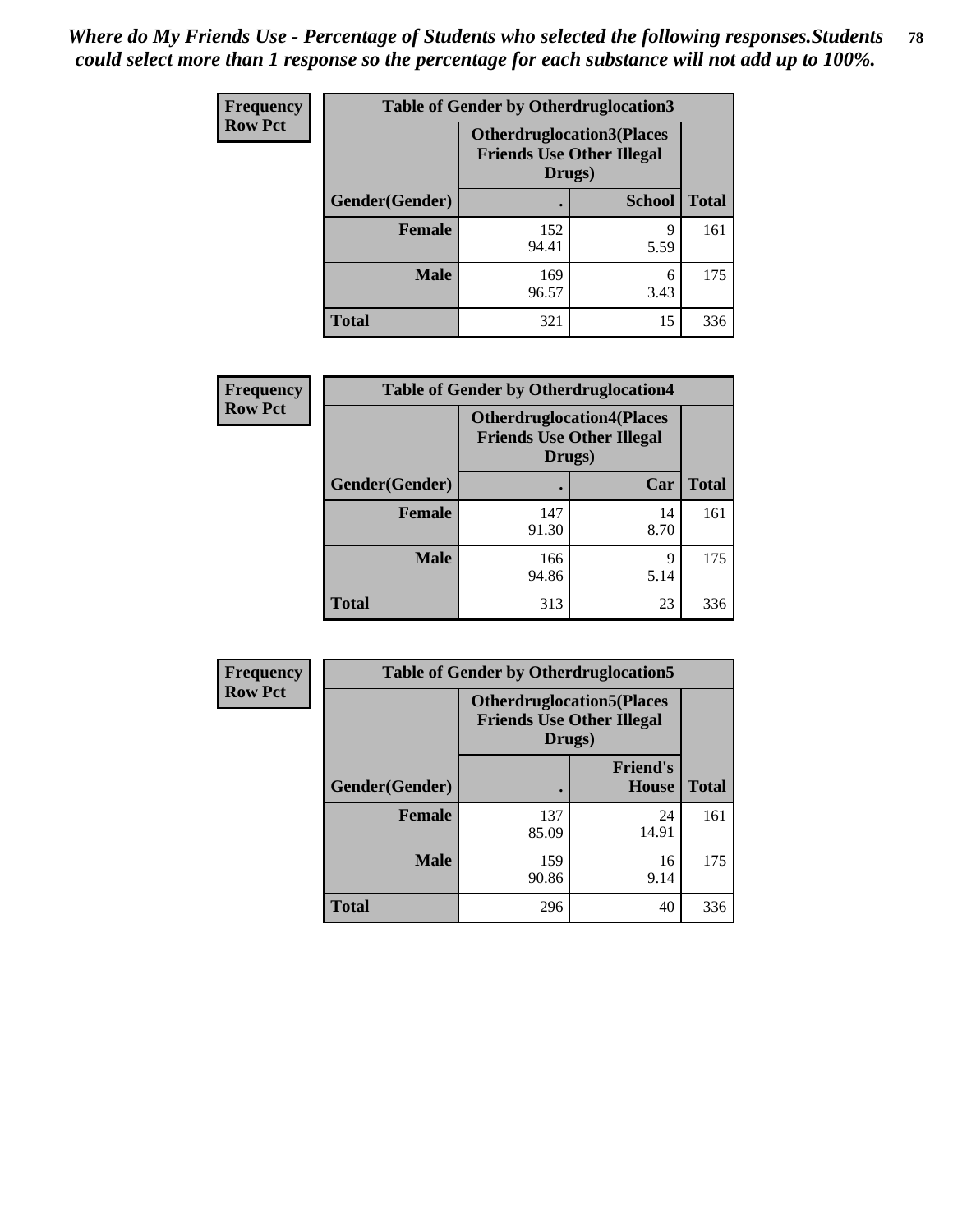*Where do My Friends Use - Percentage of Students who selected the following responses.Students could select more than 1 response so the percentage for each substance will not add up to 100%.*

**Frequency**
**Row Pct**

| Table of Gender by Otherdruglocation3 | | | |
|---|---|---|---|
| | Otherdruglocation3(Places Friends Use Other Illegal Drugs) | | |
| Gender(Gender) | . | School | Total |
| Female | 152<br>94.41 | 9<br>5.59 | 161 |
| Male | 169<br>96.57 | 6<br>3.43 | 175 |
| Total | 321 | 15 | 336 |

**Frequency**
**Row Pct**

| Table of Gender by Otherdruglocation4 | | | |
|---|---|---|---|
| | Otherdruglocation4(Places Friends Use Other Illegal Drugs) | | |
| Gender(Gender) | . | Car | Total |
| Female | 147<br>91.30 | 14<br>8.70 | 161 |
| Male | 166<br>94.86 | 9<br>5.14 | 175 |
| Total | 313 | 23 | 336 |

**Frequency**
**Row Pct**

| Table of Gender by Otherdruglocation5 | | | |
|---|---|---|---|
| | Otherdruglocation5(Places Friends Use Other Illegal Drugs) | | |
| Gender(Gender) | . | Friend's House | Total |
| Female | 137<br>85.09 | 24<br>14.91 | 161 |
| Male | 159<br>90.86 | 16<br>9.14 | 175 |
| Total | 296 | 40 | 336 |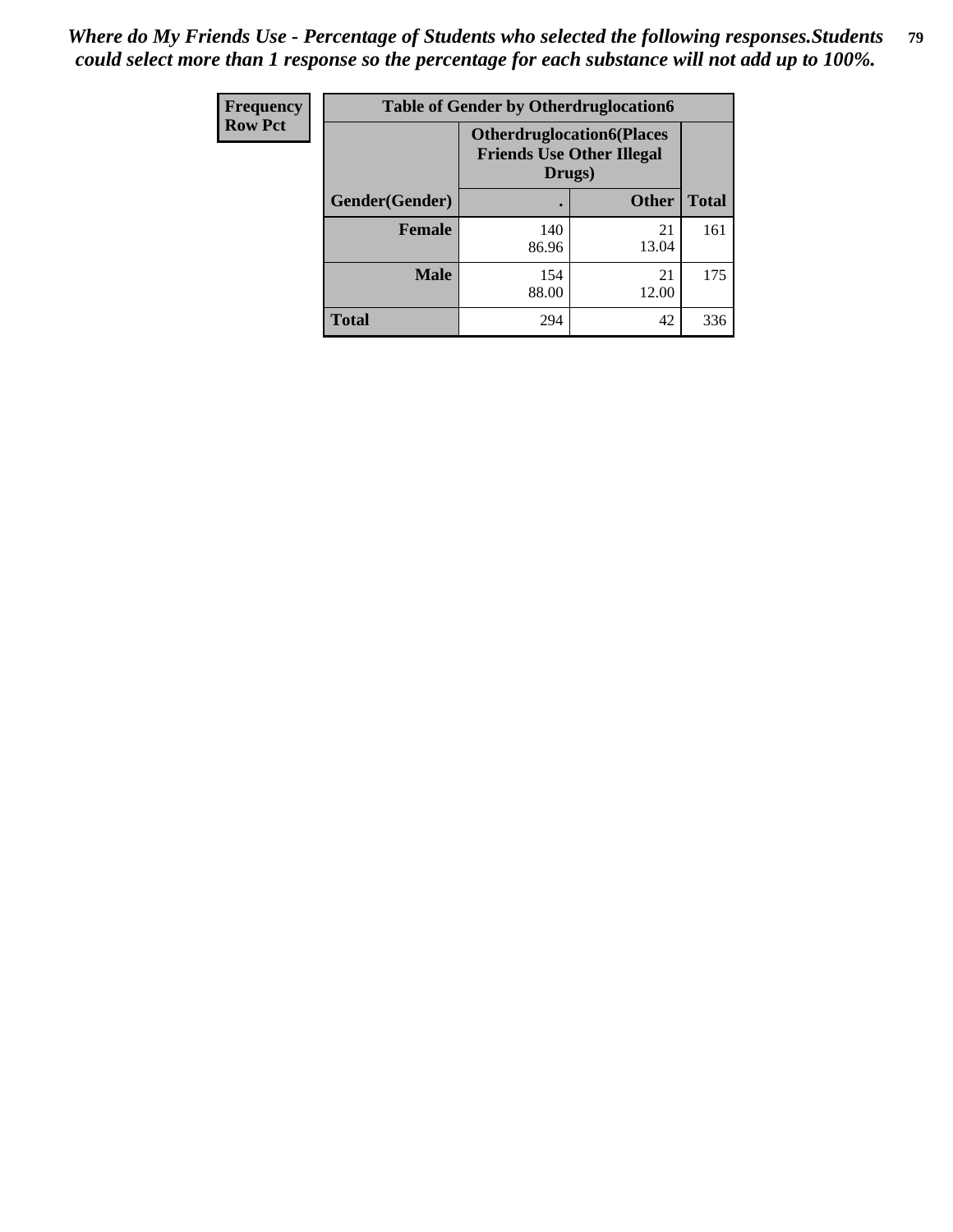*Where do My Friends Use - Percentage of Students who selected the following responses.Students could select more than 1 response so the percentage for each substance will not add up to 100%.*

| Frequency Row Pct | Table of Gender by Otherdruglocation6 | | |
|---|---|---|---|
| | Otherdruglocation6(Places Friends Use Other Illegal Drugs) | | |
| Gender(Gender) | . | Other | Total |
| Female | 140<br>86.96 | 21<br>13.04 | 161 |
| Male | 154<br>88.00 | 21<br>12.00 | 175 |
| Total | 294 | 42 | 336 |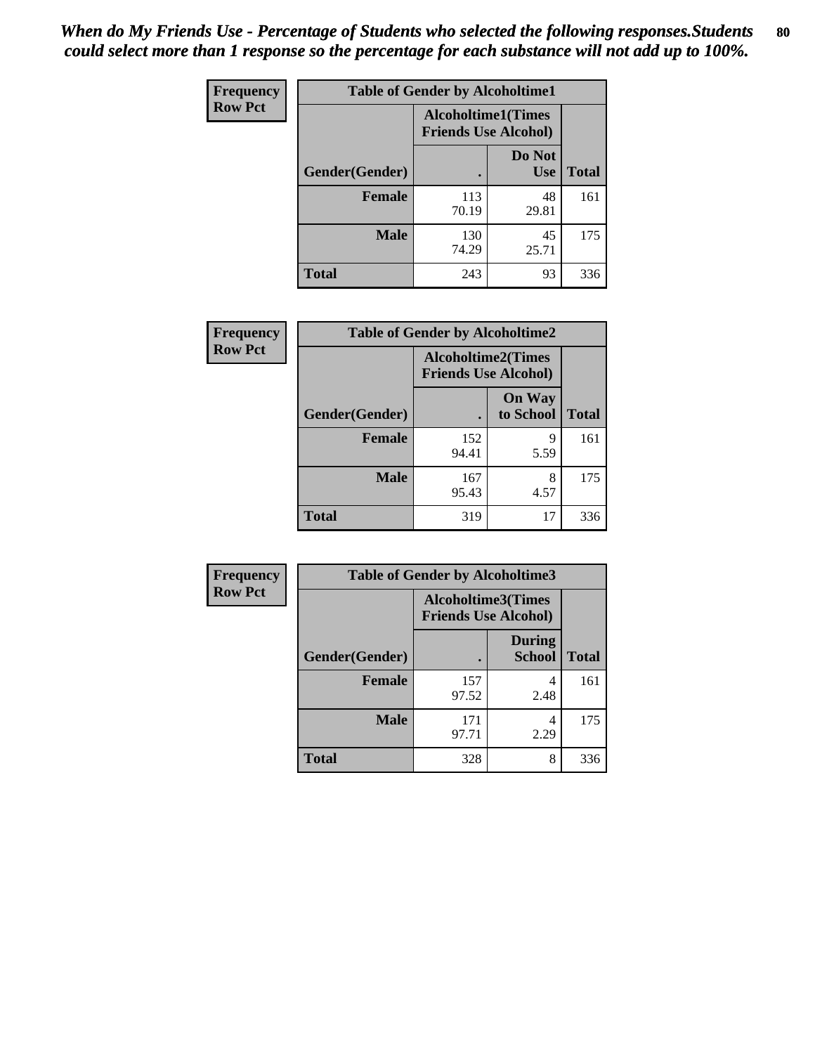*When do My Friends Use - Percentage of Students who selected the following responses.Students could select more than 1 response so the percentage for each substance will not add up to 100%.*

**Frequency**
**Row Pct**

| Table of Gender by Alcoholtime1 | | | |
|---|---|---|---|
| | Alcoholtime1(Times Friends Use Alcohol) | | |
| Gender(Gender) | . | Do Not Use | Total |
| **Female** | 113<br>70.19 | 48<br>29.81 | 161 |
| **Male** | 130<br>74.29 | 45<br>25.71 | 175 |
| **Total** | 243 | 93 | 336 |

**Frequency**
**Row Pct**

| Table of Gender by Alcoholtime2 | | | |
|---|---|---|---|
| | Alcoholtime2(Times Friends Use Alcohol) | | |
| Gender(Gender) | . | On Way to School | Total |
| **Female** | 152<br>94.41 | 9<br>5.59 | 161 |
| **Male** | 167<br>95.43 | 8<br>4.57 | 175 |
| **Total** | 319 | 17 | 336 |

**Frequency**
**Row Pct**

| Table of Gender by Alcoholtime3 | | | |
|---|---|---|---|
| | Alcoholtime3(Times Friends Use Alcohol) | | |
| Gender(Gender) | . | During School | Total |
| **Female** | 157<br>97.52 | 4<br>2.48 | 161 |
| **Male** | 171<br>97.71 | 4<br>2.29 | 175 |
| **Total** | 328 | 8 | 336 |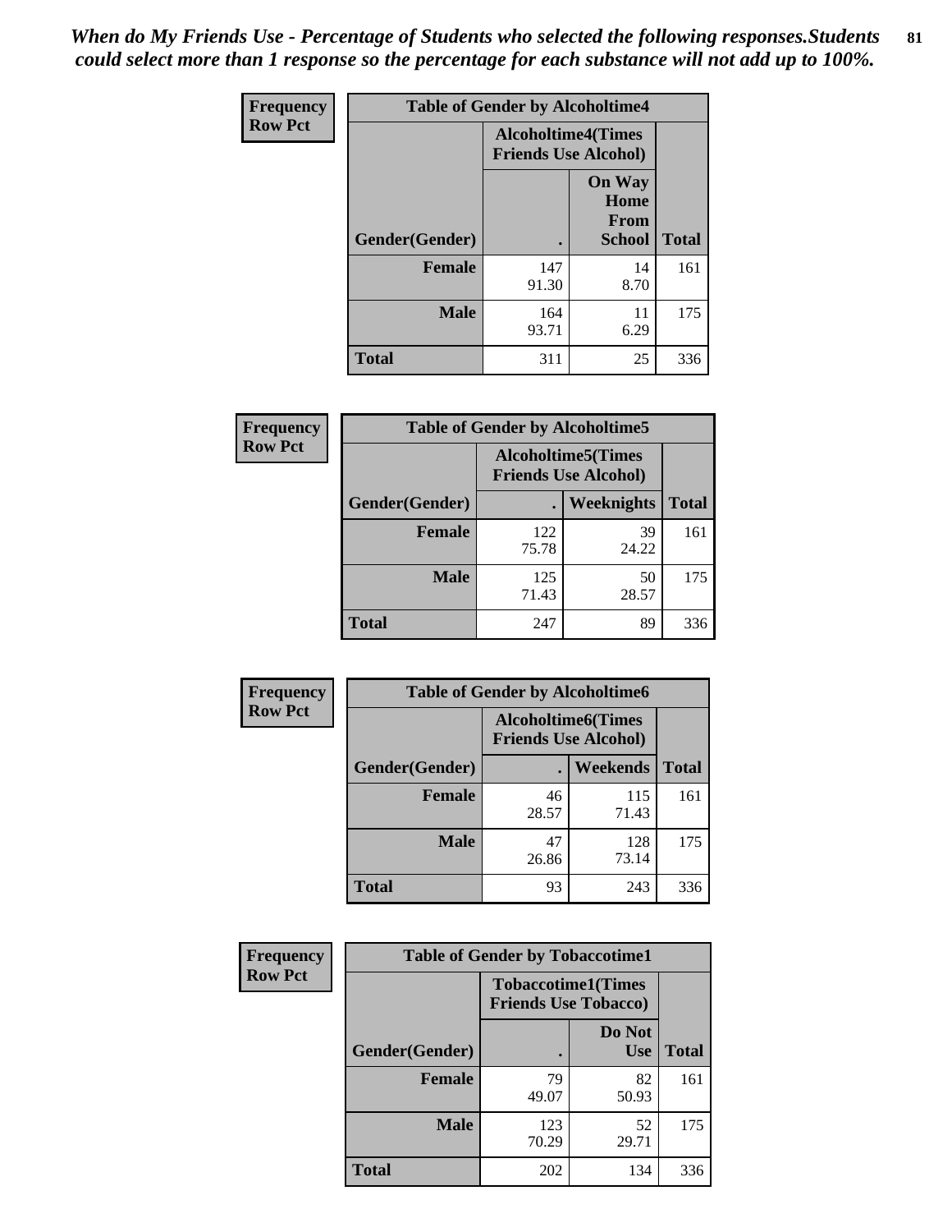*When do My Friends Use - Percentage of Students who selected the following responses.Students could select more than 1 response so the percentage for each substance will not add up to 100%.*

**Frequency Row Pct**

| Table of Gender by Alcoholtime4 | | | |
|---|---|---|---|
| | Alcoholtime4(Times Friends Use Alcohol) | | |
| Gender(Gender) | . | On Way Home From School | Total |
| **Female** | 147<br>91.30 | 14<br>8.70 | 161 |
| **Male** | 164<br>93.71 | 11<br>6.29 | 175 |
| **Total** | 311 | 25 | 336 |

**Frequency Row Pct**

| Table of Gender by Alcoholtime5 | | | |
|---|---|---|---|
| | Alcoholtime5(Times Friends Use Alcohol) | | |
| Gender(Gender) | . | Weeknights | Total |
| **Female** | 122<br>75.78 | 39<br>24.22 | 161 |
| **Male** | 125<br>71.43 | 50<br>28.57 | 175 |
| **Total** | 247 | 89 | 336 |

**Frequency Row Pct**

| Table of Gender by Alcoholtime6 | | | |
|---|---|---|---|
| | Alcoholtime6(Times Friends Use Alcohol) | | |
| Gender(Gender) | . | Weekends | Total |
| **Female** | 46<br>28.57 | 115<br>71.43 | 161 |
| **Male** | 47<br>26.86 | 128<br>73.14 | 175 |
| **Total** | 93 | 243 | 336 |

**Frequency Row Pct**

| Table of Gender by Tobaccotime1 | | | |
|---|---|---|---|
| | Tobaccotime1(Times Friends Use Tobacco) | | |
| Gender(Gender) | . | Do Not Use | Total |
| **Female** | 79<br>49.07 | 82<br>50.93 | 161 |
| **Male** | 123<br>70.29 | 52<br>29.71 | 175 |
| **Total** | 202 | 134 | 336 |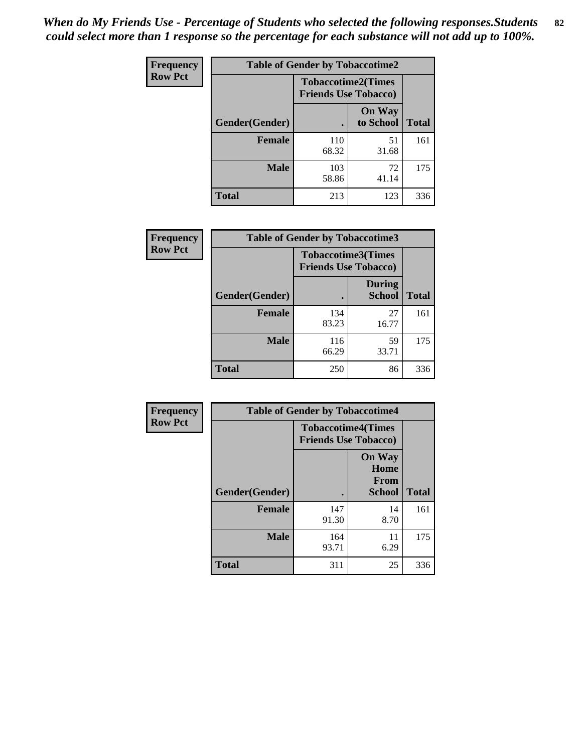*When do My Friends Use - Percentage of Students who selected the following responses.Students could select more than 1 response so the percentage for each substance will not add up to 100%.*

**Frequency**
**Row Pct**

| Table of Gender by Tobaccotime2 | | | |
|---|---|---|---|
| | Tobaccotime2(Times Friends Use Tobacco) | | |
| Gender(Gender) | . | On Way to School | Total |
| **Female** | 110<br>68.32 | 51<br>31.68 | 161 |
| **Male** | 103<br>58.86 | 72<br>41.14 | 175 |
| **Total** | 213 | 123 | 336 |

**Frequency**
**Row Pct**

| Table of Gender by Tobaccotime3 | | | |
|---|---|---|---|
| | Tobaccotime3(Times Friends Use Tobacco) | | |
| Gender(Gender) | . | During School | Total |
| **Female** | 134<br>83.23 | 27<br>16.77 | 161 |
| **Male** | 116<br>66.29 | 59<br>33.71 | 175 |
| **Total** | 250 | 86 | 336 |

**Frequency**
**Row Pct**

| Table of Gender by Tobaccotime4 | | | |
|---|---|---|---|
| | Tobaccotime4(Times Friends Use Tobacco) | | |
| Gender(Gender) | . | On Way Home From School | Total |
| **Female** | 147<br>91.30 | 14<br>8.70 | 161 |
| **Male** | 164<br>93.71 | 11<br>6.29 | 175 |
| **Total** | 311 | 25 | 336 |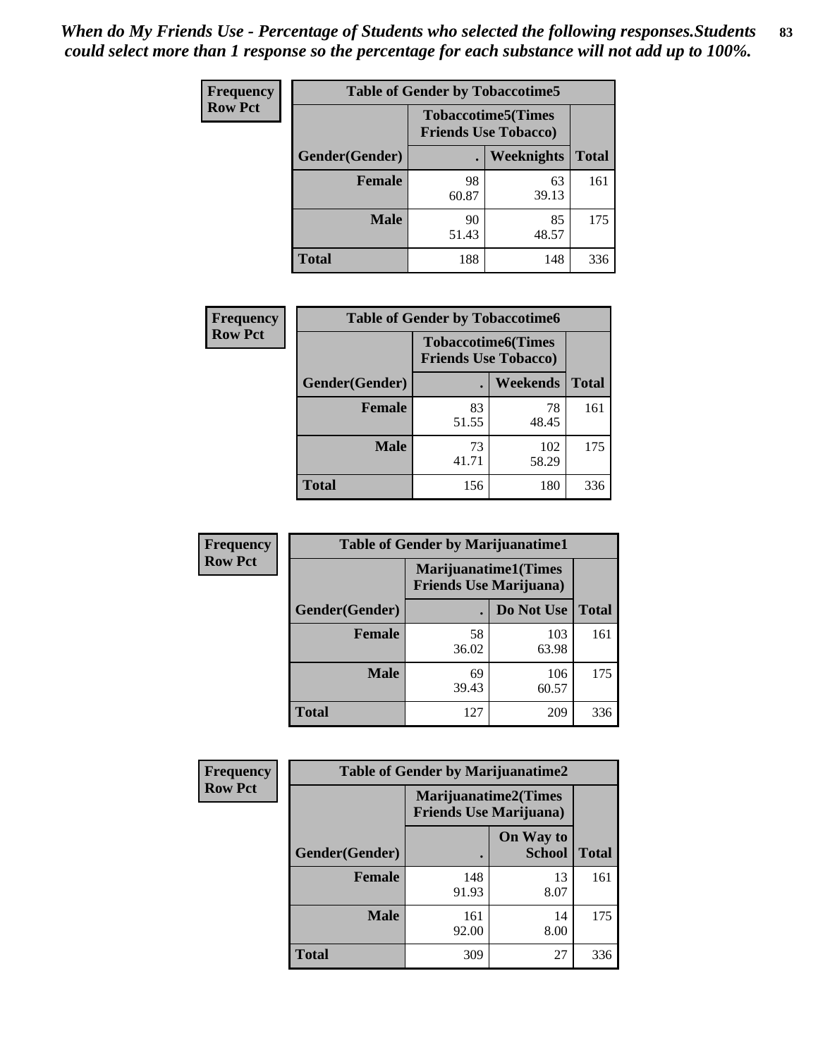*When do My Friends Use - Percentage of Students who selected the following responses.Students could select more than 1 response so the percentage for each substance will not add up to 100%.*

**Frequency**
**Row Pct**

| Table of Gender by Tobaccotime5 | | | |
|---|---|---|---|
| | Tobaccotime5(Times Friends Use Tobacco) | | |
| Gender(Gender) | . | Weeknights | Total |
| **Female** | 98<br>60.87 | 63<br>39.13 | 161 |
| **Male** | 90<br>51.43 | 85<br>48.57 | 175 |
| **Total** | 188 | 148 | 336 |

**Frequency**
**Row Pct**

| Table of Gender by Tobaccotime6 | | | |
|---|---|---|---|
| | Tobaccotime6(Times Friends Use Tobacco) | | |
| Gender(Gender) | . | Weekends | Total |
| **Female** | 83<br>51.55 | 78<br>48.45 | 161 |
| **Male** | 73<br>41.71 | 102<br>58.29 | 175 |
| **Total** | 156 | 180 | 336 |

**Frequency**
**Row Pct**

| Table of Gender by Marijuanatime1 | | | |
|---|---|---|---|
| | Marijuanatime1(Times Friends Use Marijuana) | | |
| Gender(Gender) | . | Do Not Use | Total |
| **Female** | 58<br>36.02 | 103<br>63.98 | 161 |
| **Male** | 69<br>39.43 | 106<br>60.57 | 175 |
| **Total** | 127 | 209 | 336 |

**Frequency**
**Row Pct**

| Table of Gender by Marijuanatime2 | | | |
|---|---|---|---|
| | Marijuanatime2(Times Friends Use Marijuana) | | |
| Gender(Gender) | . | On Way to School | Total |
| **Female** | 148<br>91.93 | 13<br>8.07 | 161 |
| **Male** | 161<br>92.00 | 14<br>8.00 | 175 |
| **Total** | 309 | 27 | 336 |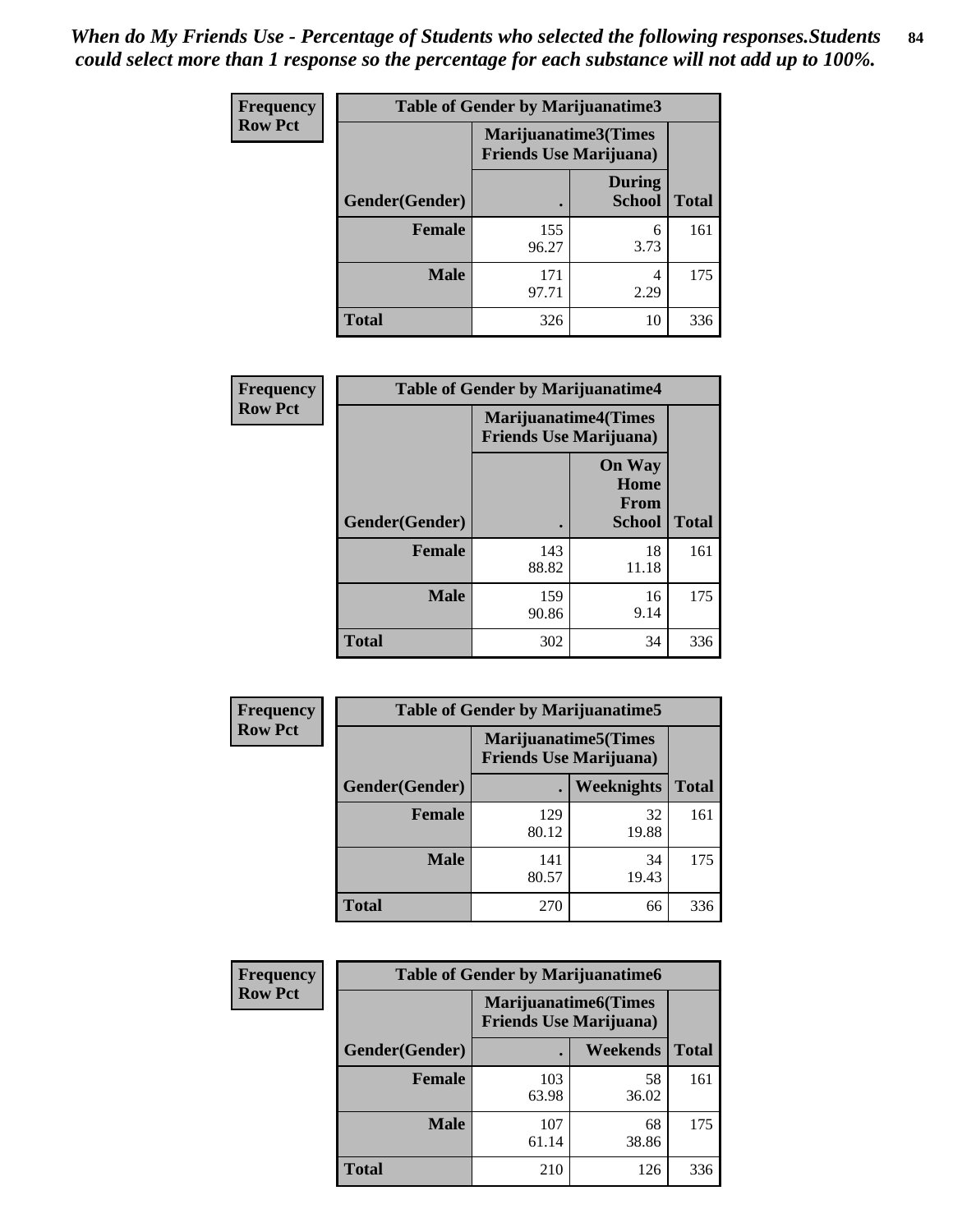*When do My Friends Use - Percentage of Students who selected the following responses.Students could select more than 1 response so the percentage for each substance will not add up to 100%.*

**Frequency**
**Row Pct**

| Table of Gender by Marijuanatime3 | | | |
|---|---|---|---|
| | Marijuanatime3(Times Friends Use Marijuana) | | |
| Gender(Gender) | . | During School | Total |
| **Female** | 155<br>96.27 | 6<br>3.73 | 161 |
| **Male** | 171<br>97.71 | 4<br>2.29 | 175 |
| **Total** | 326 | 10 | 336 |

**Frequency**
**Row Pct**

| Table of Gender by Marijuanatime4 | | | |
|---|---|---|---|
| | Marijuanatime4(Times Friends Use Marijuana) | | |
| Gender(Gender) | . | On Way Home From School | Total |
| **Female** | 143<br>88.82 | 18<br>11.18 | 161 |
| **Male** | 159<br>90.86 | 16<br>9.14 | 175 |
| **Total** | 302 | 34 | 336 |

**Frequency**
**Row Pct**

| Table of Gender by Marijuanatime5 | | | |
|---|---|---|---|
| | Marijuanatime5(Times Friends Use Marijuana) | | |
| Gender(Gender) | . | Weeknights | Total |
| **Female** | 129<br>80.12 | 32<br>19.88 | 161 |
| **Male** | 141<br>80.57 | 34<br>19.43 | 175 |
| **Total** | 270 | 66 | 336 |

**Frequency**
**Row Pct**

| Table of Gender by Marijuanatime6 | | | |
|---|---|---|---|
| | Marijuanatime6(Times Friends Use Marijuana) | | |
| Gender(Gender) | . | Weekends | Total |
| **Female** | 103<br>63.98 | 58<br>36.02 | 161 |
| **Male** | 107<br>61.14 | 68<br>38.86 | 175 |
| **Total** | 210 | 126 | 336 |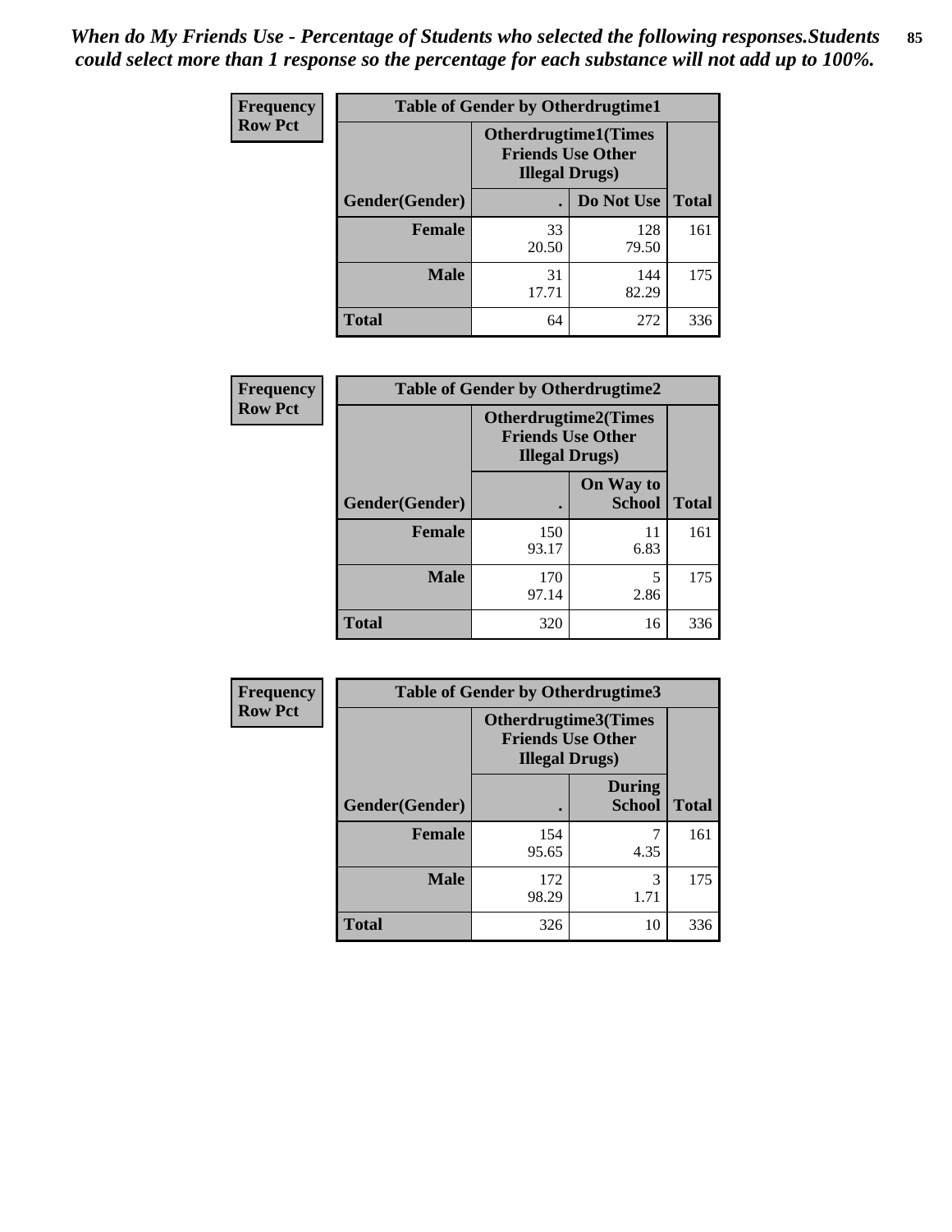*When do My Friends Use - Percentage of Students who selected the following responses.Students could select more than 1 response so the percentage for each substance will not add up to 100%.*

**Frequency**
**Row Pct**

| Table of Gender by Otherdrugtime1 | | | |
|---|---|---|---|
| | Otherdrugtime1(Times Friends Use Other Illegal Drugs) | | |
| Gender(Gender) | . | Do Not Use | Total |
| **Female** | 33<br>20.50 | 128<br>79.50 | 161 |
| **Male** | 31<br>17.71 | 144<br>82.29 | 175 |
| **Total** | 64 | 272 | 336 |

**Frequency**
**Row Pct**

| Table of Gender by Otherdrugtime2 | | | |
|---|---|---|---|
| | Otherdrugtime2(Times Friends Use Other Illegal Drugs) | | |
| Gender(Gender) | . | On Way to School | Total |
| **Female** | 150<br>93.17 | 11<br>6.83 | 161 |
| **Male** | 170<br>97.14 | 5<br>2.86 | 175 |
| **Total** | 320 | 16 | 336 |

**Frequency**
**Row Pct**

| Table of Gender by Otherdrugtime3 | | | |
|---|---|---|---|
| | Otherdrugtime3(Times Friends Use Other Illegal Drugs) | | |
| Gender(Gender) | . | During School | Total |
| **Female** | 154<br>95.65 | 7<br>4.35 | 161 |
| **Male** | 172<br>98.29 | 3<br>1.71 | 175 |
| **Total** | 326 | 10 | 336 |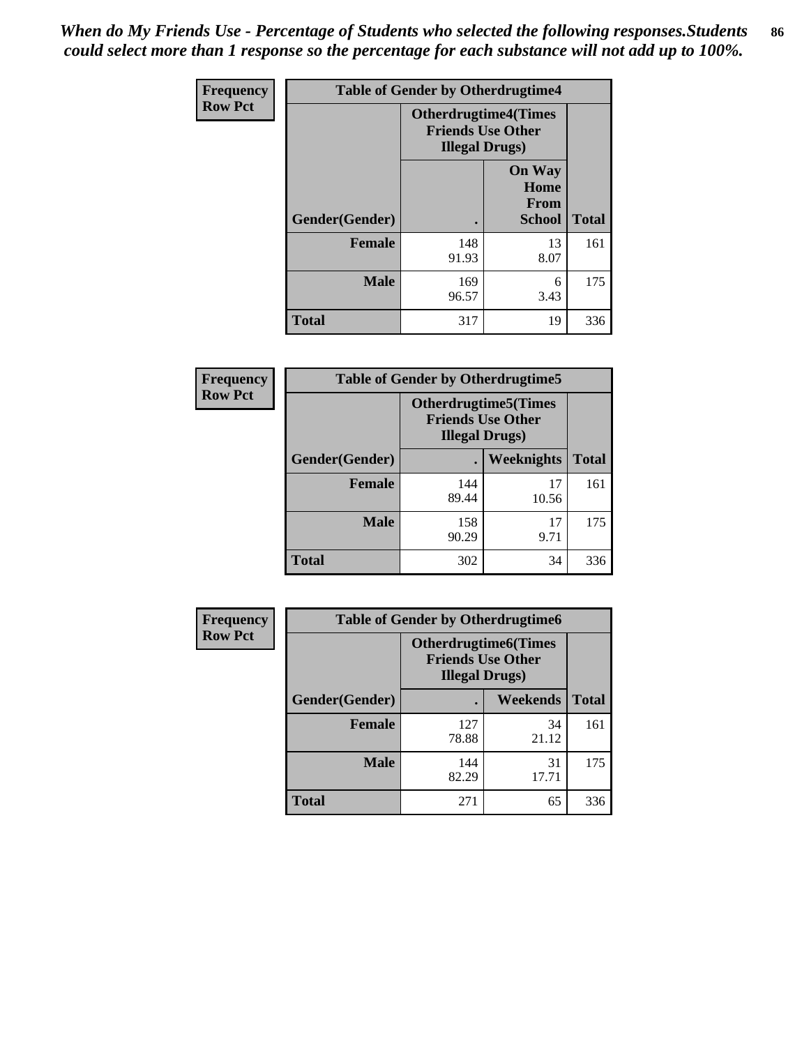*When do My Friends Use - Percentage of Students who selected the following responses.Students could select more than 1 response so the percentage for each substance will not add up to 100%.*

**Frequency**
**Row Pct**

| Table of Gender by Otherdrugtime4 | | | |
|---|---|---|---|
| | Otherdrugtime4(Times Friends Use Other Illegal Drugs) | | |
| Gender(Gender) | . | On Way Home From School | Total |
| Female | 148<br>91.93 | 13<br>8.07 | 161 |
| Male | 169<br>96.57 | 6<br>3.43 | 175 |
| Total | 317 | 19 | 336 |

**Frequency**
**Row Pct**

| Table of Gender by Otherdrugtime5 | | | |
|---|---|---|---|
| | Otherdrugtime5(Times Friends Use Other Illegal Drugs) | | |
| Gender(Gender) | . | Weeknights | Total |
| Female | 144<br>89.44 | 17<br>10.56 | 161 |
| Male | 158<br>90.29 | 17<br>9.71 | 175 |
| Total | 302 | 34 | 336 |

**Frequency**
**Row Pct**

| Table of Gender by Otherdrugtime6 | | | |
|---|---|---|---|
| | Otherdrugtime6(Times Friends Use Other Illegal Drugs) | | |
| Gender(Gender) | . | Weekends | Total |
| Female | 127<br>78.88 | 34<br>21.12 | 161 |
| Male | 144<br>82.29 | 31<br>17.71 | 175 |
| Total | 271 | 65 | 336 |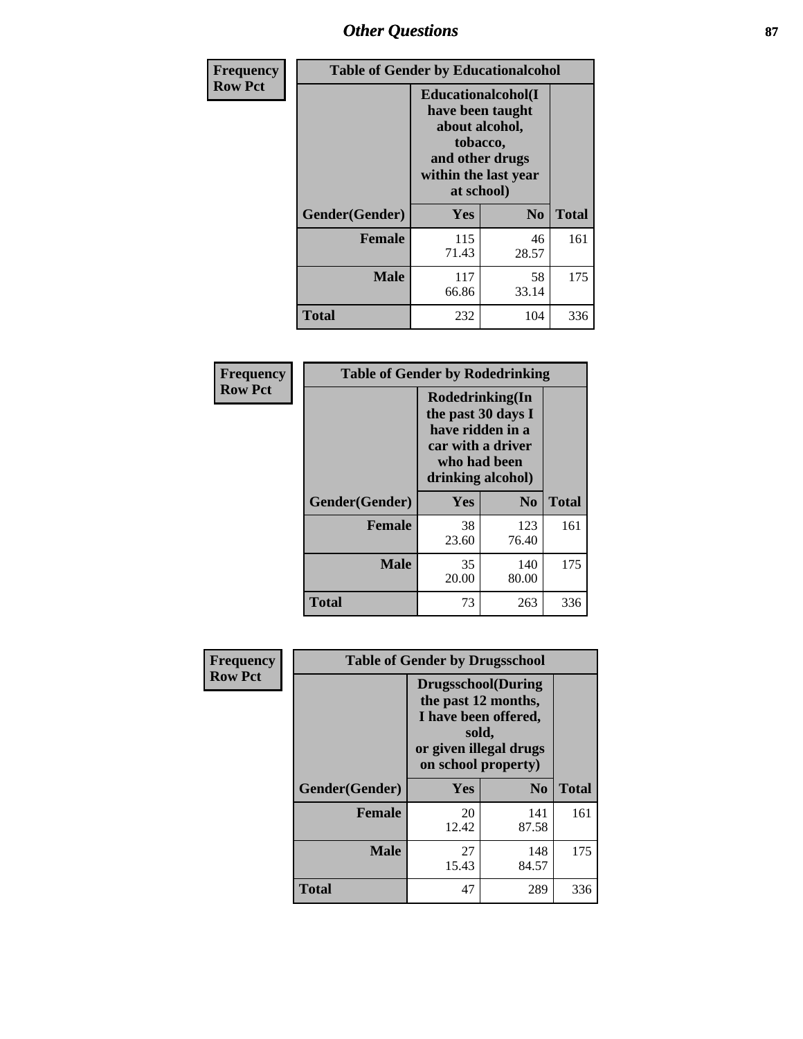# Other Questions

**Frequency**
**Row Pct**

| Table of Gender by Educationalcohol | | | |
|---|---|---|---|
| | Educationalcohol(I have been taught about alcohol, tobacco, and other drugs within the last year at school) | | |
| Gender(Gender) | Yes | No | Total |
| Female | 115<br>71.43 | 46<br>28.57 | 161 |
| Male | 117<br>66.86 | 58<br>33.14 | 175 |
| Total | 232 | 104 | 336 |

**Frequency**
**Row Pct**

| Table of Gender by Rodedrinking | | | |
|---|---|---|---|
| | Rodedrinking(In the past 30 days I have ridden in a car with a driver who had been drinking alcohol) | | |
| Gender(Gender) | Yes | No | Total |
| Female | 38<br>23.60 | 123<br>76.40 | 161 |
| Male | 35<br>20.00 | 140<br>80.00 | 175 |
| Total | 73 | 263 | 336 |

**Frequency**
**Row Pct**

| Table of Gender by Drugsschool | | | |
|---|---|---|---|
| | Drugsschool(During the past 12 months, I have been offered, sold, or given illegal drugs on school property) | | |
| Gender(Gender) | Yes | No | Total |
| Female | 20<br>12.42 | 141<br>87.58 | 161 |
| Male | 27<br>15.43 | 148<br>84.57 | 175 |
| Total | 47 | 289 | 336 |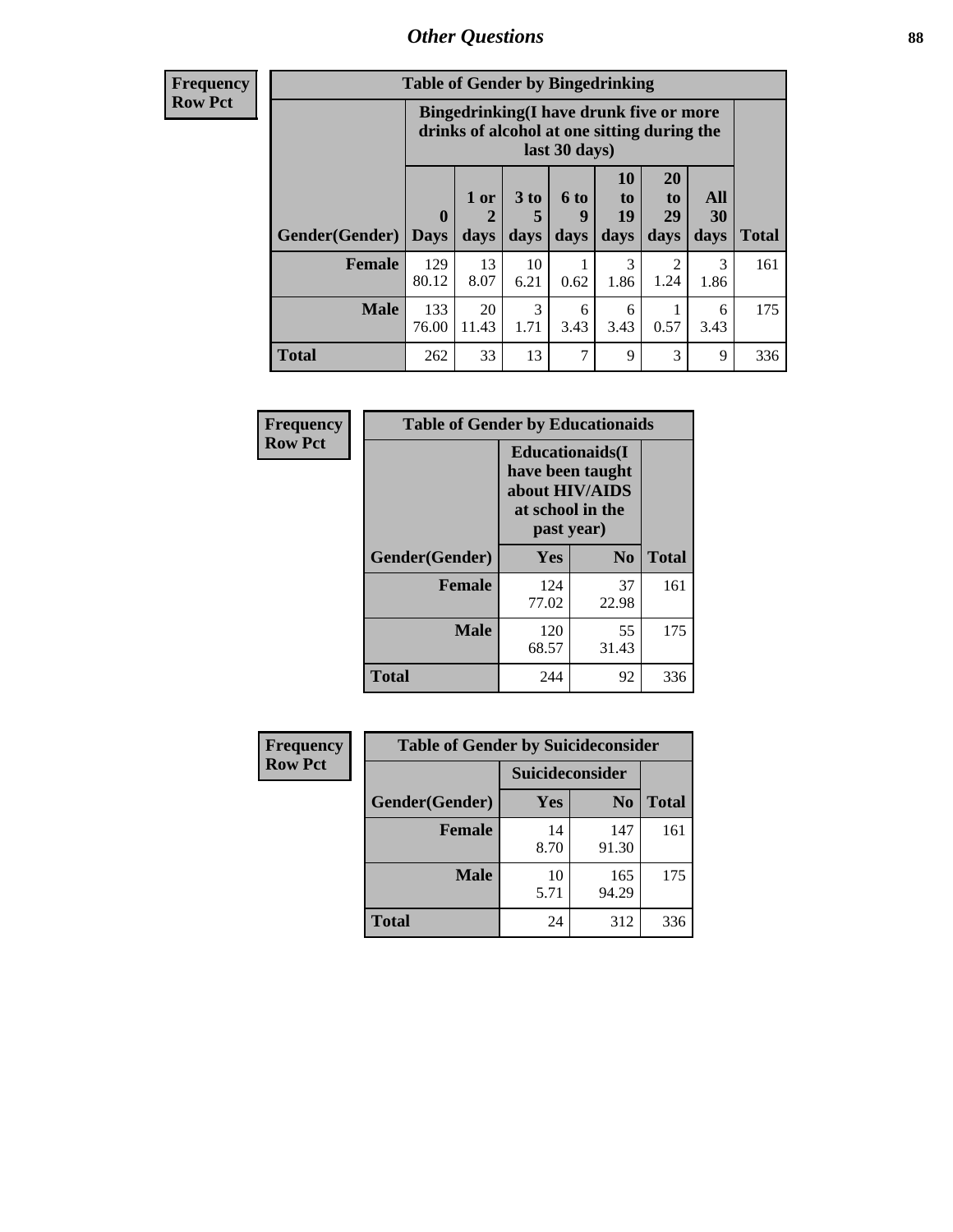| Frequency |
|---|
| Row Pct |

**Table of Gender by Bingedrinking**

| Gender(Gender) | Bingedrinking(I have drunk five or more drinks of alcohol at one sitting during the last 30 days) | | | | | | | Total |
|---|---|---|---|---|---|---|---|---|
| | 0 Days | 1 or 2 days | 3 to 5 days | 6 to 9 days | 10 to 19 days | 20 to 29 days | All 30 days | |
| **Female** | 129<br>80.12 | 13<br>8.07 | 10<br>6.21 | 1<br>0.62 | 3<br>1.86 | 2<br>1.24 | 3<br>1.86 | 161 |
| **Male** | 133<br>76.00 | 20<br>11.43 | 3<br>1.71 | 6<br>3.43 | 6<br>3.43 | 1<br>0.57 | 6<br>3.43 | 175 |
| **Total** | 262 | 33 | 13 | 7 | 9 | 3 | 9 | 336 |

| Frequency |
|---|
| Row Pct |

**Table of Gender by Educationaids**

| Gender(Gender) | Educationaids(I have been taught about HIV/AIDS at school in the past year) | | Total |
|---|---|---|---|
| | Yes | No | |
| **Female** | 124<br>77.02 | 37<br>22.98 | 161 |
| **Male** | 120<br>68.57 | 55<br>31.43 | 175 |
| **Total** | 244 | 92 | 336 |

| Frequency |
|---|
| Row Pct |

**Table of Gender by Suicideconsider**

| Gender(Gender) | Suicideconsider | | Total |
|---|---|---|---|
| | Yes | No | |
| **Female** | 14<br>8.70 | 147<br>91.30 | 161 |
| **Male** | 10<br>5.71 | 165<br>94.29 | 175 |
| **Total** | 24 | 312 | 336 |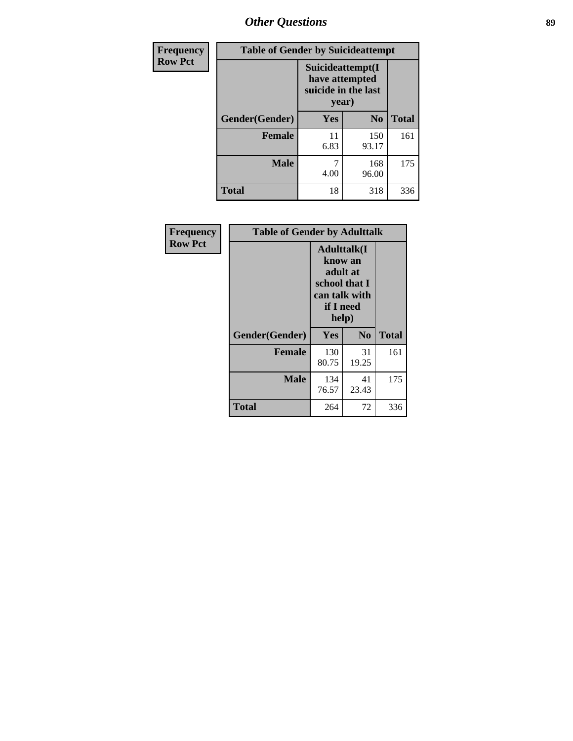# Other Questions

| Frequency Row Pct | Table of Gender by Suicideattempt | | |
|---|---|---|---|
| | Suicideattempt(I have attempted suicide in the last year) | | |
| Gender(Gender) | Yes | No | Total |
| Female | 11<br>6.83 | 150<br>93.17 | 161 |
| Male | 7<br>4.00 | 168<br>96.00 | 175 |
| Total | 18 | 318 | 336 |

| Frequency Row Pct | Table of Gender by Adulttalk | | |
|---|---|---|---|
| | Adulttalk(I know an adult at school that I can talk with if I need help) | | |
| Gender(Gender) | Yes | No | Total |
| Female | 130<br>80.75 | 31<br>19.25 | 161 |
| Male | 134<br>76.57 | 41<br>23.43 | 175 |
| Total | 264 | 72 | 336 |